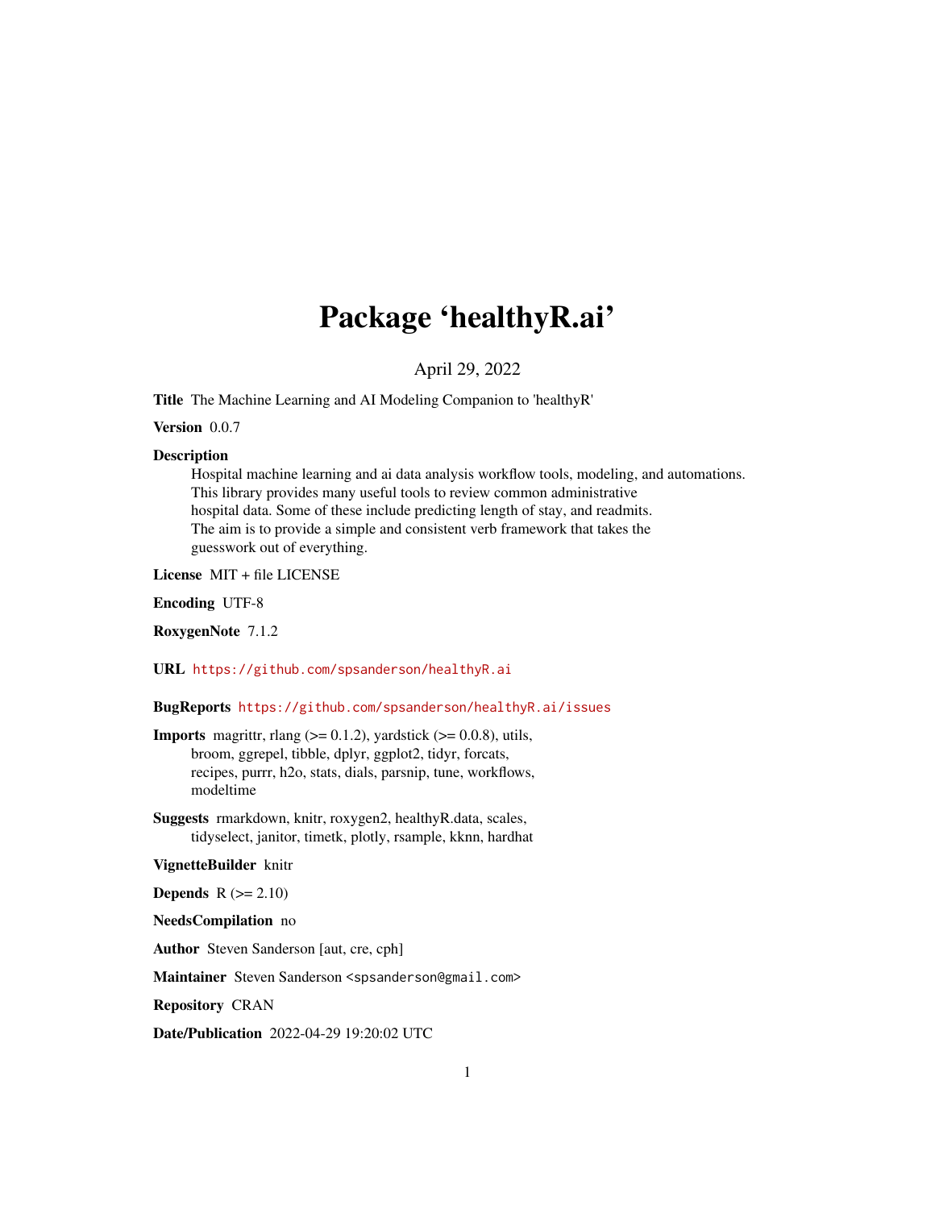# Package 'healthyR.ai'

April 29, 2022

**Title** The Machine Learning and AI Modeling Companion to 'healthyR'

**Version** 0.0.7

**Description**
Hospital machine learning and ai data analysis workflow tools, modeling, and automations. This library provides many useful tools to review common administrative hospital data. Some of these include predicting length of stay, and readmits. The aim is to provide a simple and consistent verb framework that takes the guesswork out of everything.

**License** MIT + file LICENSE

**Encoding** UTF-8

**RoxygenNote** 7.1.2

**URL** https://github.com/spsanderson/healthyR.ai

**BugReports** https://github.com/spsanderson/healthyR.ai/issues

**Imports** magrittr, rlang (>= 0.1.2), yardstick (>= 0.0.8), utils, broom, ggrepel, tibble, dplyr, ggplot2, tidyr, forcats, recipes, purrr, h2o, stats, dials, parsnip, tune, workflows, modeltime

**Suggests** rmarkdown, knitr, roxygen2, healthyR.data, scales, tidyselect, janitor, timetk, plotly, rsample, kknn, hardhat

**VignetteBuilder** knitr

**Depends** R (>= 2.10)

**NeedsCompilation** no

**Author** Steven Sanderson [aut, cre, cph]

**Maintainer** Steven Sanderson <spsanderson@gmail.com>

**Repository** CRAN

**Date/Publication** 2022-04-29 19:20:02 UTC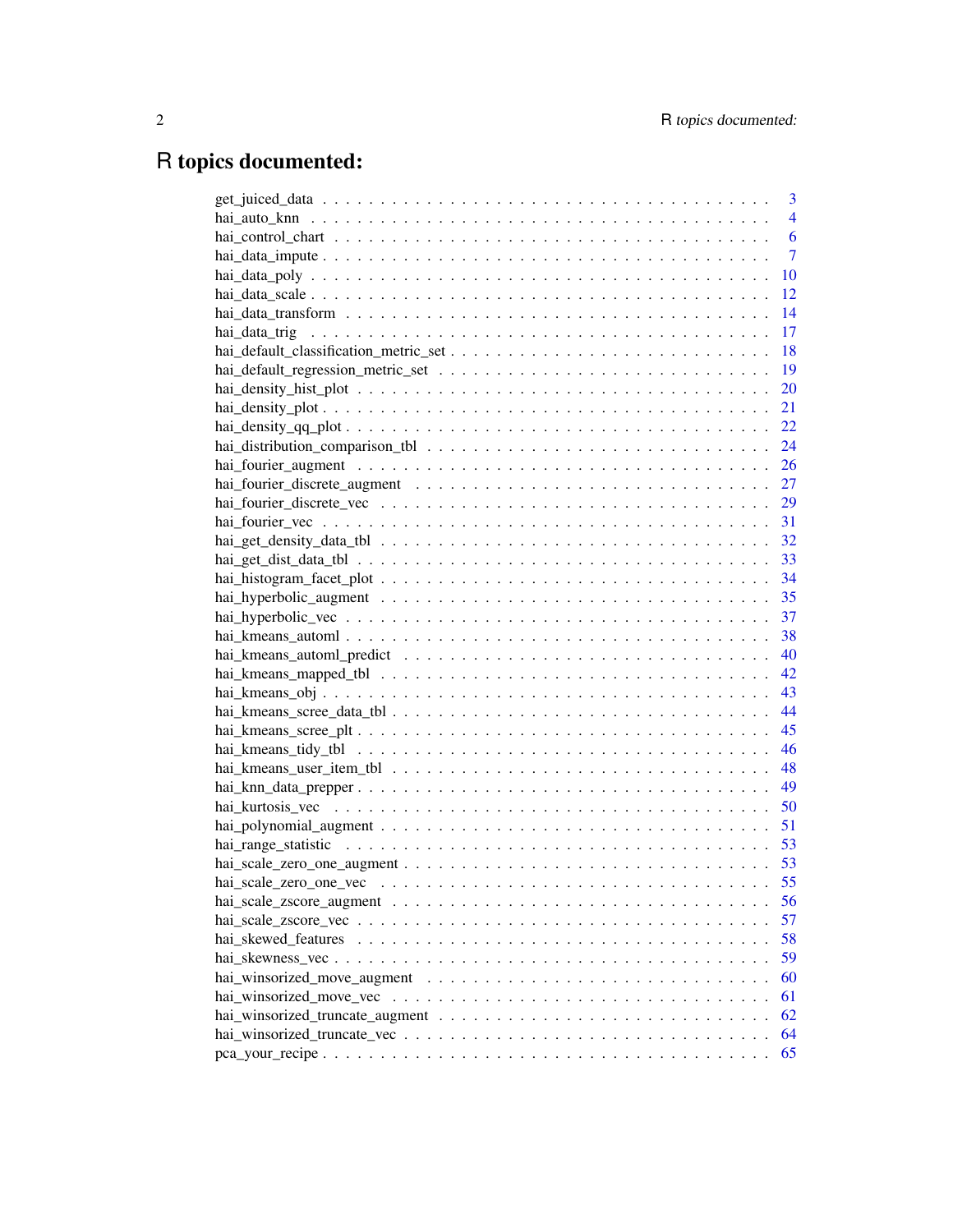# R topics documented:

| | |
|---|---|
| get_juiced_data | 3 |
| hai_auto_knn | 4 |
| hai_control_chart | 6 |
| hai_data_impute | 7 |
| hai_data_poly | 10 |
| hai_data_scale | 12 |
| hai_data_transform | 14 |
| hai_data_trig | 17 |
| hai_default_classification_metric_set | 18 |
| hai_default_regression_metric_set | 19 |
| hai_density_hist_plot | 20 |
| hai_density_plot | 21 |
| hai_density_qq_plot | 22 |
| hai_distribution_comparison_tbl | 24 |
| hai_fourier_augment | 26 |
| hai_fourier_discrete_augment | 27 |
| hai_fourier_discrete_vec | 29 |
| hai_fourier_vec | 31 |
| hai_get_density_data_tbl | 32 |
| hai_get_dist_data_tbl | 33 |
| hai_histogram_facet_plot | 34 |
| hai_hyperbolic_augment | 35 |
| hai_hyperbolic_vec | 37 |
| hai_kmeans_automl | 38 |
| hai_kmeans_automl_predict | 40 |
| hai_kmeans_mapped_tbl | 42 |
| hai_kmeans_obj | 43 |
| hai_kmeans_scree_data_tbl | 44 |
| hai_kmeans_scree_plt | 45 |
| hai_kmeans_tidy_tbl | 46 |
| hai_kmeans_user_item_tbl | 48 |
| hai_knn_data_prepper | 49 |
| hai_kurtosis_vec | 50 |
| hai_polynomial_augment | 51 |
| hai_range_statistic | 53 |
| hai_scale_zero_one_augment | 53 |
| hai_scale_zero_one_vec | 55 |
| hai_scale_zscore_augment | 56 |
| hai_scale_zscore_vec | 57 |
| hai_skewed_features | 58 |
| hai_skewness_vec | 59 |
| hai_winsorized_move_augment | 60 |
| hai_winsorized_move_vec | 61 |
| hai_winsorized_truncate_augment | 62 |
| hai_winsorized_truncate_vec | 64 |
| pca_your_recipe | 65 |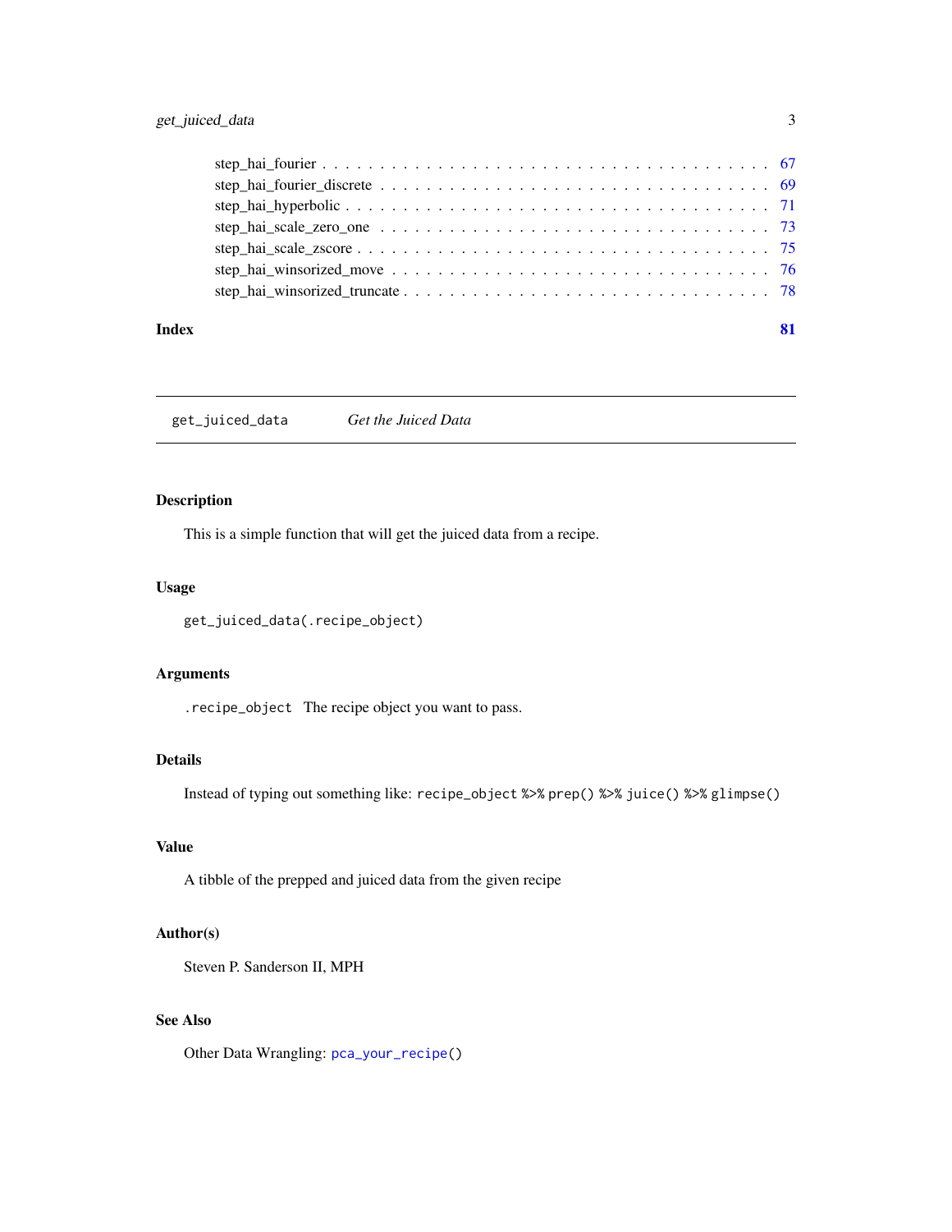step_hai_fourier . . . . . . . . . . . . . . . . . . . . . . . . . . . . . . . . . . . . 67
step_hai_fourier_discrete . . . . . . . . . . . . . . . . . . . . . . . . . . . . . . . 69
step_hai_hyperbolic . . . . . . . . . . . . . . . . . . . . . . . . . . . . . . . . . . 71
step_hai_scale_zero_one . . . . . . . . . . . . . . . . . . . . . . . . . . . . . . . . 73
step_hai_scale_zscore . . . . . . . . . . . . . . . . . . . . . . . . . . . . . . . . . 75
step_hai_winsorized_move . . . . . . . . . . . . . . . . . . . . . . . . . . . . . . . 76
step_hai_winsorized_truncate . . . . . . . . . . . . . . . . . . . . . . . . . . . . . 78

**Index** **81**

---

`get_juiced_data` *Get the Juiced Data*

---

## Description

This is a simple function that will get the juiced data from a recipe.

## Usage

```
get_juiced_data(.recipe_object)
```

## Arguments

`.recipe_object` The recipe object you want to pass.

## Details

Instead of typing out something like: `recipe_object %>% prep() %>% juice() %>% glimpse()`

## Value

A tibble of the prepped and juiced data from the given recipe

## Author(s)

Steven P. Sanderson II, MPH

## See Also

Other Data Wrangling: `pca_your_recipe()`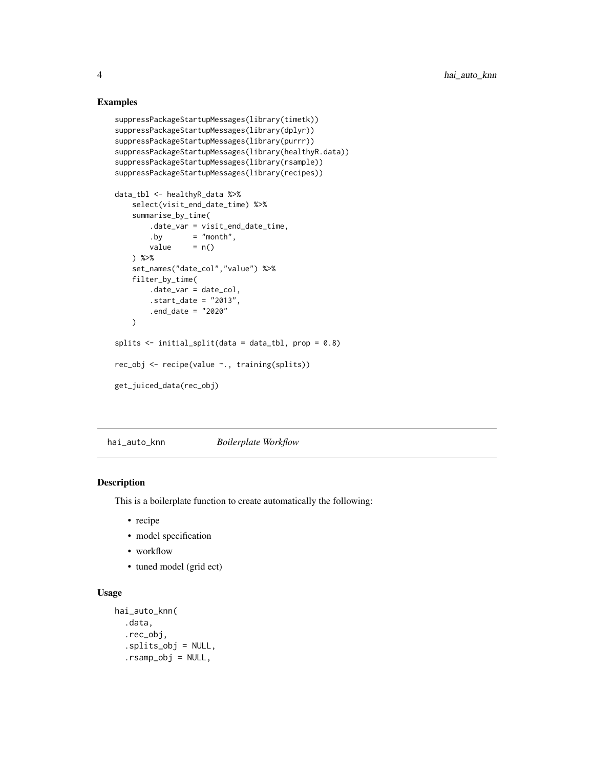## Examples

```
suppressPackageStartupMessages(library(timetk))
suppressPackageStartupMessages(library(dplyr))
suppressPackageStartupMessages(library(purrr))
suppressPackageStartupMessages(library(healthyR.data))
suppressPackageStartupMessages(library(rsample))
suppressPackageStartupMessages(library(recipes))

data_tbl <- healthyR_data %>%
    select(visit_end_date_time) %>%
    summarise_by_time(
        .date_var = visit_end_date_time,
        .by       = "month",
        value     = n()
    ) %>%
    set_names("date_col","value") %>%
    filter_by_time(
        .date_var = date_col,
        .start_date = "2013",
        .end_date = "2020"
    )

splits <- initial_split(data = data_tbl, prop = 0.8)

rec_obj <- recipe(value ~., training(splits))

get_juiced_data(rec_obj)
```

---

hai_auto_knn *Boilerplate Workflow*

---

## Description

This is a boilerplate function to create automatically the following:

- recipe
- model specification
- workflow
- tuned model (grid ect)

## Usage

```
hai_auto_knn(
  .data,
  .rec_obj,
  .splits_obj = NULL,
  .rsamp_obj = NULL,
```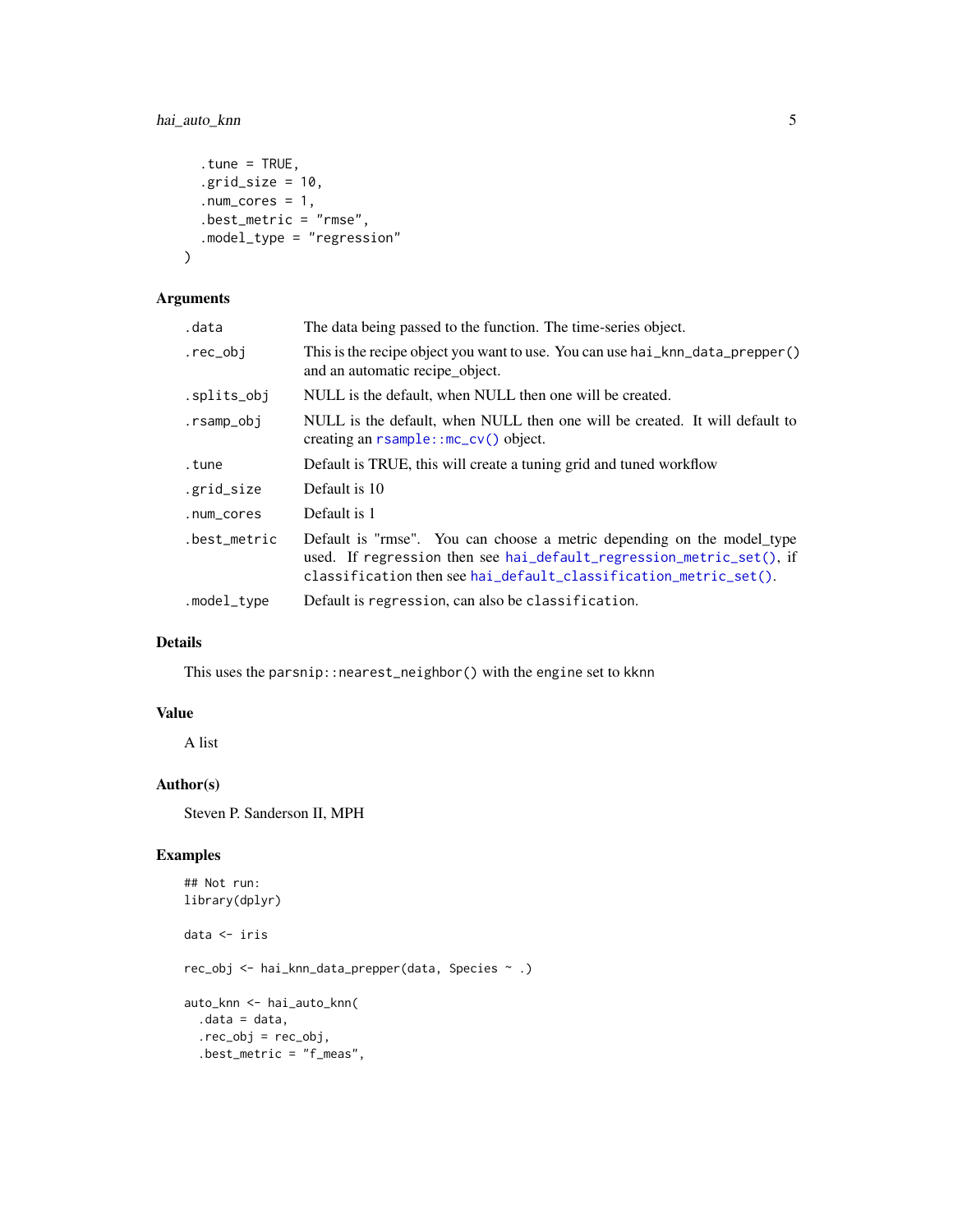```
  .tune = TRUE,
  .grid_size = 10,
  .num_cores = 1,
  .best_metric = "rmse",
  .model_type = "regression"
)
```

### Arguments

| | |
|---|---|
| .data | The data being passed to the function. The time-series object. |
| .rec_obj | This is the recipe object you want to use. You can use hai_knn_data_prepper() and an automatic recipe_object. |
| .splits_obj | NULL is the default, when NULL then one will be created. |
| .rsamp_obj | NULL is the default, when NULL then one will be created. It will default to creating an rsample::mc_cv() object. |
| .tune | Default is TRUE, this will create a tuning grid and tuned workflow |
| .grid_size | Default is 10 |
| .num_cores | Default is 1 |
| .best_metric | Default is "rmse". You can choose a metric depending on the model_type used. If regression then see hai_default_regression_metric_set(), if classification then see hai_default_classification_metric_set(). |
| .model_type | Default is regression, can also be classification. |

### Details

This uses the parsnip::nearest_neighbor() with the engine set to kknn

### Value

A list

### Author(s)

Steven P. Sanderson II, MPH

### Examples

```
## Not run:
library(dplyr)

data <- iris

rec_obj <- hai_knn_data_prepper(data, Species ~ .)

auto_knn <- hai_auto_knn(
  .data = data,
  .rec_obj = rec_obj,
  .best_metric = "f_meas",
```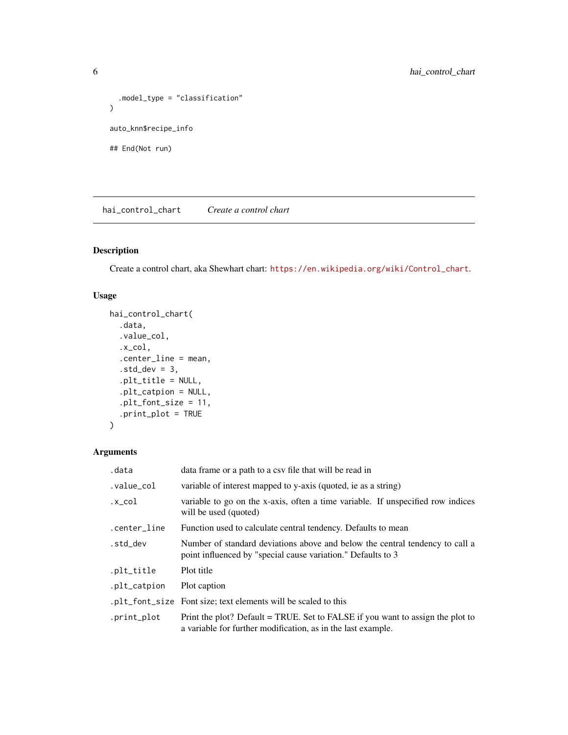```
  .model_type = "classification"
)

auto_knn$recipe_info

## End(Not run)
```

## hai_control_chart — *Create a control chart*

### Description

Create a control chart, aka Shewhart chart: https://en.wikipedia.org/wiki/Control_chart.

### Usage

```
hai_control_chart(
  .data,
  .value_col,
  .x_col,
  .center_line = mean,
  .std_dev = 3,
  .plt_title = NULL,
  .plt_catpion = NULL,
  .plt_font_size = 11,
  .print_plot = TRUE
)
```

### Arguments

| | |
|---|---|
| `.data` | data frame or a path to a csv file that will be read in |
| `.value_col` | variable of interest mapped to y-axis (quoted, ie as a string) |
| `.x_col` | variable to go on the x-axis, often a time variable. If unspecified row indices will be used (quoted) |
| `.center_line` | Function used to calculate central tendency. Defaults to mean |
| `.std_dev` | Number of standard deviations above and below the central tendency to call a point influenced by "special cause variation." Defaults to 3 |
| `.plt_title` | Plot title |
| `.plt_catpion` | Plot caption |
| `.plt_font_size` | Font size; text elements will be scaled to this |
| `.print_plot` | Print the plot? Default = TRUE. Set to FALSE if you want to assign the plot to a variable for further modification, as in the last example. |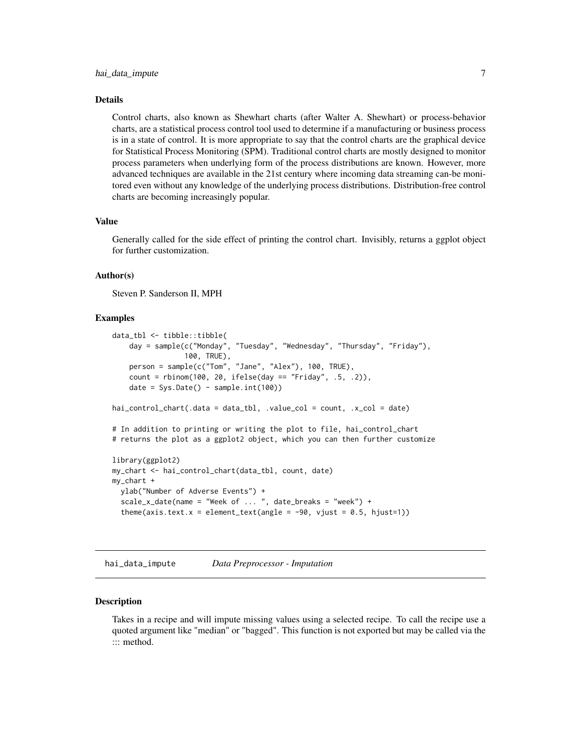### Details

Control charts, also known as Shewhart charts (after Walter A. Shewhart) or process-behavior charts, are a statistical process control tool used to determine if a manufacturing or business process is in a state of control. It is more appropriate to say that the control charts are the graphical device for Statistical Process Monitoring (SPM). Traditional control charts are mostly designed to monitor process parameters when underlying form of the process distributions are known. However, more advanced techniques are available in the 21st century where incoming data streaming can-be monitored even without any knowledge of the underlying process distributions. Distribution-free control charts are becoming increasingly popular.

### Value

Generally called for the side effect of printing the control chart. Invisibly, returns a ggplot object for further customization.

### Author(s)

Steven P. Sanderson II, MPH

### Examples

```
data_tbl <- tibble::tibble(
    day = sample(c("Monday", "Tuesday", "Wednesday", "Thursday", "Friday"),
                 100, TRUE),
    person = sample(c("Tom", "Jane", "Alex"), 100, TRUE),
    count = rbinom(100, 20, ifelse(day == "Friday", .5, .2)),
    date = Sys.Date() - sample.int(100))

hai_control_chart(.data = data_tbl, .value_col = count, .x_col = date)

# In addition to printing or writing the plot to file, hai_control_chart
# returns the plot as a ggplot2 object, which you can then further customize

library(ggplot2)
my_chart <- hai_control_chart(data_tbl, count, date)
my_chart +
  ylab("Number of Adverse Events") +
  scale_x_date(name = "Week of ... ", date_breaks = "week") +
  theme(axis.text.x = element_text(angle = -90, vjust = 0.5, hjust=1))
```

---

## hai_data_impute    *Data Preprocessor - Imputation*

### Description

Takes in a recipe and will impute missing values using a selected recipe. To call the recipe use a quoted argument like "median" or "bagged". This function is not exported but may be called via the ::: method.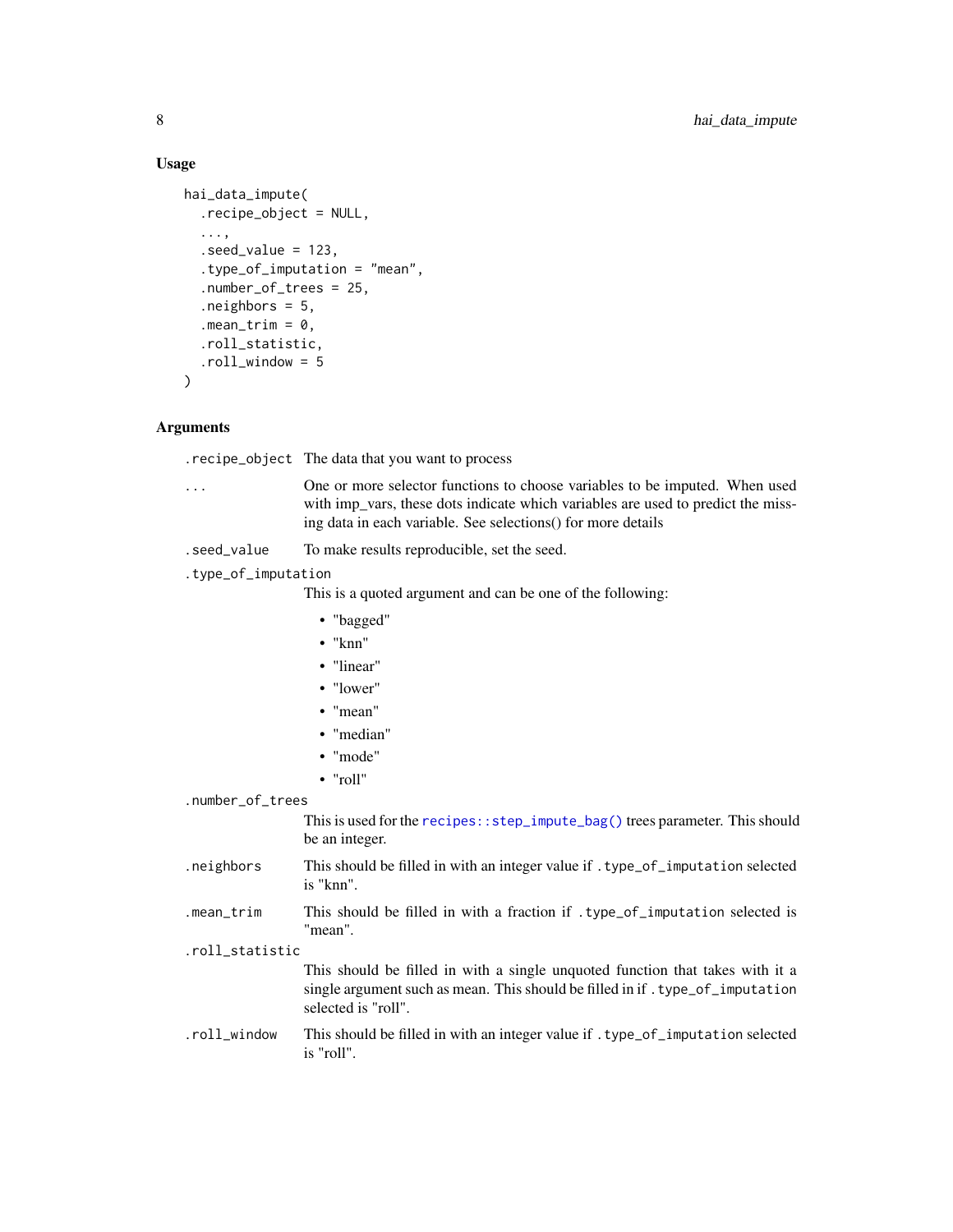## Usage

```
hai_data_impute(
  .recipe_object = NULL,
  ...,
  .seed_value = 123,
  .type_of_imputation = "mean",
  .number_of_trees = 25,
  .neighbors = 5,
  .mean_trim = 0,
  .roll_statistic,
  .roll_window = 5
)
```

## Arguments

`.recipe_object` The data that you want to process

`...` One or more selector functions to choose variables to be imputed. When used with imp_vars, these dots indicate which variables are used to predict the missing data in each variable. See selections() for more details

`.seed_value` To make results reproducible, set the seed.

`.type_of_imputation` This is a quoted argument and can be one of the following:

- "bagged"
- "knn"
- "linear"
- "lower"
- "mean"
- "median"
- "mode"
- "roll"

`.number_of_trees` This is used for the `recipes::step_impute_bag()` trees parameter. This should be an integer.

`.neighbors` This should be filled in with an integer value if `.type_of_imputation` selected is "knn".

`.mean_trim` This should be filled in with a fraction if `.type_of_imputation` selected is "mean".

`.roll_statistic` This should be filled in with a single unquoted function that takes with it a single argument such as mean. This should be filled in if `.type_of_imputation` selected is "roll".

`.roll_window` This should be filled in with an integer value if `.type_of_imputation` selected is "roll".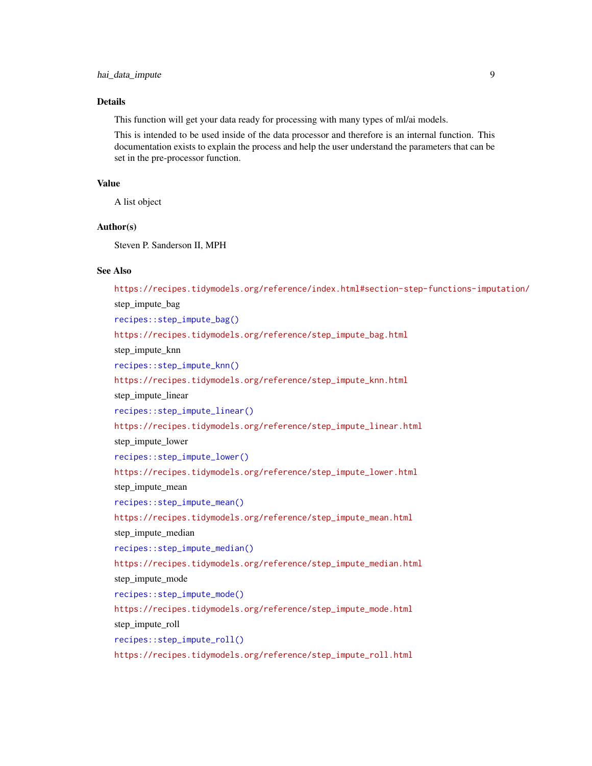## Details

This function will get your data ready for processing with many types of ml/ai models.

This is intended to be used inside of the data processor and therefore is an internal function. This documentation exists to explain the process and help the user understand the parameters that can be set in the pre-processor function.

## Value

A list object

## Author(s)

Steven P. Sanderson II, MPH

## See Also

https://recipes.tidymodels.org/reference/index.html#section-step-functions-imputation/

step_impute_bag

`recipes::step_impute_bag()`

https://recipes.tidymodels.org/reference/step_impute_bag.html

step_impute_knn

`recipes::step_impute_knn()`

https://recipes.tidymodels.org/reference/step_impute_knn.html

step_impute_linear

`recipes::step_impute_linear()`

https://recipes.tidymodels.org/reference/step_impute_linear.html

step_impute_lower

`recipes::step_impute_lower()`

https://recipes.tidymodels.org/reference/step_impute_lower.html

step_impute_mean

`recipes::step_impute_mean()`

https://recipes.tidymodels.org/reference/step_impute_mean.html

step_impute_median

`recipes::step_impute_median()`

https://recipes.tidymodels.org/reference/step_impute_median.html

step_impute_mode

`recipes::step_impute_mode()`

https://recipes.tidymodels.org/reference/step_impute_mode.html

step_impute_roll

`recipes::step_impute_roll()`

https://recipes.tidymodels.org/reference/step_impute_roll.html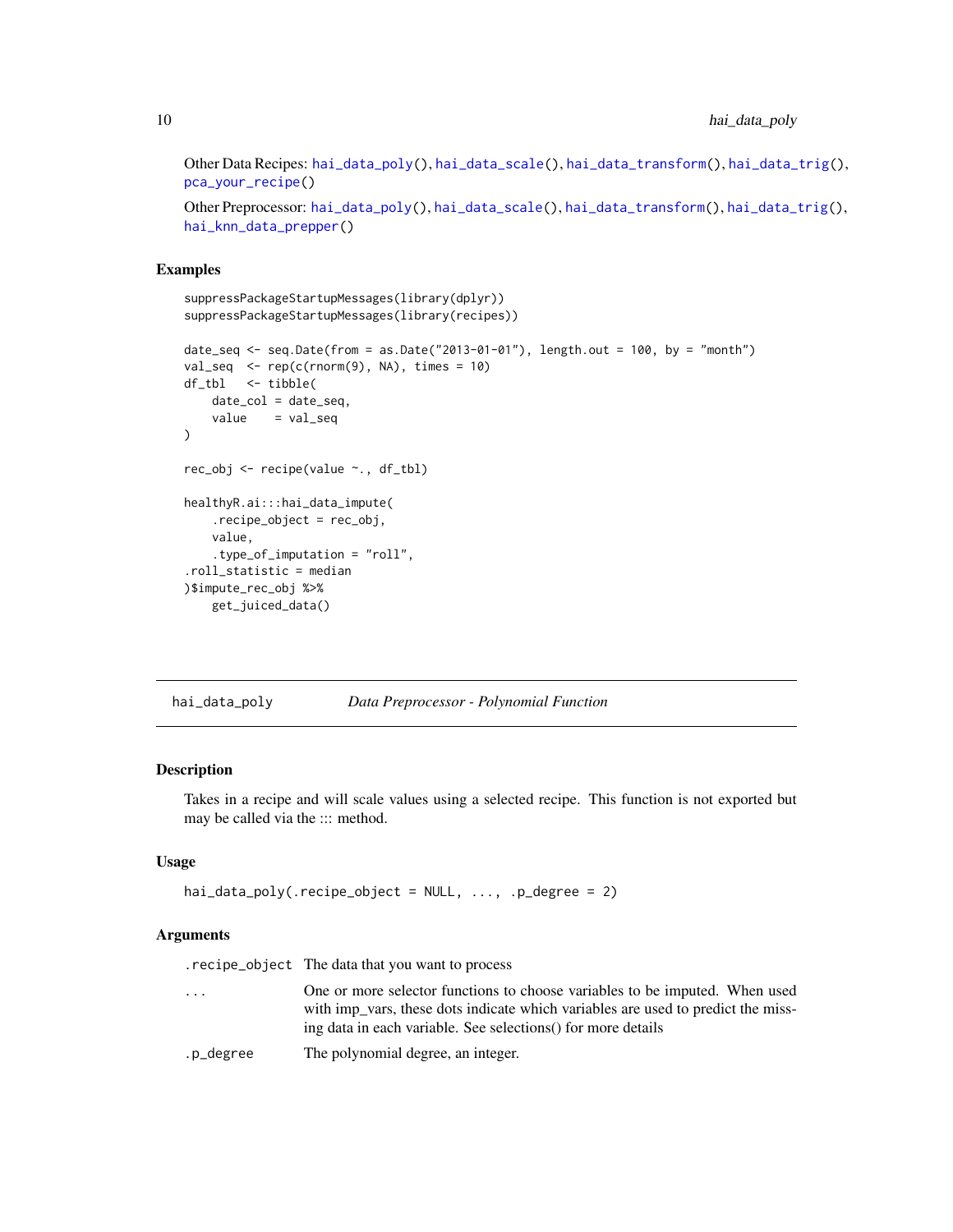Other Data Recipes: `hai_data_poly()`, `hai_data_scale()`, `hai_data_transform()`, `hai_data_trig()`, `pca_your_recipe()`

Other Preprocessor: `hai_data_poly()`, `hai_data_scale()`, `hai_data_transform()`, `hai_data_trig()`, `hai_knn_data_prepper()`

## Examples

```
suppressPackageStartupMessages(library(dplyr))
suppressPackageStartupMessages(library(recipes))

date_seq <- seq.Date(from = as.Date("2013-01-01"), length.out = 100, by = "month")
val_seq  <- rep(c(rnorm(9), NA), times = 10)
df_tbl   <- tibble(
    date_col = date_seq,
    value    = val_seq
)

rec_obj <- recipe(value ~., df_tbl)

healthyR.ai:::hai_data_impute(
    .recipe_object = rec_obj,
    value,
    .type_of_imputation = "roll",
.roll_statistic = median
)$impute_rec_obj %>%
    get_juiced_data()
```

---

# hai_data_poly — *Data Preprocessor - Polynomial Function*

## Description

Takes in a recipe and will scale values using a selected recipe. This function is not exported but may be called via the ::: method.

## Usage

```
hai_data_poly(.recipe_object = NULL, ..., .p_degree = 2)
```

## Arguments

| Argument | Description |
|---|---|
| `.recipe_object` | The data that you want to process |
| `...` | One or more selector functions to choose variables to be imputed. When used with imp_vars, these dots indicate which variables are used to predict the missing data in each variable. See selections() for more details |
| `.p_degree` | The polynomial degree, an integer. |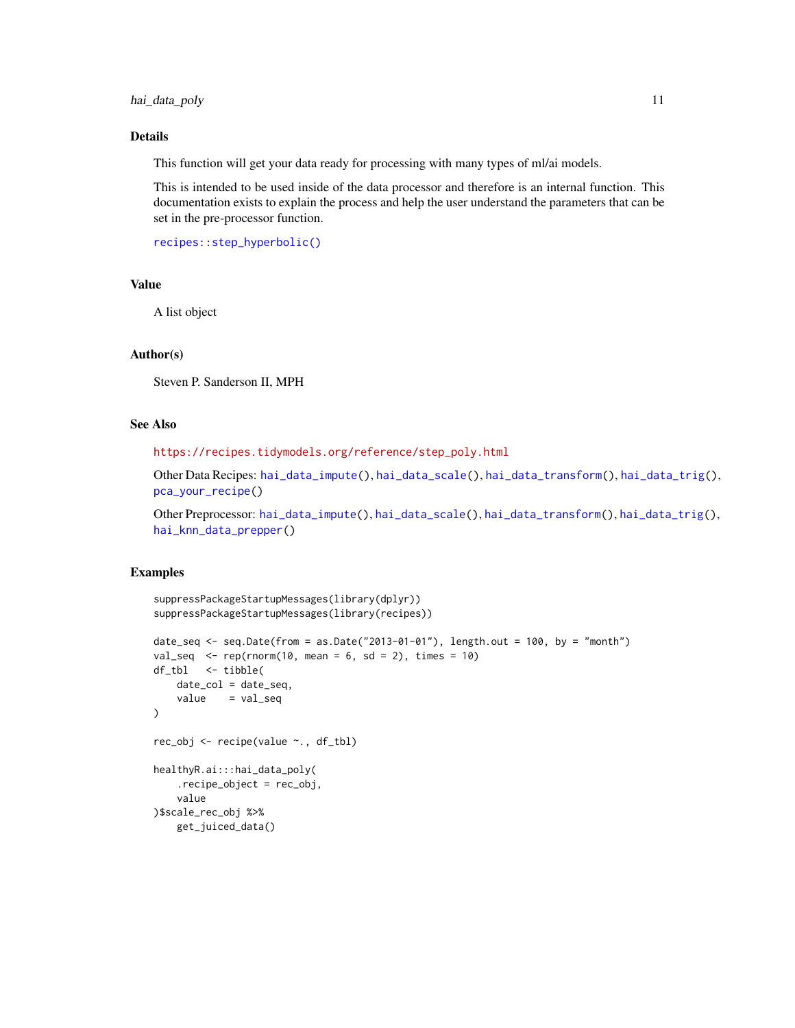## Details

This function will get your data ready for processing with many types of ml/ai models.

This is intended to be used inside of the data processor and therefore is an internal function. This documentation exists to explain the process and help the user understand the parameters that can be set in the pre-processor function.

`recipes::step_hyperbolic()`

## Value

A list object

## Author(s)

Steven P. Sanderson II, MPH

## See Also

https://recipes.tidymodels.org/reference/step_poly.html

Other Data Recipes: `hai_data_impute()`, `hai_data_scale()`, `hai_data_transform()`, `hai_data_trig()`, `pca_your_recipe()`

Other Preprocessor: `hai_data_impute()`, `hai_data_scale()`, `hai_data_transform()`, `hai_data_trig()`, `hai_knn_data_prepper()`

## Examples

```
suppressPackageStartupMessages(library(dplyr))
suppressPackageStartupMessages(library(recipes))

date_seq <- seq.Date(from = as.Date("2013-01-01"), length.out = 100, by = "month")
val_seq  <- rep(rnorm(10, mean = 6, sd = 2), times = 10)
df_tbl   <- tibble(
    date_col = date_seq,
    value    = val_seq
)

rec_obj <- recipe(value ~., df_tbl)

healthyR.ai:::hai_data_poly(
    .recipe_object = rec_obj,
    value
)$scale_rec_obj %>%
    get_juiced_data()
```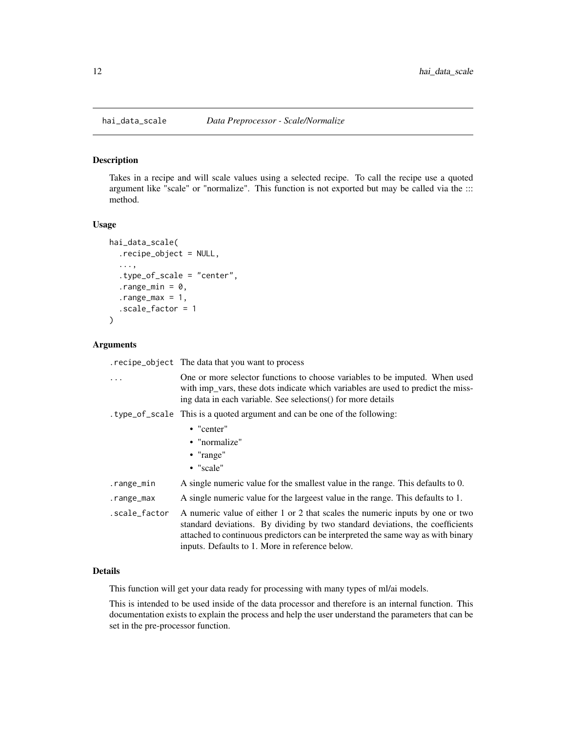# hai_data_scale — *Data Preprocessor - Scale/Normalize*

## Description

Takes in a recipe and will scale values using a selected recipe. To call the recipe use a quoted argument like "scale" or "normalize". This function is not exported but may be called via the ::: method.

## Usage

```
hai_data_scale(
  .recipe_object = NULL,
  ...,
  .type_of_scale = "center",
  .range_min = 0,
  .range_max = 1,
  .scale_factor = 1
)
```

## Arguments

| | |
|---|---|
| .recipe_object | The data that you want to process |
| ... | One or more selector functions to choose variables to be imputed. When used with imp_vars, these dots indicate which variables are used to predict the missing data in each variable. See selections() for more details |
| .type_of_scale | This is a quoted argument and can be one of the following: <br>• "center"<br>• "normalize"<br>• "range"<br>• "scale" |
| .range_min | A single numeric value for the smallest value in the range. This defaults to 0. |
| .range_max | A single numeric value for the largeest value in the range. This defaults to 1. |
| .scale_factor | A numeric value of either 1 or 2 that scales the numeric inputs by one or two standard deviations. By dividing by two standard deviations, the coefficients attached to continuous predictors can be interpreted the same way as with binary inputs. Defaults to 1. More in reference below. |

## Details

This function will get your data ready for processing with many types of ml/ai models.

This is intended to be used inside of the data processor and therefore is an internal function. This documentation exists to explain the process and help the user understand the parameters that can be set in the pre-processor function.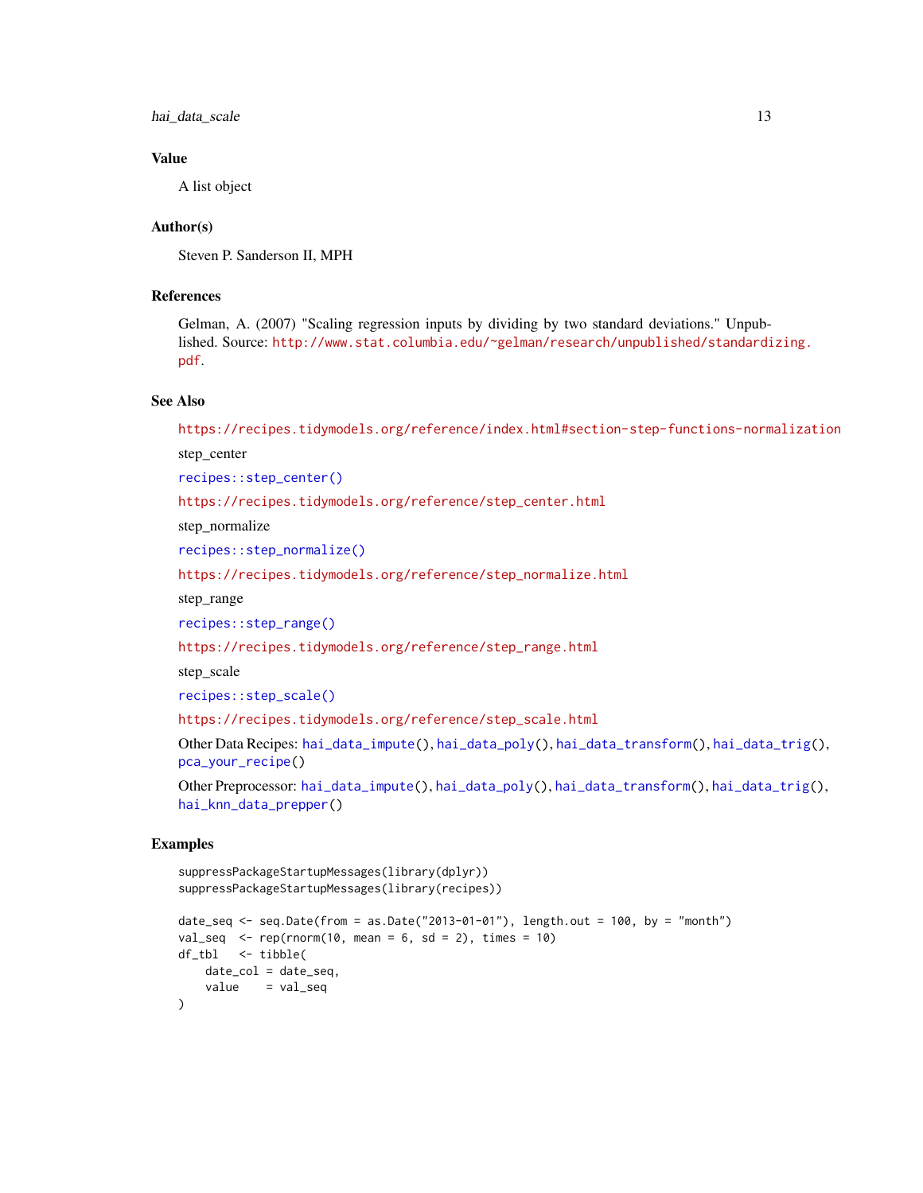## Value

A list object

## Author(s)

Steven P. Sanderson II, MPH

## References

Gelman, A. (2007) "Scaling regression inputs by dividing by two standard deviations." Unpublished. Source: http://www.stat.columbia.edu/~gelman/research/unpublished/standardizing.pdf.

## See Also

https://recipes.tidymodels.org/reference/index.html#section-step-functions-normalization

step_center

recipes::step_center()

https://recipes.tidymodels.org/reference/step_center.html

step_normalize

recipes::step_normalize()

https://recipes.tidymodels.org/reference/step_normalize.html

step_range

recipes::step_range()

https://recipes.tidymodels.org/reference/step_range.html

step_scale

recipes::step_scale()

https://recipes.tidymodels.org/reference/step_scale.html

Other Data Recipes: hai_data_impute(), hai_data_poly(), hai_data_transform(), hai_data_trig(), pca_your_recipe()

Other Preprocessor: hai_data_impute(), hai_data_poly(), hai_data_transform(), hai_data_trig(), hai_knn_data_prepper()

## Examples

```
suppressPackageStartupMessages(library(dplyr))
suppressPackageStartupMessages(library(recipes))

date_seq <- seq.Date(from = as.Date("2013-01-01"), length.out = 100, by = "month")
val_seq  <- rep(rnorm(10, mean = 6, sd = 2), times = 10)
df_tbl   <- tibble(
    date_col = date_seq,
    value    = val_seq
)
```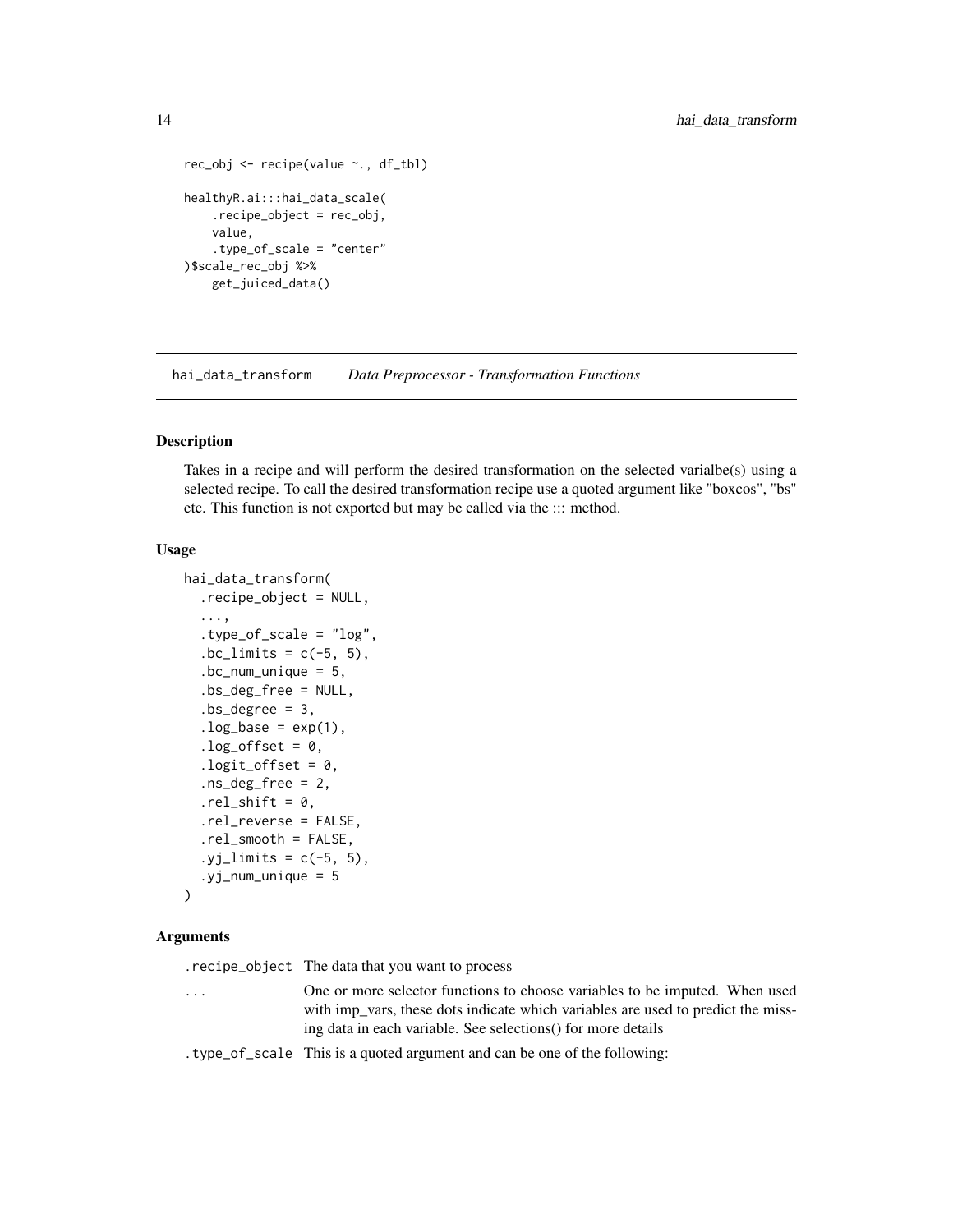```
rec_obj <- recipe(value ~., df_tbl)

healthyR.ai:::hai_data_scale(
    .recipe_object = rec_obj,
    value,
    .type_of_scale = "center"
)$scale_rec_obj %>%
    get_juiced_data()
```

## hai_data_transform *Data Preprocessor - Transformation Functions*

### Description

Takes in a recipe and will perform the desired transformation on the selected varialbe(s) using a selected recipe. To call the desired transformation recipe use a quoted argument like "boxcos", "bs" etc. This function is not exported but may be called via the ::: method.

### Usage

```
hai_data_transform(
  .recipe_object = NULL,
  ...,
  .type_of_scale = "log",
  .bc_limits = c(-5, 5),
  .bc_num_unique = 5,
  .bs_deg_free = NULL,
  .bs_degree = 3,
  .log_base = exp(1),
  .log_offset = 0,
  .logit_offset = 0,
  .ns_deg_free = 2,
  .rel_shift = 0,
  .rel_reverse = FALSE,
  .rel_smooth = FALSE,
  .yj_limits = c(-5, 5),
  .yj_num_unique = 5
)
```

### Arguments

.recipe_object The data that you want to process

... One or more selector functions to choose variables to be imputed. When used with imp_vars, these dots indicate which variables are used to predict the missing data in each variable. See selections() for more details

.type_of_scale This is a quoted argument and can be one of the following: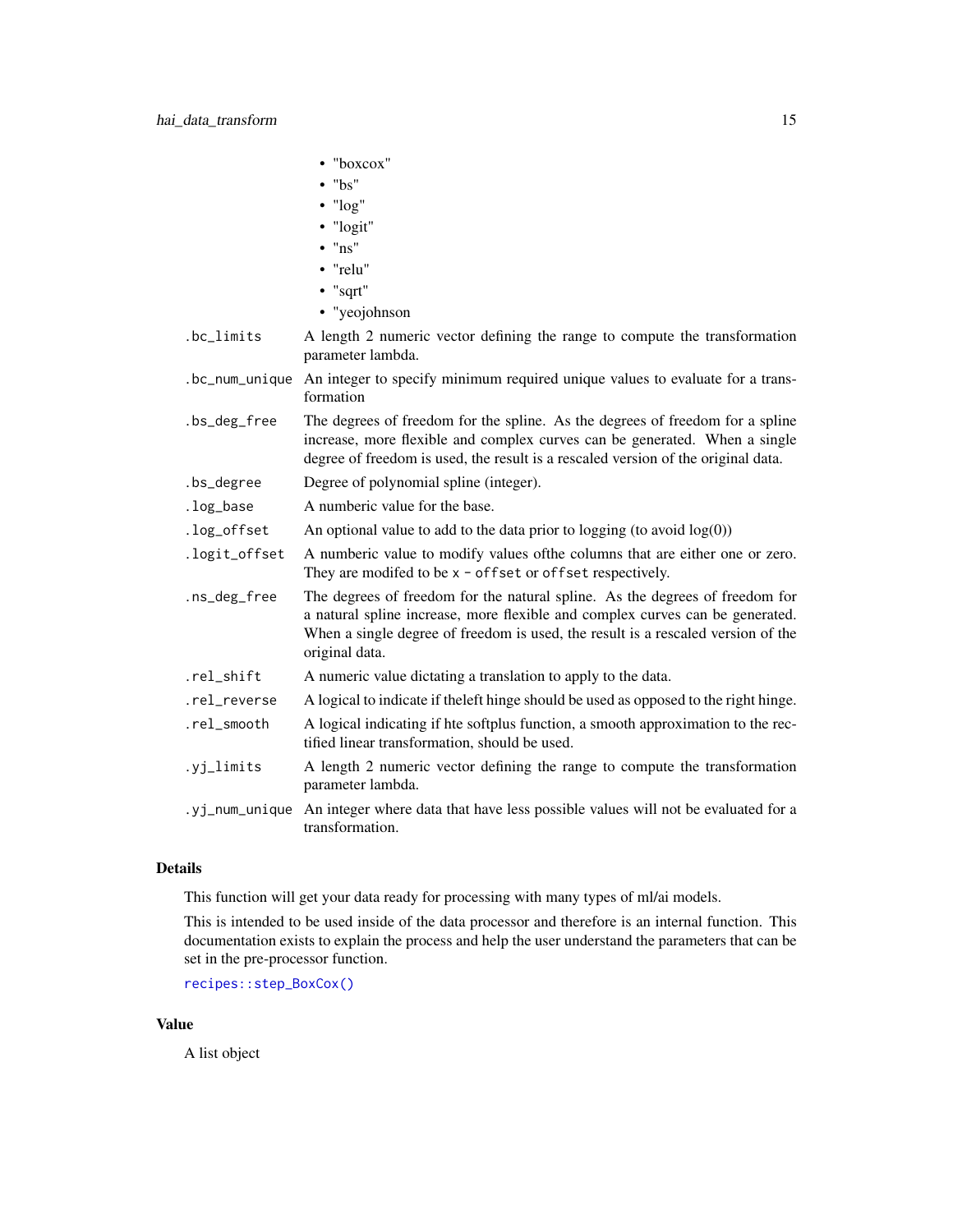- "boxcox"
- "bs"
- "log"
- "logit"
- "ns"
- "relu"
- "sqrt"
- "yeojohnson

| | |
|---|---|
| `.bc_limits` | A length 2 numeric vector defining the range to compute the transformation parameter lambda. |
| `.bc_num_unique` | An integer to specify minimum required unique values to evaluate for a transformation |
| `.bs_deg_free` | The degrees of freedom for the spline. As the degrees of freedom for a spline increase, more flexible and complex curves can be generated. When a single degree of freedom is used, the result is a rescaled version of the original data. |
| `.bs_degree` | Degree of polynomial spline (integer). |
| `.log_base` | A numberic value for the base. |
| `.log_offset` | An optional value to add to the data prior to logging (to avoid log(0)) |
| `.logit_offset` | A numberic value to modify values ofthe columns that are either one or zero. They are modifed to be `x - offset` or `offset` respectively. |
| `.ns_deg_free` | The degrees of freedom for the natural spline. As the degrees of freedom for a natural spline increase, more flexible and complex curves can be generated. When a single degree of freedom is used, the result is a rescaled version of the original data. |
| `.rel_shift` | A numeric value dictating a translation to apply to the data. |
| `.rel_reverse` | A logical to indicate if theleft hinge should be used as opposed to the right hinge. |
| `.rel_smooth` | A logical indicating if hte softplus function, a smooth approximation to the rectified linear transformation, should be used. |
| `.yj_limits` | A length 2 numeric vector defining the range to compute the transformation parameter lambda. |
| `.yj_num_unique` | An integer where data that have less possible values will not be evaluated for a transformation. |

## Details

This function will get your data ready for processing with many types of ml/ai models.

This is intended to be used inside of the data processor and therefore is an internal function. This documentation exists to explain the process and help the user understand the parameters that can be set in the pre-processor function.

`recipes::step_BoxCox()`

## Value

A list object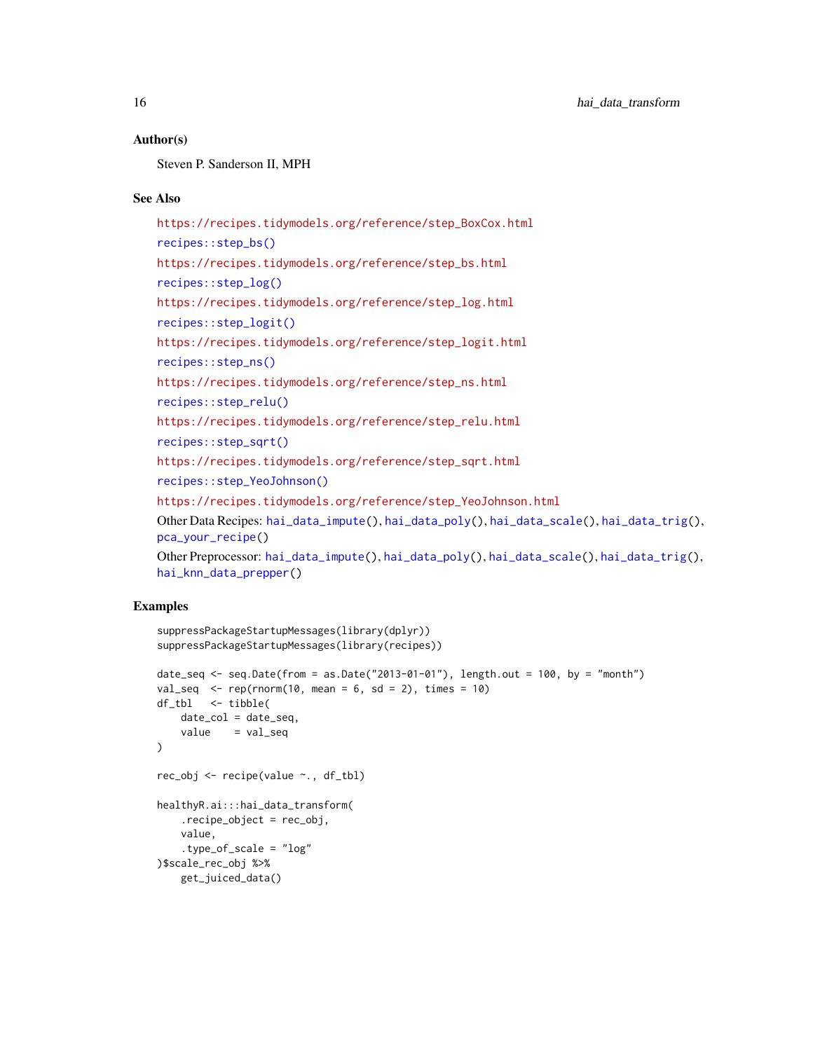## Author(s)

Steven P. Sanderson II, MPH

## See Also

https://recipes.tidymodels.org/reference/step_BoxCox.html

recipes::step_bs()

https://recipes.tidymodels.org/reference/step_bs.html

recipes::step_log()

https://recipes.tidymodels.org/reference/step_log.html

recipes::step_logit()

https://recipes.tidymodels.org/reference/step_logit.html

recipes::step_ns()

https://recipes.tidymodels.org/reference/step_ns.html

recipes::step_relu()

https://recipes.tidymodels.org/reference/step_relu.html

recipes::step_sqrt()

https://recipes.tidymodels.org/reference/step_sqrt.html

recipes::step_YeoJohnson()

https://recipes.tidymodels.org/reference/step_YeoJohnson.html

Other Data Recipes: hai_data_impute(), hai_data_poly(), hai_data_scale(), hai_data_trig(), pca_your_recipe()

Other Preprocessor: hai_data_impute(), hai_data_poly(), hai_data_scale(), hai_data_trig(), hai_knn_data_prepper()

## Examples

```
suppressPackageStartupMessages(library(dplyr))
suppressPackageStartupMessages(library(recipes))

date_seq <- seq.Date(from = as.Date("2013-01-01"), length.out = 100, by = "month")
val_seq  <- rep(rnorm(10, mean = 6, sd = 2), times = 10)
df_tbl   <- tibble(
    date_col = date_seq,
    value    = val_seq
)

rec_obj <- recipe(value ~., df_tbl)

healthyR.ai:::hai_data_transform(
    .recipe_object = rec_obj,
    value,
    .type_of_scale = "log"
)$scale_rec_obj %>%
    get_juiced_data()
```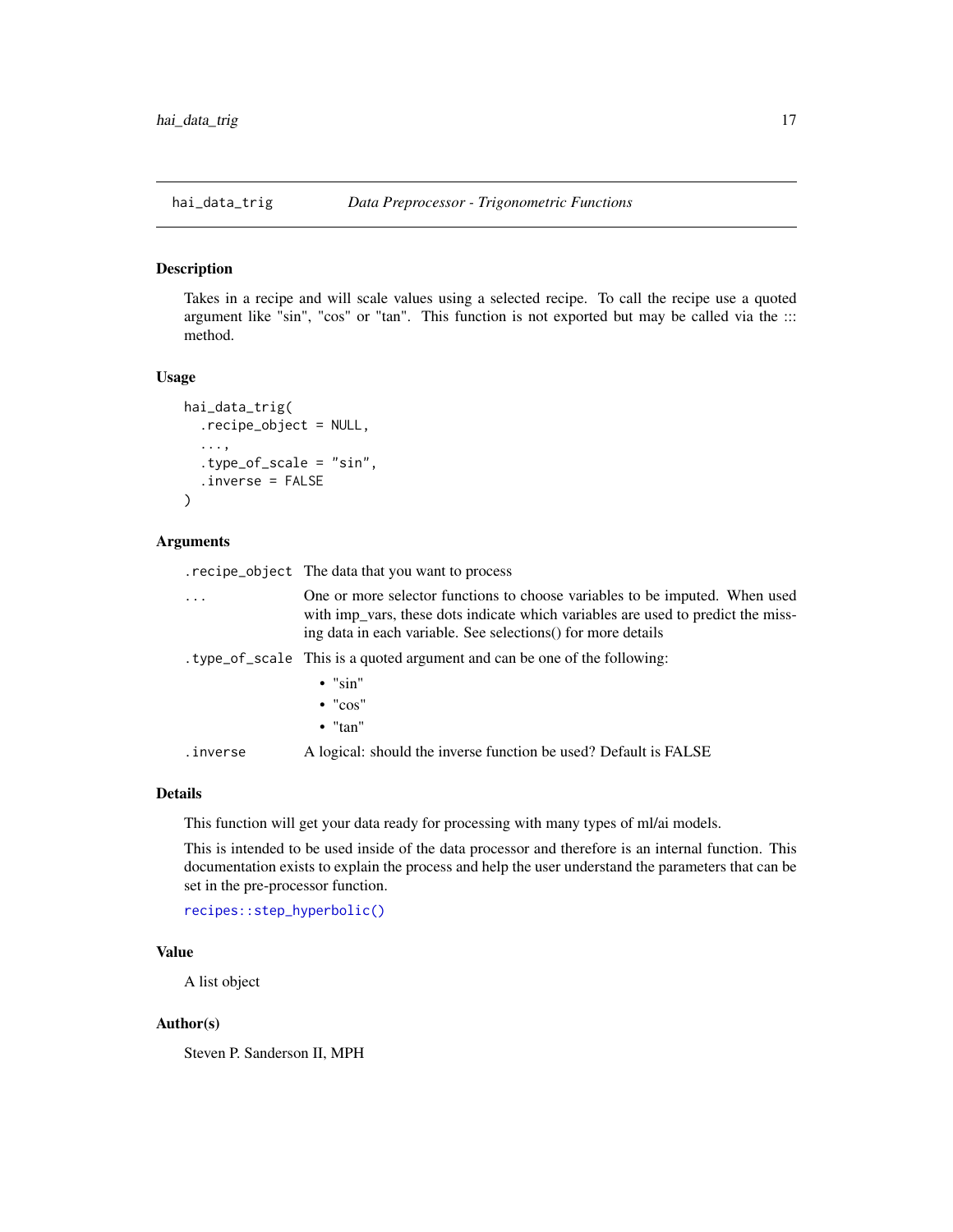# hai_data_trig — *Data Preprocessor - Trigonometric Functions*

## Description

Takes in a recipe and will scale values using a selected recipe. To call the recipe use a quoted argument like "sin", "cos" or "tan". This function is not exported but may be called via the ::: method.

## Usage

```
hai_data_trig(
  .recipe_object = NULL,
  ...,
  .type_of_scale = "sin",
  .inverse = FALSE
)
```

## Arguments

| | |
|---|---|
| `.recipe_object` | The data that you want to process |
| `...` | One or more selector functions to choose variables to be imputed. When used with imp_vars, these dots indicate which variables are used to predict the missing data in each variable. See selections() for more details |
| `.type_of_scale` | This is a quoted argument and can be one of the following: <br> • "sin" <br> • "cos" <br> • "tan" |
| `.inverse` | A logical: should the inverse function be used? Default is FALSE |

## Details

This function will get your data ready for processing with many types of ml/ai models.

This is intended to be used inside of the data processor and therefore is an internal function. This documentation exists to explain the process and help the user understand the parameters that can be set in the pre-processor function.

`recipes::step_hyperbolic()`

## Value

A list object

## Author(s)

Steven P. Sanderson II, MPH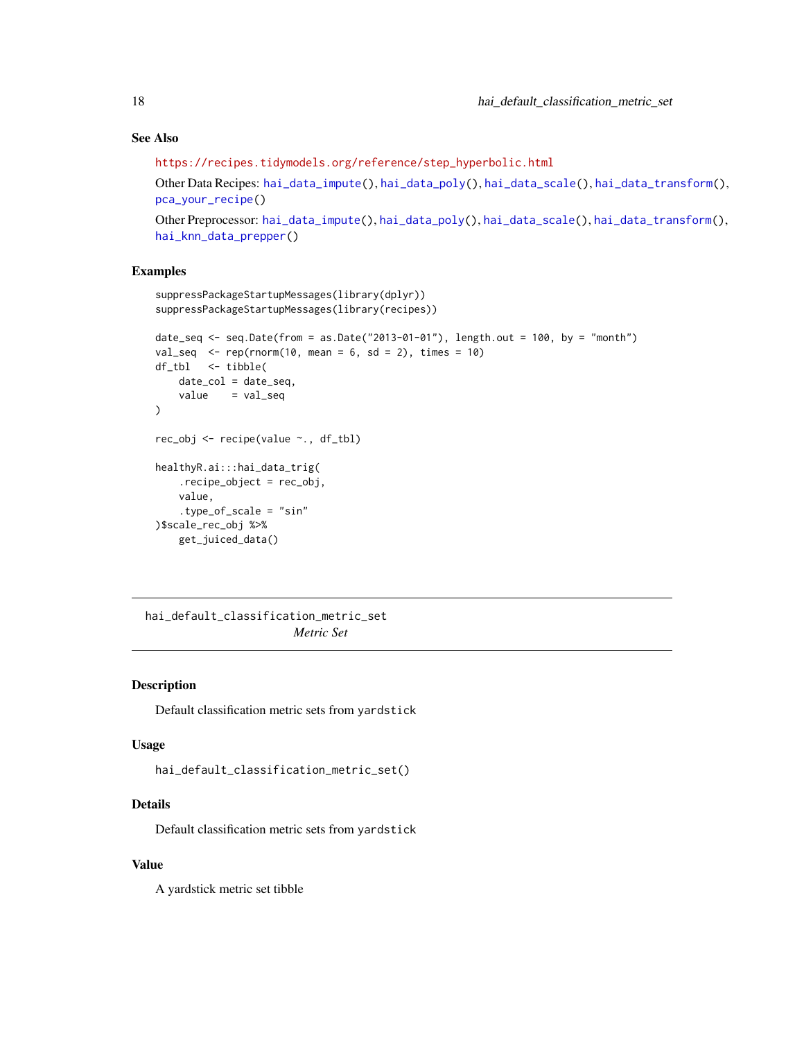## See Also

https://recipes.tidymodels.org/reference/step_hyperbolic.html

Other Data Recipes: `hai_data_impute()`, `hai_data_poly()`, `hai_data_scale()`, `hai_data_transform()`, `pca_your_recipe()`

Other Preprocessor: `hai_data_impute()`, `hai_data_poly()`, `hai_data_scale()`, `hai_data_transform()`, `hai_knn_data_prepper()`

## Examples

```
suppressPackageStartupMessages(library(dplyr))
suppressPackageStartupMessages(library(recipes))

date_seq <- seq.Date(from = as.Date("2013-01-01"), length.out = 100, by = "month")
val_seq  <- rep(rnorm(10, mean = 6, sd = 2), times = 10)
df_tbl   <- tibble(
    date_col = date_seq,
    value    = val_seq
)

rec_obj <- recipe(value ~., df_tbl)

healthyR.ai:::hai_data_trig(
    .recipe_object = rec_obj,
    value,
    .type_of_scale = "sin"
)$scale_rec_obj %>%
    get_juiced_data()
```

---

# hai_default_classification_metric_set

*Metric Set*

---

## Description

Default classification metric sets from `yardstick`

## Usage

```
hai_default_classification_metric_set()
```

## Details

Default classification metric sets from `yardstick`

## Value

A yardstick metric set tibble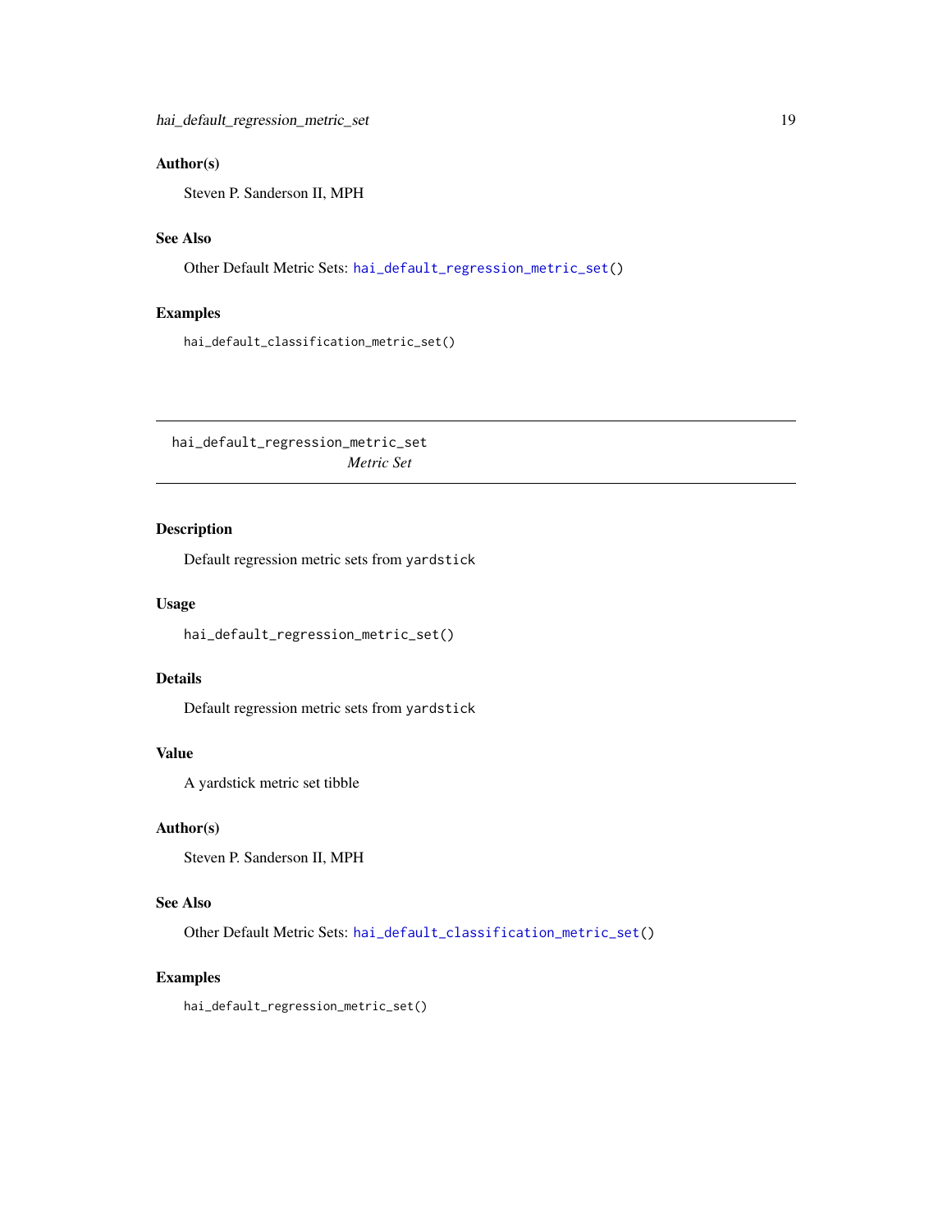### Author(s)

Steven P. Sanderson II, MPH

### See Also

Other Default Metric Sets: `hai_default_regression_metric_set()`

### Examples

```
hai_default_classification_metric_set()
```

---

## hai_default_regression_metric_set

*Metric Set*

---

### Description

Default regression metric sets from `yardstick`

### Usage

```
hai_default_regression_metric_set()
```

### Details

Default regression metric sets from `yardstick`

### Value

A yardstick metric set tibble

### Author(s)

Steven P. Sanderson II, MPH

### See Also

Other Default Metric Sets: `hai_default_classification_metric_set()`

### Examples

```
hai_default_regression_metric_set()
```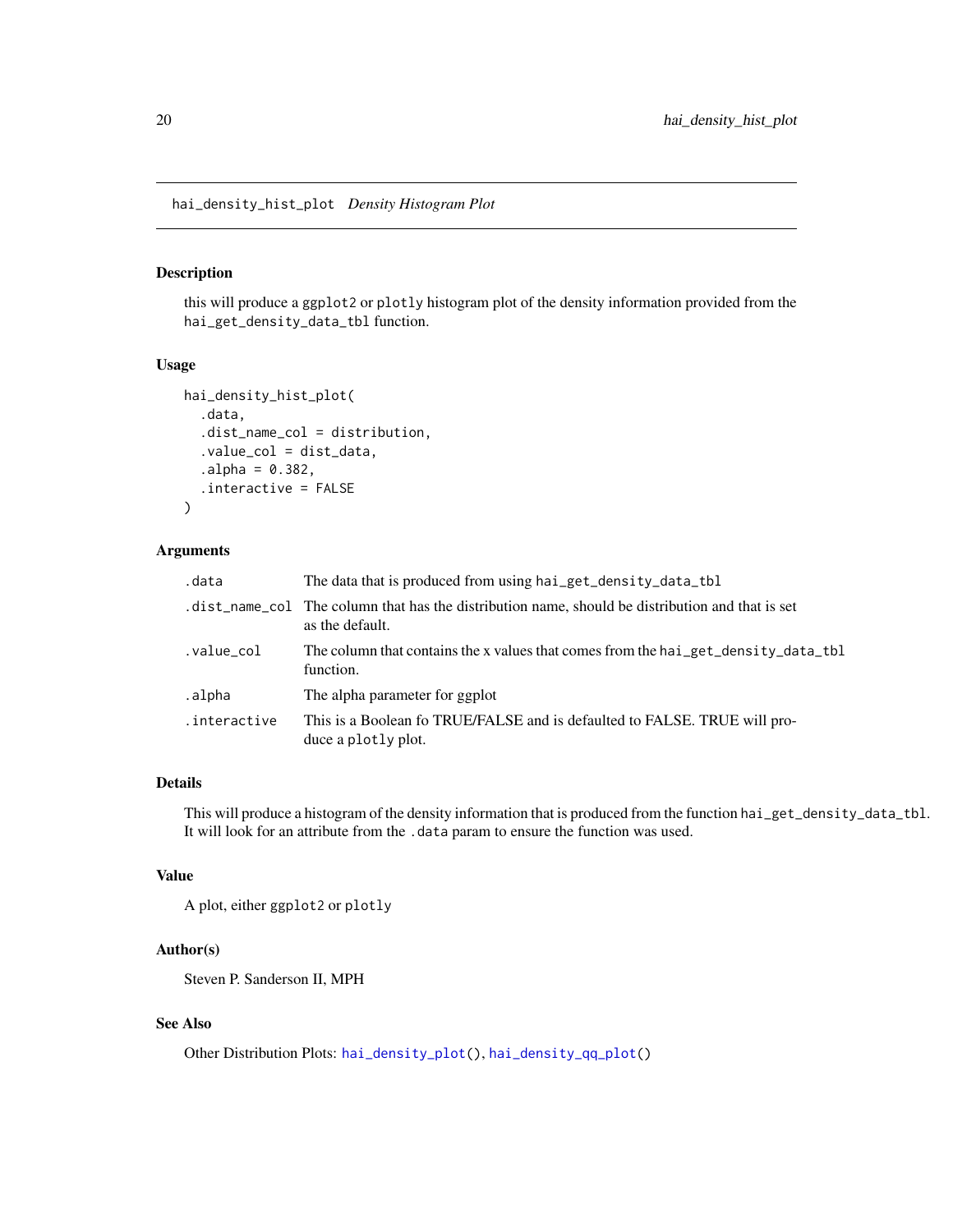## hai_density_hist_plot *Density Histogram Plot*

### Description

this will produce a ggplot2 or plotly histogram plot of the density information provided from the hai_get_density_data_tbl function.

### Usage

```
hai_density_hist_plot(
  .data,
  .dist_name_col = distribution,
  .value_col = dist_data,
  .alpha = 0.382,
  .interactive = FALSE
)
```

### Arguments

| | |
|---|---|
| .data | The data that is produced from using hai_get_density_data_tbl |
| .dist_name_col | The column that has the distribution name, should be distribution and that is set as the default. |
| .value_col | The column that contains the x values that comes from the hai_get_density_data_tbl function. |
| .alpha | The alpha parameter for ggplot |
| .interactive | This is a Boolean fo TRUE/FALSE and is defaulted to FALSE. TRUE will produce a plotly plot. |

### Details

This will produce a histogram of the density information that is produced from the function hai_get_density_data_tbl. It will look for an attribute from the .data param to ensure the function was used.

### Value

A plot, either ggplot2 or plotly

### Author(s)

Steven P. Sanderson II, MPH

### See Also

Other Distribution Plots: hai_density_plot(), hai_density_qq_plot()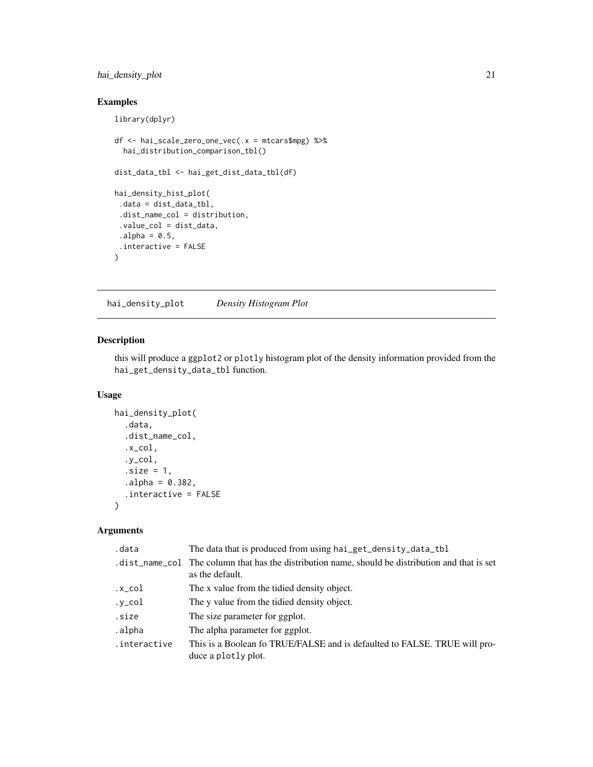## Examples

```
library(dplyr)

df <- hai_scale_zero_one_vec(.x = mtcars$mpg) %>%
  hai_distribution_comparison_tbl()

dist_data_tbl <- hai_get_dist_data_tbl(df)

hai_density_hist_plot(
 .data = dist_data_tbl,
 .dist_name_col = distribution,
 .value_col = dist_data,
 .alpha = 0.5,
 .interactive = FALSE
)
```

---

# hai_density_plot    *Density Histogram Plot*

---

## Description

this will produce a ggplot2 or plotly histogram plot of the density information provided from the hai_get_density_data_tbl function.

## Usage

```
hai_density_plot(
  .data,
  .dist_name_col,
  .x_col,
  .y_col,
  .size = 1,
  .alpha = 0.382,
  .interactive = FALSE
)
```

## Arguments

| | |
|---|---|
| .data | The data that is produced from using hai_get_density_data_tbl |
| .dist_name_col | The column that has the distribution name, should be distribution and that is set as the default. |
| .x_col | The x value from the tidied density object. |
| .y_col | The y value from the tidied density object. |
| .size | The size parameter for ggplot. |
| .alpha | The alpha parameter for ggplot. |
| .interactive | This is a Boolean fo TRUE/FALSE and is defaulted to FALSE. TRUE will produce a plotly plot. |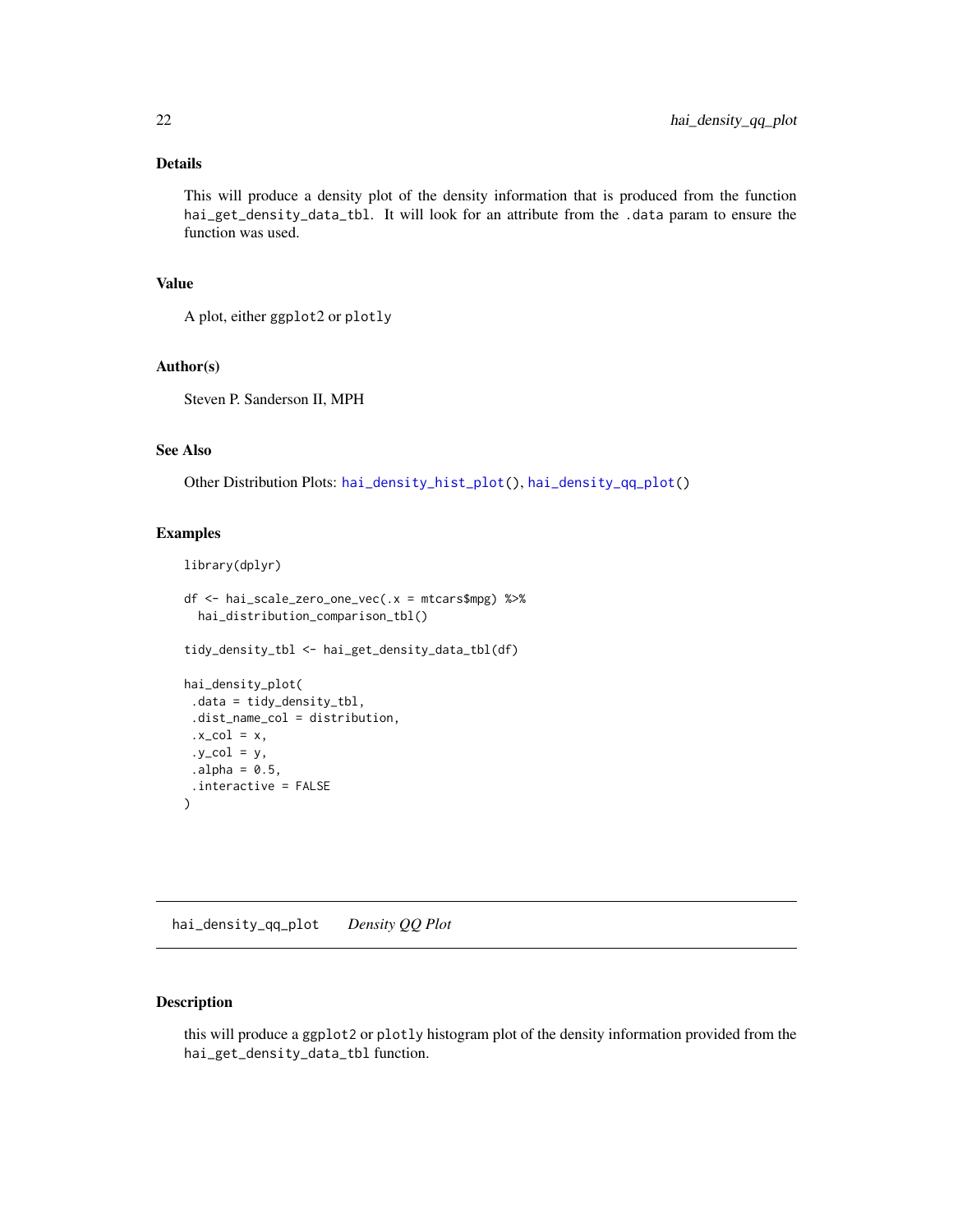### Details

This will produce a density plot of the density information that is produced from the function `hai_get_density_data_tbl`. It will look for an attribute from the `.data` param to ensure the function was used.

### Value

A plot, either `ggplot2` or `plotly`

### Author(s)

Steven P. Sanderson II, MPH

### See Also

Other Distribution Plots: `hai_density_hist_plot()`, `hai_density_qq_plot()`

### Examples

```
library(dplyr)

df <- hai_scale_zero_one_vec(.x = mtcars$mpg) %>%
  hai_distribution_comparison_tbl()

tidy_density_tbl <- hai_get_density_data_tbl(df)

hai_density_plot(
 .data = tidy_density_tbl,
 .dist_name_col = distribution,
 .x_col = x,
 .y_col = y,
 .alpha = 0.5,
 .interactive = FALSE
)
```

---

## hai_density_qq_plot    *Density QQ Plot*

---

### Description

this will produce a `ggplot2` or `plotly` histogram plot of the density information provided from the `hai_get_density_data_tbl` function.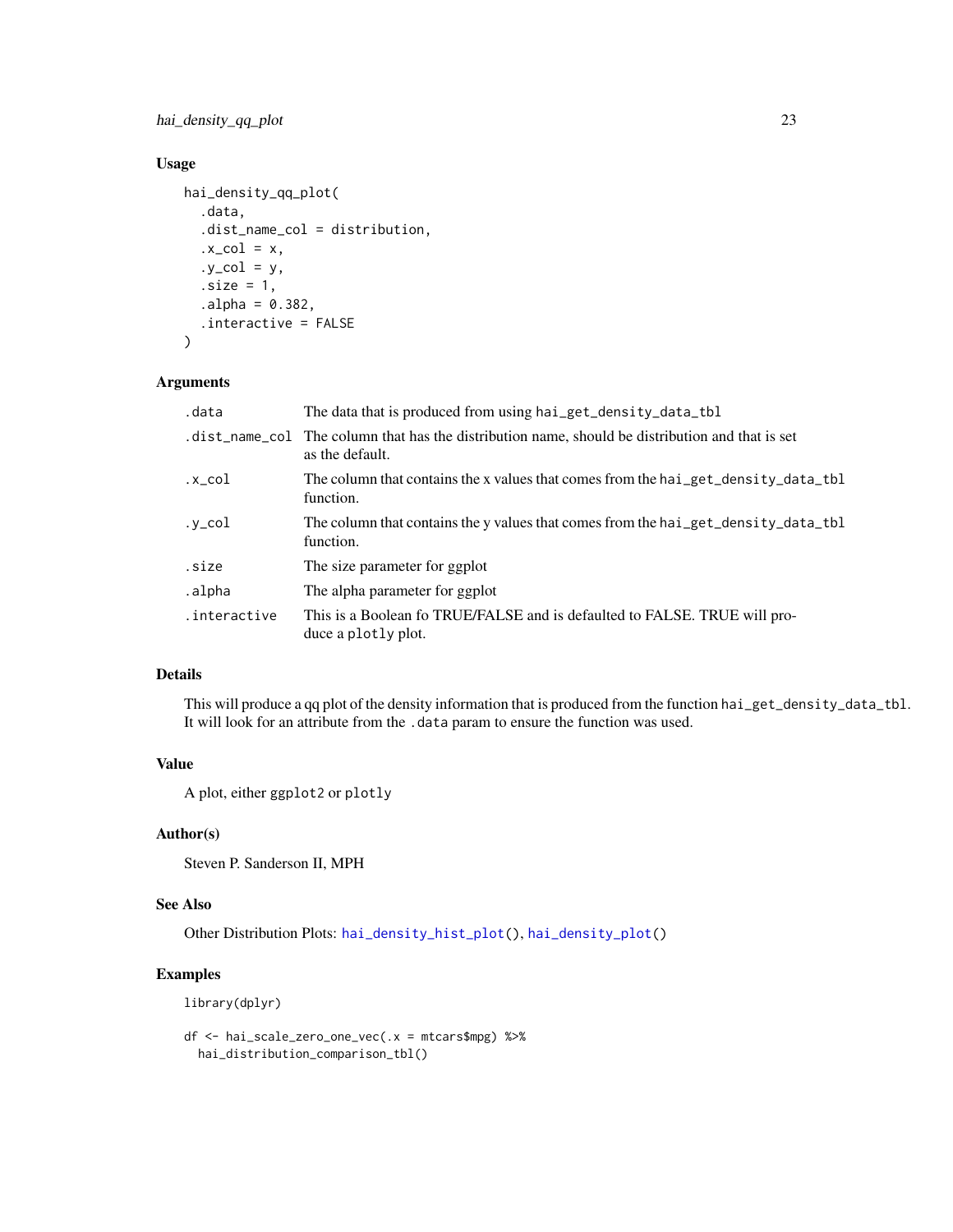## Usage

```
hai_density_qq_plot(
  .data,
  .dist_name_col = distribution,
  .x_col = x,
  .y_col = y,
  .size = 1,
  .alpha = 0.382,
  .interactive = FALSE
)
```

## Arguments

| | |
|---|---|
| .data | The data that is produced from using hai_get_density_data_tbl |
| .dist_name_col | The column that has the distribution name, should be distribution and that is set as the default. |
| .x_col | The column that contains the x values that comes from the hai_get_density_data_tbl function. |
| .y_col | The column that contains the y values that comes from the hai_get_density_data_tbl function. |
| .size | The size parameter for ggplot |
| .alpha | The alpha parameter for ggplot |
| .interactive | This is a Boolean fo TRUE/FALSE and is defaulted to FALSE. TRUE will produce a plotly plot. |

## Details

This will produce a qq plot of the density information that is produced from the function hai_get_density_data_tbl. It will look for an attribute from the .data param to ensure the function was used.

## Value

A plot, either ggplot2 or plotly

## Author(s)

Steven P. Sanderson II, MPH

## See Also

Other Distribution Plots: hai_density_hist_plot(), hai_density_plot()

## Examples

```
library(dplyr)

df <- hai_scale_zero_one_vec(.x = mtcars$mpg) %>%
  hai_distribution_comparison_tbl()
```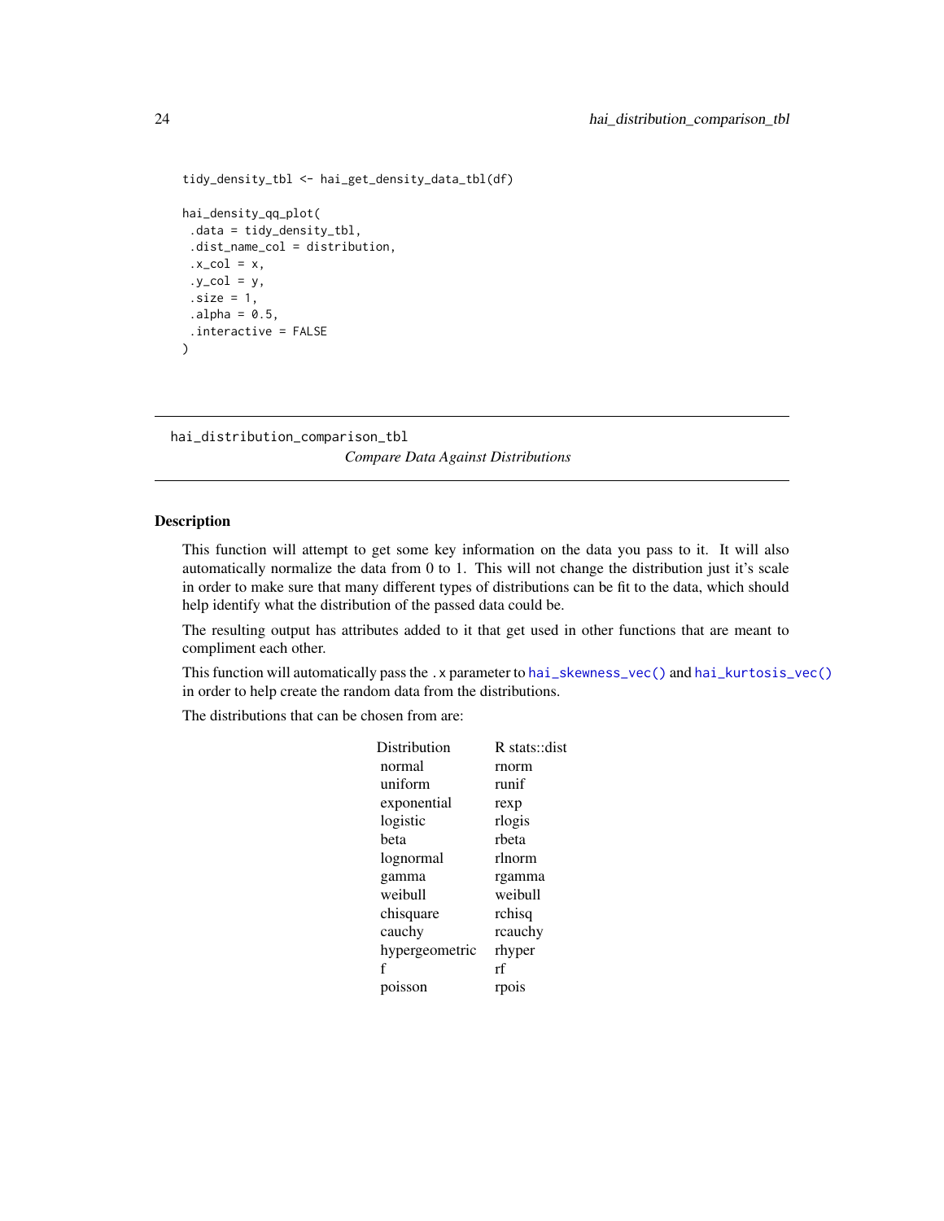```
tidy_density_tbl <- hai_get_density_data_tbl(df)

hai_density_qq_plot(
 .data = tidy_density_tbl,
 .dist_name_col = distribution,
 .x_col = x,
 .y_col = y,
 .size = 1,
 .alpha = 0.5,
 .interactive = FALSE
)
```

## hai_distribution_comparison_tbl

*Compare Data Against Distributions*

### Description

This function will attempt to get some key information on the data you pass to it. It will also automatically normalize the data from 0 to 1. This will not change the distribution just it's scale in order to make sure that many different types of distributions can be fit to the data, which should help identify what the distribution of the passed data could be.

The resulting output has attributes added to it that get used in other functions that are meant to compliment each other.

This function will automatically pass the .x parameter to hai_skewness_vec() and hai_kurtosis_vec() in order to help create the random data from the distributions.

The distributions that can be chosen from are:

| Distribution | R stats::dist |
|---|---|
| normal | rnorm |
| uniform | runif |
| exponential | rexp |
| logistic | rlogis |
| beta | rbeta |
| lognormal | rlnorm |
| gamma | rgamma |
| weibull | weibull |
| chisquare | rchisq |
| cauchy | rcauchy |
| hypergeometric | rhyper |
| f | rf |
| poisson | rpois |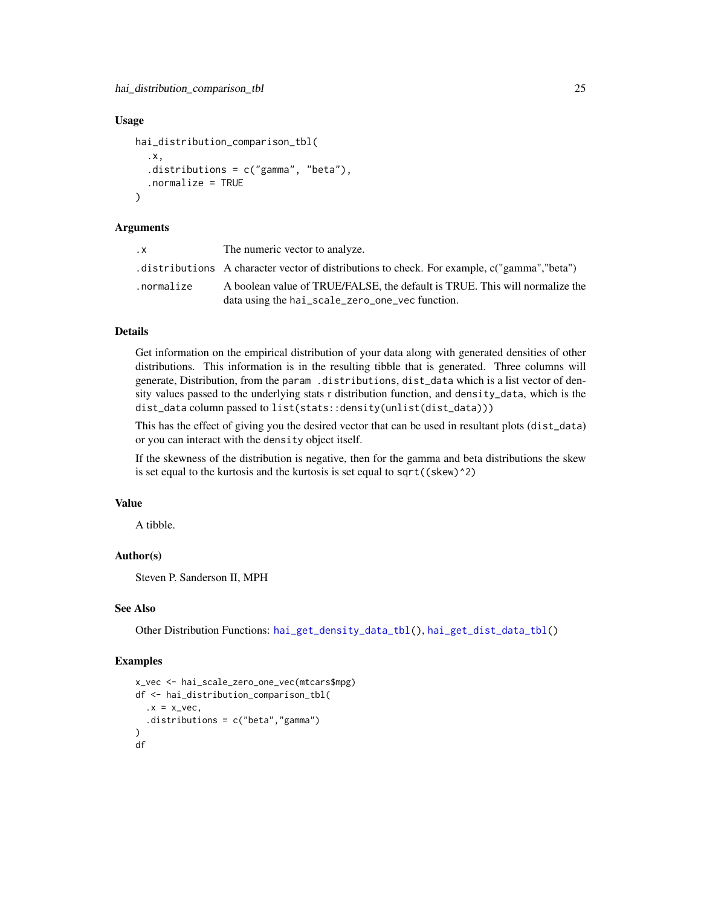## Usage

```
hai_distribution_comparison_tbl(
  .x,
  .distributions = c("gamma", "beta"),
  .normalize = TRUE
)
```

## Arguments

| | |
|---|---|
| `.x` | The numeric vector to analyze. |
| `.distributions` | A character vector of distributions to check. For example, c("gamma","beta") |
| `.normalize` | A boolean value of TRUE/FALSE, the default is TRUE. This will normalize the data using the `hai_scale_zero_one_vec` function. |

## Details

Get information on the empirical distribution of your data along with generated densities of other distributions. This information is in the resulting tibble that is generated. Three columns will generate, Distribution, from the `param .distributions`, `dist_data` which is a list vector of density values passed to the underlying stats r distribution function, and `density_data`, which is the `dist_data` column passed to `list(stats::density(unlist(dist_data)))`

This has the effect of giving you the desired vector that can be used in resultant plots (`dist_data`) or you can interact with the `density` object itself.

If the skewness of the distribution is negative, then for the gamma and beta distributions the skew is set equal to the kurtosis and the kurtosis is set equal to `sqrt((skew)^2)`

## Value

A tibble.

## Author(s)

Steven P. Sanderson II, MPH

## See Also

Other Distribution Functions: `hai_get_density_data_tbl()`, `hai_get_dist_data_tbl()`

## Examples

```
x_vec <- hai_scale_zero_one_vec(mtcars$mpg)
df <- hai_distribution_comparison_tbl(
  .x = x_vec,
  .distributions = c("beta","gamma")
)
df
```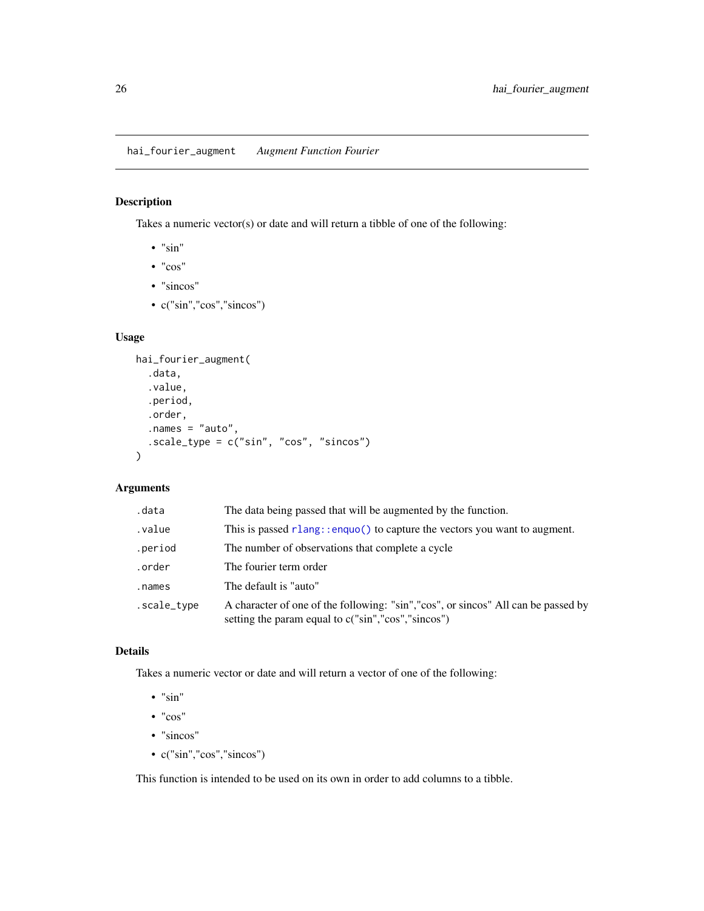## hai_fourier_augment *Augment Function Fourier*

### Description

Takes a numeric vector(s) or date and will return a tibble of one of the following:

- "sin"
- "cos"
- "sincos"
- c("sin","cos","sincos")

### Usage

```
hai_fourier_augment(
  .data,
  .value,
  .period,
  .order,
  .names = "auto",
  .scale_type = c("sin", "cos", "sincos")
)
```

### Arguments

| | |
|---|---|
| .data | The data being passed that will be augmented by the function. |
| .value | This is passed rlang::enquo() to capture the vectors you want to augment. |
| .period | The number of observations that complete a cycle |
| .order | The fourier term order |
| .names | The default is "auto" |
| .scale_type | A character of one of the following: "sin","cos", or sincos" All can be passed by setting the param equal to c("sin","cos","sincos") |

### Details

Takes a numeric vector or date and will return a vector of one of the following:

- "sin"
- "cos"
- "sincos"
- c("sin","cos","sincos")

This function is intended to be used on its own in order to add columns to a tibble.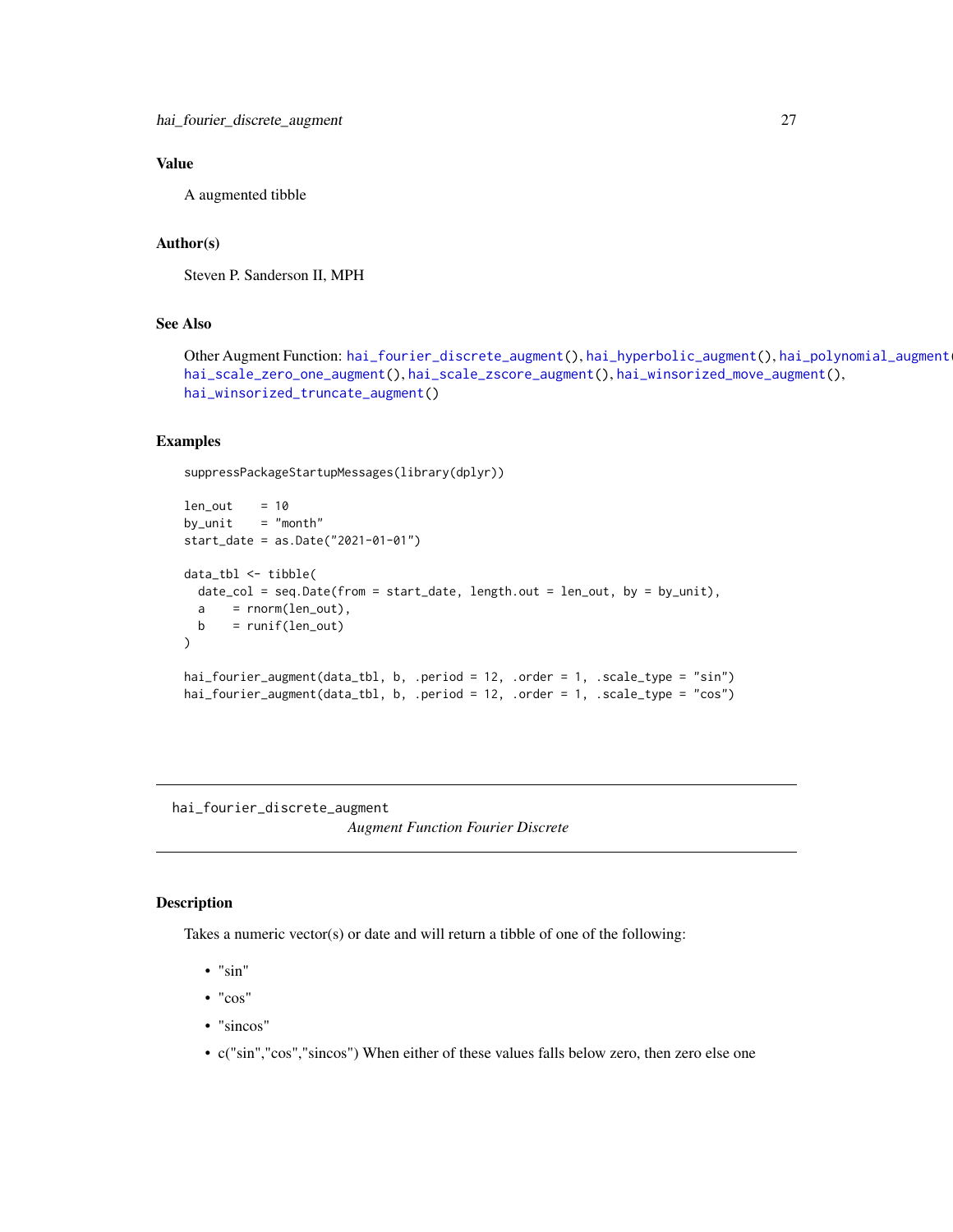## Value

A augmented tibble

## Author(s)

Steven P. Sanderson II, MPH

## See Also

Other Augment Function: hai_fourier_discrete_augment(), hai_hyperbolic_augment(), hai_polynomial_augment(), hai_scale_zero_one_augment(), hai_scale_zscore_augment(), hai_winsorized_move_augment(), hai_winsorized_truncate_augment()

## Examples

```
suppressPackageStartupMessages(library(dplyr))

len_out    = 10
by_unit    = "month"
start_date = as.Date("2021-01-01")

data_tbl <- tibble(
  date_col = seq.Date(from = start_date, length.out = len_out, by = by_unit),
  a    = rnorm(len_out),
  b    = runif(len_out)
)

hai_fourier_augment(data_tbl, b, .period = 12, .order = 1, .scale_type = "sin")
hai_fourier_augment(data_tbl, b, .period = 12, .order = 1, .scale_type = "cos")
```

---

# hai_fourier_discrete_augment

*Augment Function Fourier Discrete*

## Description

Takes a numeric vector(s) or date and will return a tibble of one of the following:

- "sin"
- "cos"
- "sincos"
- c("sin","cos","sincos") When either of these values falls below zero, then zero else one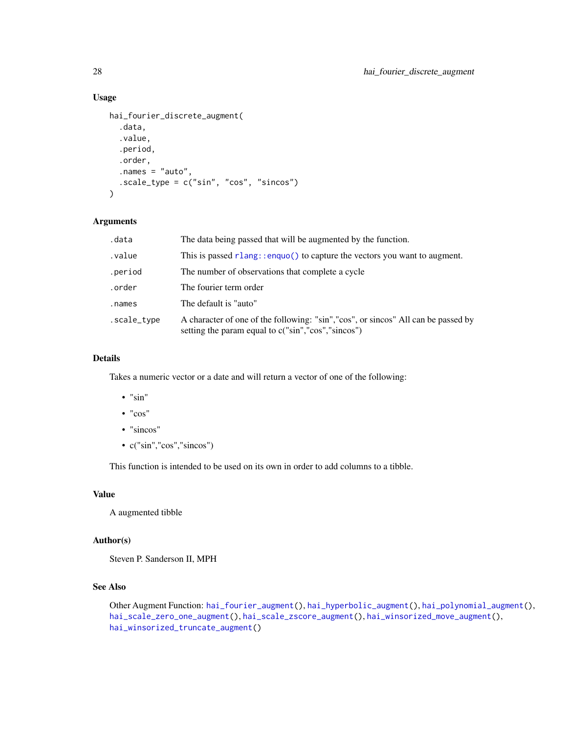### Usage

```
hai_fourier_discrete_augment(
  .data,
  .value,
  .period,
  .order,
  .names = "auto",
  .scale_type = c("sin", "cos", "sincos")
)
```

### Arguments

| | |
|---|---|
| `.data` | The data being passed that will be augmented by the function. |
| `.value` | This is passed `rlang::enquo()` to capture the vectors you want to augment. |
| `.period` | The number of observations that complete a cycle |
| `.order` | The fourier term order |
| `.names` | The default is "auto" |
| `.scale_type` | A character of one of the following: "sin","cos", or sincos" All can be passed by setting the param equal to c("sin","cos","sincos") |

### Details

Takes a numeric vector or a date and will return a vector of one of the following:

- "sin"
- "cos"
- "sincos"
- c("sin","cos","sincos")

This function is intended to be used on its own in order to add columns to a tibble.

### Value

A augmented tibble

### Author(s)

Steven P. Sanderson II, MPH

### See Also

Other Augment Function: `hai_fourier_augment()`, `hai_hyperbolic_augment()`, `hai_polynomial_augment()`, `hai_scale_zero_one_augment()`, `hai_scale_zscore_augment()`, `hai_winsorized_move_augment()`, `hai_winsorized_truncate_augment()`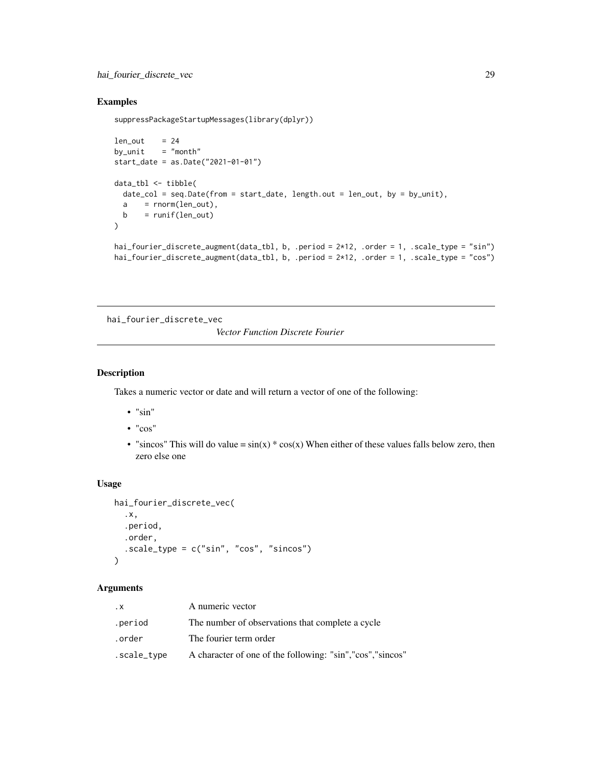## Examples

```
suppressPackageStartupMessages(library(dplyr))

len_out    = 24
by_unit    = "month"
start_date = as.Date("2021-01-01")

data_tbl <- tibble(
  date_col = seq.Date(from = start_date, length.out = len_out, by = by_unit),
  a    = rnorm(len_out),
  b    = runif(len_out)
)

hai_fourier_discrete_augment(data_tbl, b, .period = 2*12, .order = 1, .scale_type = "sin")
hai_fourier_discrete_augment(data_tbl, b, .period = 2*12, .order = 1, .scale_type = "cos")
```

---

# hai_fourier_discrete_vec

*Vector Function Discrete Fourier*

## Description

Takes a numeric vector or date and will return a vector of one of the following:

- "sin"
- "cos"
- "sincos" This will do value = sin(x) * cos(x) When either of these values falls below zero, then zero else one

## Usage

```
hai_fourier_discrete_vec(
  .x,
  .period,
  .order,
  .scale_type = c("sin", "cos", "sincos")
)
```

## Arguments

| | |
|---|---|
| `.x` | A numeric vector |
| `.period` | The number of observations that complete a cycle |
| `.order` | The fourier term order |
| `.scale_type` | A character of one of the following: "sin","cos","sincos" |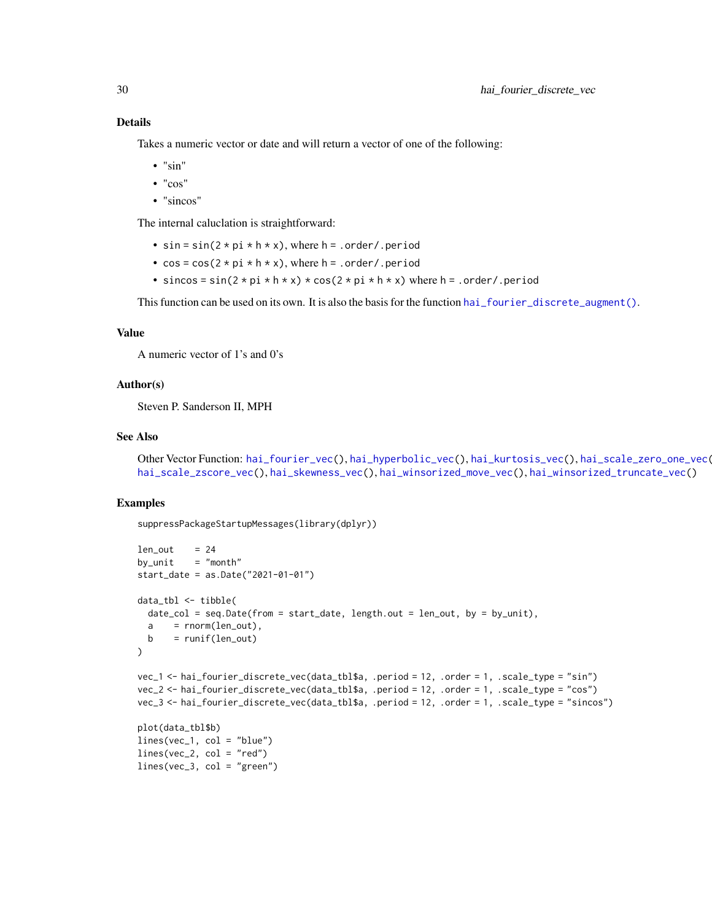## Details

Takes a numeric vector or date and will return a vector of one of the following:

- "sin"
- "cos"
- "sincos"

The internal caluclation is straightforward:

- `sin` = `sin(2 * pi * h * x)`, where `h` = `.order/.period`
- `cos` = `cos(2 * pi * h * x)`, where `h` = `.order/.period`
- `sincos` = `sin(2 * pi * h * x) * cos(2 * pi * h * x)` where `h` = `.order/.period`

This function can be used on its own. It is also the basis for the function `hai_fourier_discrete_augment()`.

## Value

A numeric vector of 1's and 0's

## Author(s)

Steven P. Sanderson II, MPH

## See Also

Other Vector Function: `hai_fourier_vec()`, `hai_hyperbolic_vec()`, `hai_kurtosis_vec()`, `hai_scale_zero_one_vec()`, `hai_scale_zscore_vec()`, `hai_skewness_vec()`, `hai_winsorized_move_vec()`, `hai_winsorized_truncate_vec()`

## Examples

```
suppressPackageStartupMessages(library(dplyr))

len_out    = 24
by_unit    = "month"
start_date = as.Date("2021-01-01")

data_tbl <- tibble(
  date_col = seq.Date(from = start_date, length.out = len_out, by = by_unit),
  a    = rnorm(len_out),
  b    = runif(len_out)
)

vec_1 <- hai_fourier_discrete_vec(data_tbl$a, .period = 12, .order = 1, .scale_type = "sin")
vec_2 <- hai_fourier_discrete_vec(data_tbl$a, .period = 12, .order = 1, .scale_type = "cos")
vec_3 <- hai_fourier_discrete_vec(data_tbl$a, .period = 12, .order = 1, .scale_type = "sincos")

plot(data_tbl$b)
lines(vec_1, col = "blue")
lines(vec_2, col = "red")
lines(vec_3, col = "green")
```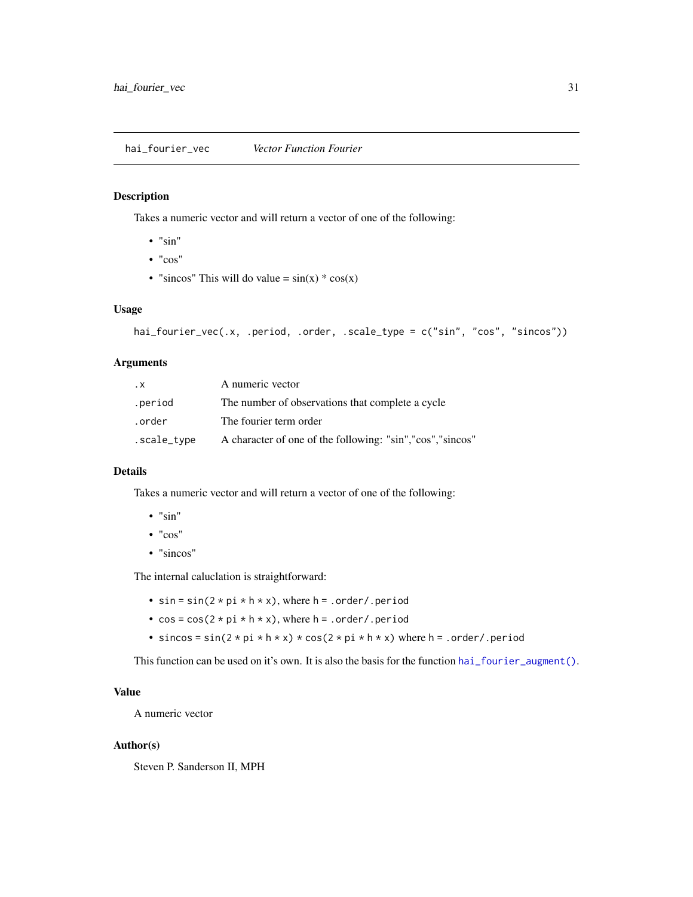## hai_fourier_vec — *Vector Function Fourier*

### Description

Takes a numeric vector and will return a vector of one of the following:

- "sin"
- "cos"
- "sincos" This will do value = sin(x) * cos(x)

### Usage

```
hai_fourier_vec(.x, .period, .order, .scale_type = c("sin", "cos", "sincos"))
```

### Arguments

| | |
|---|---|
| `.x` | A numeric vector |
| `.period` | The number of observations that complete a cycle |
| `.order` | The fourier term order |
| `.scale_type` | A character of one of the following: "sin","cos","sincos" |

### Details

Takes a numeric vector and will return a vector of one of the following:

- "sin"
- "cos"
- "sincos"

The internal caluclation is straightforward:

- `sin = sin(2 * pi * h * x)`, where `h = .order/.period`
- `cos = cos(2 * pi * h * x)`, where `h = .order/.period`
- `sincos = sin(2 * pi * h * x) * cos(2 * pi * h * x)` where `h = .order/.period`

This function can be used on it's own. It is also the basis for the function `hai_fourier_augment()`.

### Value

A numeric vector

### Author(s)

Steven P. Sanderson II, MPH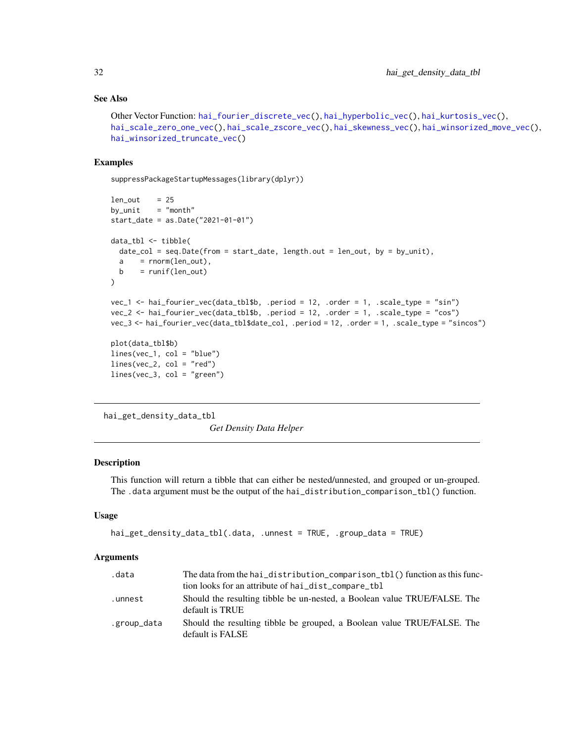### See Also

Other Vector Function: hai_fourier_discrete_vec(), hai_hyperbolic_vec(), hai_kurtosis_vec(), hai_scale_zero_one_vec(), hai_scale_zscore_vec(), hai_skewness_vec(), hai_winsorized_move_vec(), hai_winsorized_truncate_vec()

### Examples

```
suppressPackageStartupMessages(library(dplyr))

len_out    = 25
by_unit    = "month"
start_date = as.Date("2021-01-01")

data_tbl <- tibble(
  date_col = seq.Date(from = start_date, length.out = len_out, by = by_unit),
  a    = rnorm(len_out),
  b    = runif(len_out)
)

vec_1 <- hai_fourier_vec(data_tbl$b, .period = 12, .order = 1, .scale_type = "sin")
vec_2 <- hai_fourier_vec(data_tbl$b, .period = 12, .order = 1, .scale_type = "cos")
vec_3 <- hai_fourier_vec(data_tbl$date_col, .period = 12, .order = 1, .scale_type = "sincos")

plot(data_tbl$b)
lines(vec_1, col = "blue")
lines(vec_2, col = "red")
lines(vec_3, col = "green")
```

---

## hai_get_density_data_tbl

*Get Density Data Helper*

---

### Description

This function will return a tibble that can either be nested/unnested, and grouped or un-grouped. The `.data` argument must be the output of the `hai_distribution_comparison_tbl()` function.

### Usage

```
hai_get_density_data_tbl(.data, .unnest = TRUE, .group_data = TRUE)
```

### Arguments

| | |
|---|---|
| .data | The data from the `hai_distribution_comparison_tbl()` function as this function looks for an attribute of `hai_dist_compare_tbl` |
| .unnest | Should the resulting tibble be un-nested, a Boolean value TRUE/FALSE. The default is TRUE |
| .group_data | Should the resulting tibble be grouped, a Boolean value TRUE/FALSE. The default is FALSE |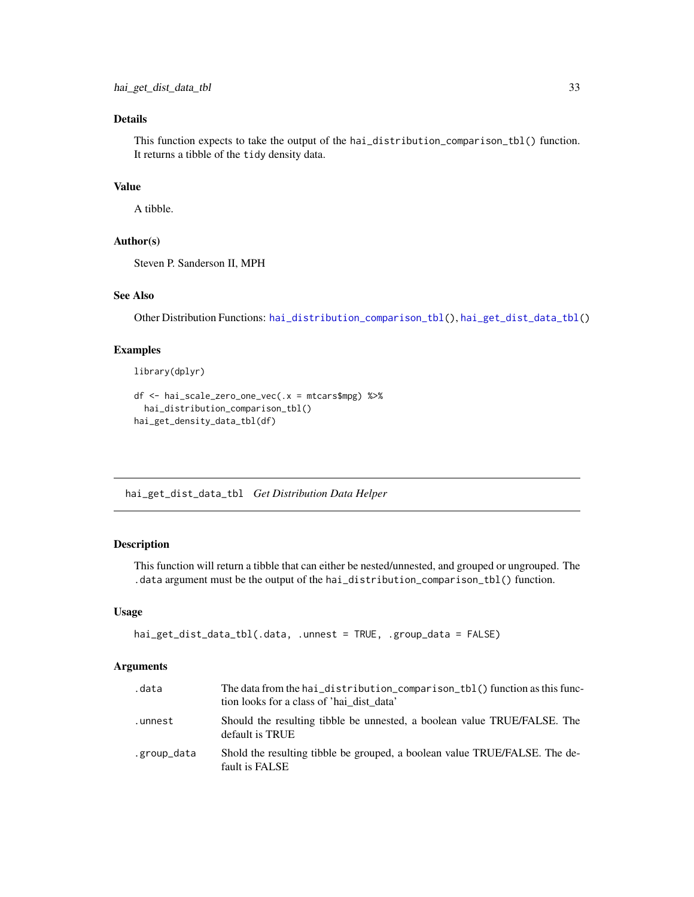## Details

This function expects to take the output of the `hai_distribution_comparison_tbl()` function. It returns a tibble of the `tidy` density data.

## Value

A tibble.

## Author(s)

Steven P. Sanderson II, MPH

## See Also

Other Distribution Functions: `hai_distribution_comparison_tbl()`, `hai_get_dist_data_tbl()`

## Examples

```
library(dplyr)

df <- hai_scale_zero_one_vec(.x = mtcars$mpg) %>%
  hai_distribution_comparison_tbl()
hai_get_density_data_tbl(df)
```

---

# hai_get_dist_data_tbl *Get Distribution Data Helper*

## Description

This function will return a tibble that can either be nested/unnested, and grouped or ungrouped. The `.data` argument must be the output of the `hai_distribution_comparison_tbl()` function.

## Usage

```
hai_get_dist_data_tbl(.data, .unnest = TRUE, .group_data = FALSE)
```

## Arguments

| | |
|---|---|
| `.data` | The data from the `hai_distribution_comparison_tbl()` function as this function looks for a class of 'hai_dist_data' |
| `.unnest` | Should the resulting tibble be unnested, a boolean value TRUE/FALSE. The default is TRUE |
| `.group_data` | Shold the resulting tibble be grouped, a boolean value TRUE/FALSE. The default is FALSE |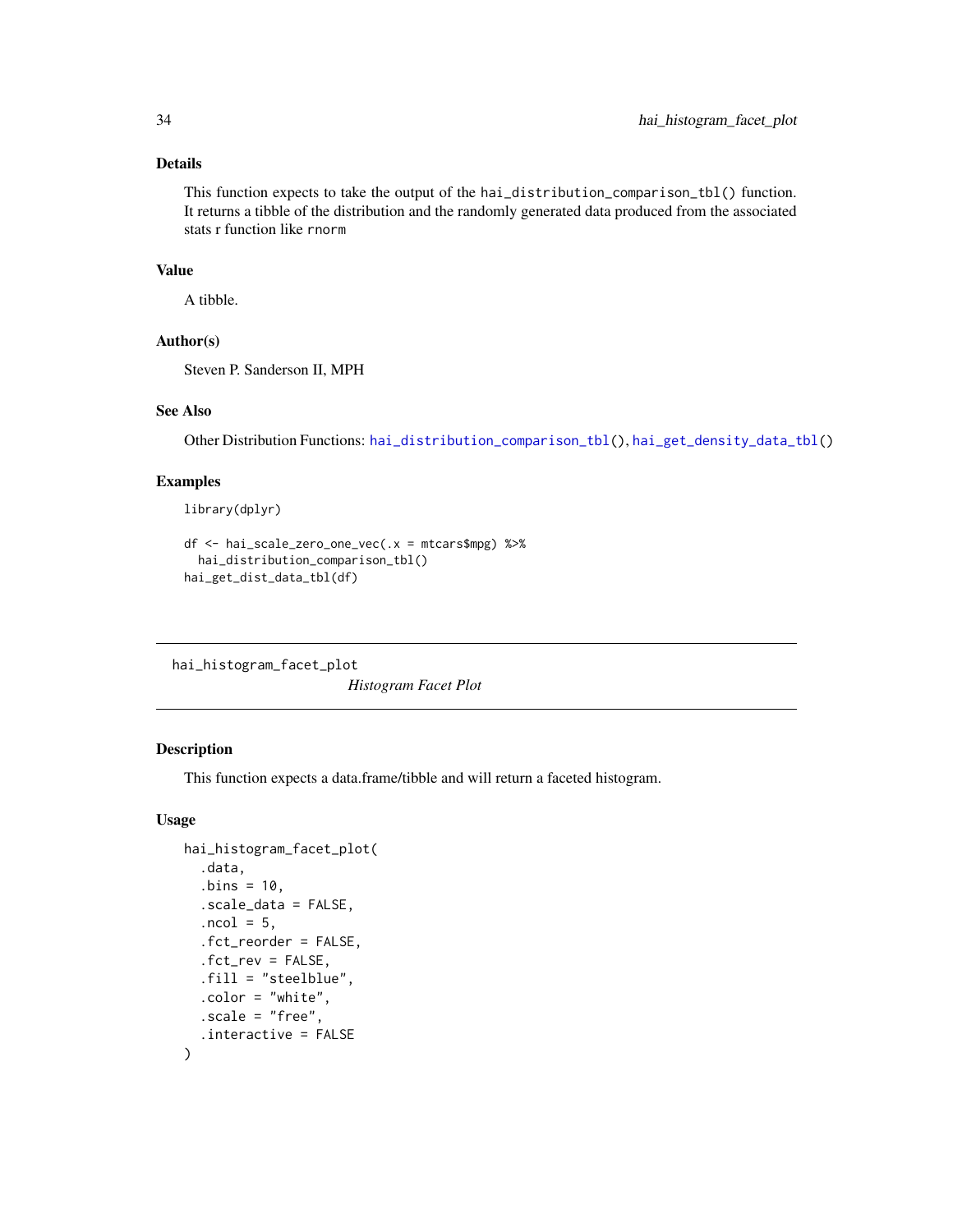### Details

This function expects to take the output of the `hai_distribution_comparison_tbl()` function. It returns a tibble of the distribution and the randomly generated data produced from the associated stats r function like `rnorm`

### Value

A tibble.

### Author(s)

Steven P. Sanderson II, MPH

### See Also

Other Distribution Functions: `hai_distribution_comparison_tbl()`, `hai_get_density_data_tbl()`

### Examples

```
library(dplyr)

df <- hai_scale_zero_one_vec(.x = mtcars$mpg) %>%
  hai_distribution_comparison_tbl()
hai_get_dist_data_tbl(df)
```

---

## hai_histogram_facet_plot — *Histogram Facet Plot*

### Description

This function expects a data.frame/tibble and will return a faceted histogram.

### Usage

```
hai_histogram_facet_plot(
  .data,
  .bins = 10,
  .scale_data = FALSE,
  .ncol = 5,
  .fct_reorder = FALSE,
  .fct_rev = FALSE,
  .fill = "steelblue",
  .color = "white",
  .scale = "free",
  .interactive = FALSE
)
```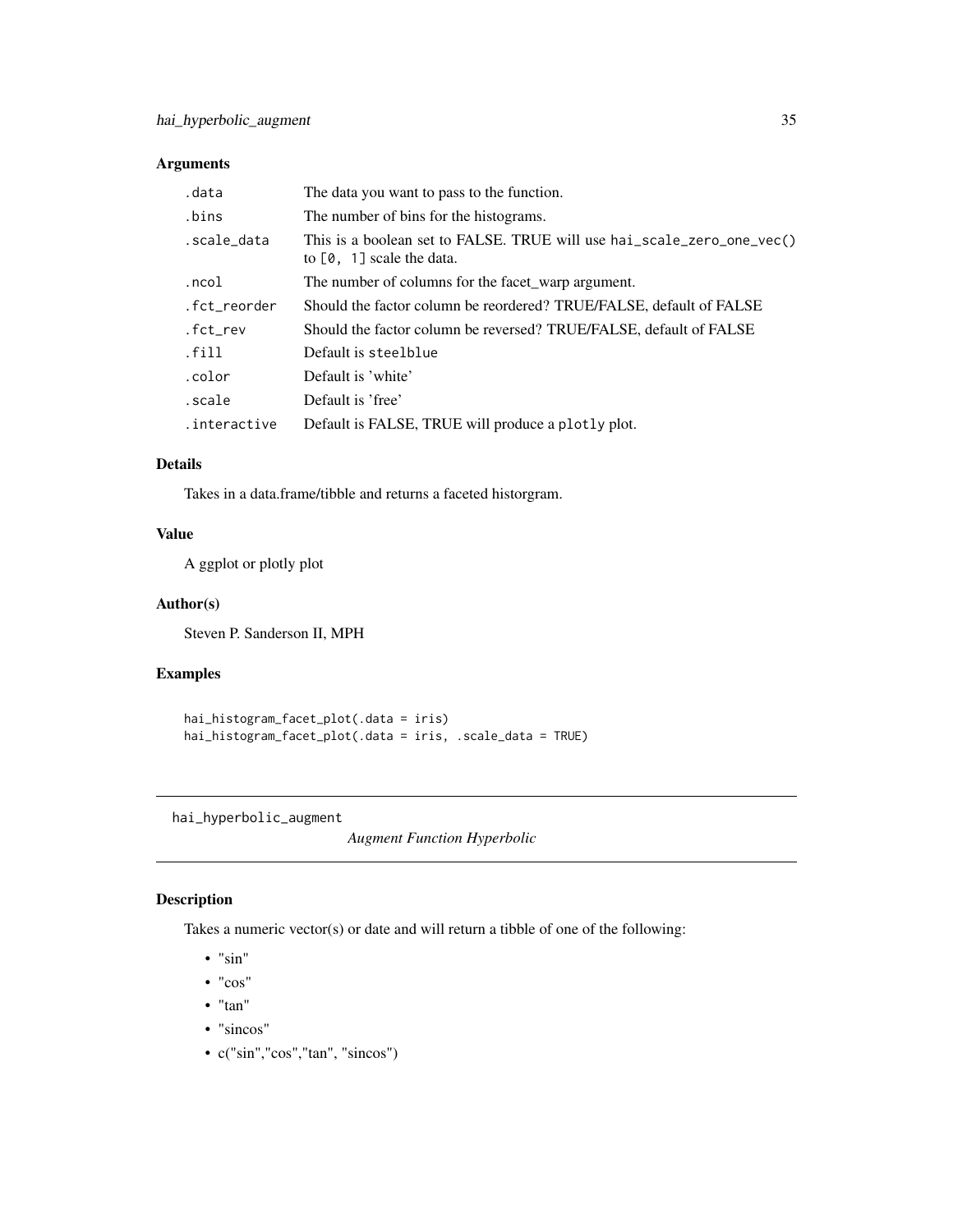## Arguments

| | |
|---|---|
| .data | The data you want to pass to the function. |
| .bins | The number of bins for the histograms. |
| .scale_data | This is a boolean set to FALSE. TRUE will use hai_scale_zero_one_vec() to [0, 1] scale the data. |
| .ncol | The number of columns for the facet_warp argument. |
| .fct_reorder | Should the factor column be reordered? TRUE/FALSE, default of FALSE |
| .fct_rev | Should the factor column be reversed? TRUE/FALSE, default of FALSE |
| .fill | Default is steelblue |
| .color | Default is 'white' |
| .scale | Default is 'free' |
| .interactive | Default is FALSE, TRUE will produce a plotly plot. |

## Details

Takes in a data.frame/tibble and returns a faceted historgram.

## Value

A ggplot or plotly plot

## Author(s)

Steven P. Sanderson II, MPH

## Examples

```
hai_histogram_facet_plot(.data = iris)
hai_histogram_facet_plot(.data = iris, .scale_data = TRUE)
```

---

# hai_hyperbolic_augment

*Augment Function Hyperbolic*

---

## Description

Takes a numeric vector(s) or date and will return a tibble of one of the following:

- "sin"
- "cos"
- "tan"
- "sincos"
- c("sin","cos","tan", "sincos")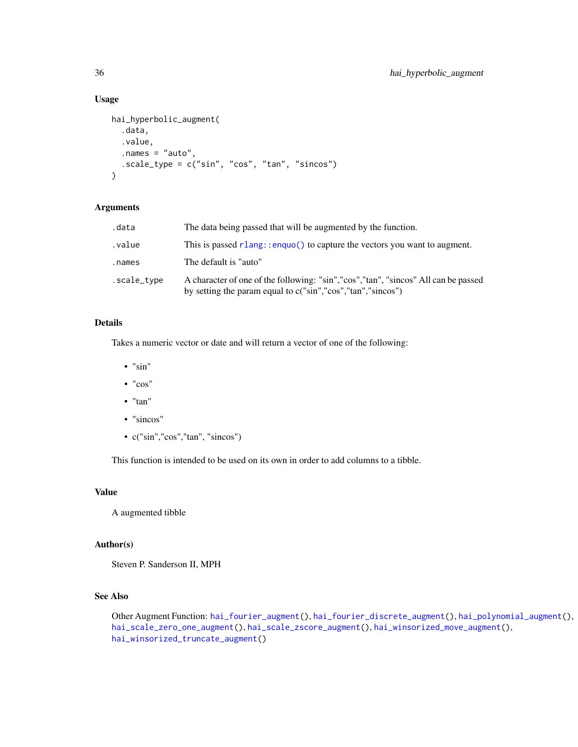## Usage

```
hai_hyperbolic_augment(
  .data,
  .value,
  .names = "auto",
  .scale_type = c("sin", "cos", "tan", "sincos")
)
```

## Arguments

| | |
|---|---|
| .data | The data being passed that will be augmented by the function. |
| .value | This is passed rlang::enquo() to capture the vectors you want to augment. |
| .names | The default is "auto" |
| .scale_type | A character of one of the following: "sin","cos","tan", "sincos" All can be passed by setting the param equal to c("sin","cos","tan","sincos") |

## Details

Takes a numeric vector or date and will return a vector of one of the following:

- "sin"
- "cos"
- "tan"
- "sincos"
- c("sin","cos","tan", "sincos")

This function is intended to be used on its own in order to add columns to a tibble.

## Value

A augmented tibble

## Author(s)

Steven P. Sanderson II, MPH

## See Also

Other Augment Function: hai_fourier_augment(), hai_fourier_discrete_augment(), hai_polynomial_augment(), hai_scale_zero_one_augment(), hai_scale_zscore_augment(), hai_winsorized_move_augment(), hai_winsorized_truncate_augment()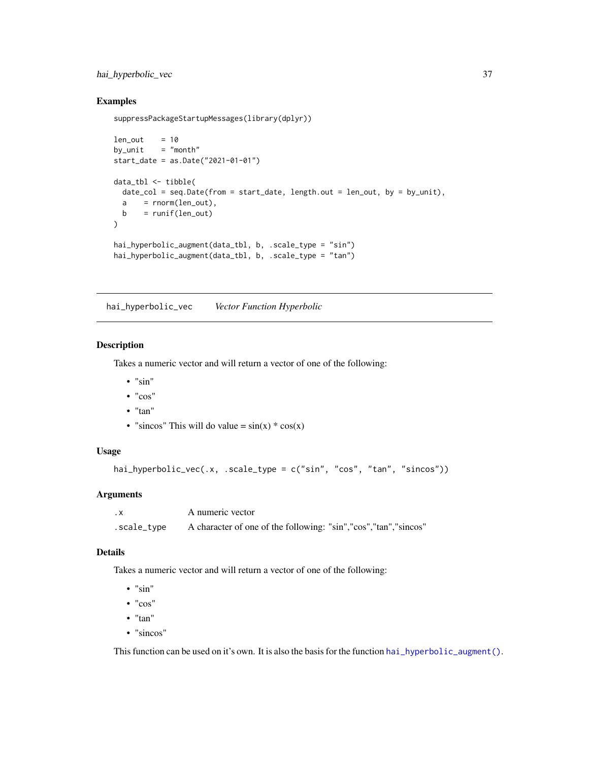## Examples

```
suppressPackageStartupMessages(library(dplyr))

len_out    = 10
by_unit    = "month"
start_date = as.Date("2021-01-01")

data_tbl <- tibble(
  date_col = seq.Date(from = start_date, length.out = len_out, by = by_unit),
  a    = rnorm(len_out),
  b    = runif(len_out)
)

hai_hyperbolic_augment(data_tbl, b, .scale_type = "sin")
hai_hyperbolic_augment(data_tbl, b, .scale_type = "tan")
```

---

# hai_hyperbolic_vec    *Vector Function Hyperbolic*

---

## Description

Takes a numeric vector and will return a vector of one of the following:

- "sin"
- "cos"
- "tan"
- "sincos" This will do value = sin(x) * cos(x)

## Usage

```
hai_hyperbolic_vec(.x, .scale_type = c("sin", "cos", "tan", "sincos"))
```

## Arguments

| | |
|---|---|
| .x | A numeric vector |
| .scale_type | A character of one of the following: "sin","cos","tan","sincos" |

## Details

Takes a numeric vector and will return a vector of one of the following:

- "sin"
- "cos"
- "tan"
- "sincos"

This function can be used on it's own. It is also the basis for the function `hai_hyperbolic_augment()`.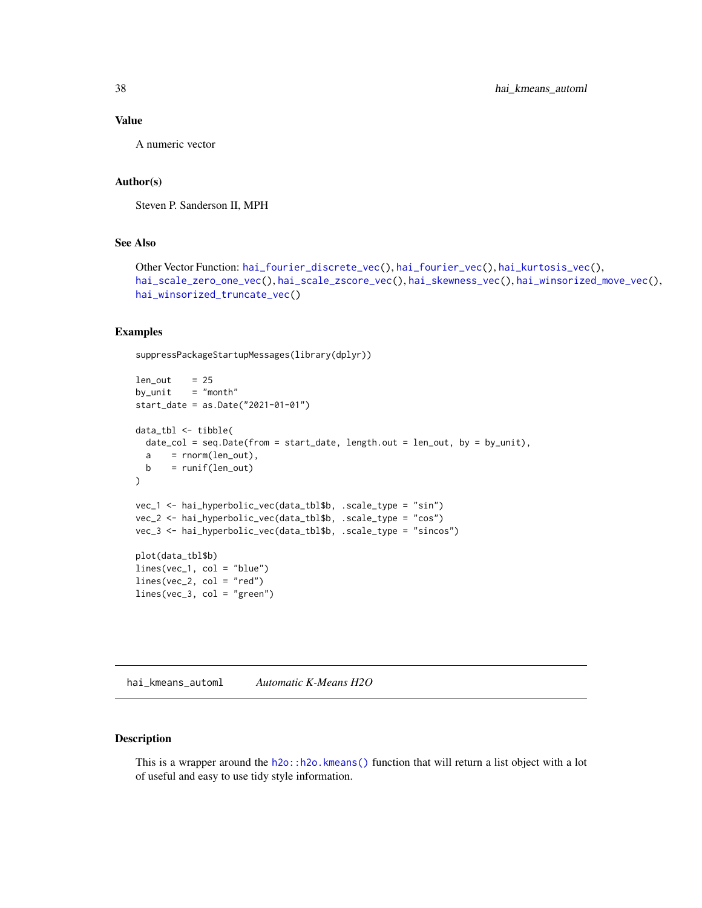### Value

A numeric vector

### Author(s)

Steven P. Sanderson II, MPH

### See Also

Other Vector Function: hai_fourier_discrete_vec(), hai_fourier_vec(), hai_kurtosis_vec(), hai_scale_zero_one_vec(), hai_scale_zscore_vec(), hai_skewness_vec(), hai_winsorized_move_vec(), hai_winsorized_truncate_vec()

### Examples

```
suppressPackageStartupMessages(library(dplyr))

len_out    = 25
by_unit    = "month"
start_date = as.Date("2021-01-01")

data_tbl <- tibble(
  date_col = seq.Date(from = start_date, length.out = len_out, by = by_unit),
  a    = rnorm(len_out),
  b    = runif(len_out)
)

vec_1 <- hai_hyperbolic_vec(data_tbl$b, .scale_type = "sin")
vec_2 <- hai_hyperbolic_vec(data_tbl$b, .scale_type = "cos")
vec_3 <- hai_hyperbolic_vec(data_tbl$b, .scale_type = "sincos")

plot(data_tbl$b)
lines(vec_1, col = "blue")
lines(vec_2, col = "red")
lines(vec_3, col = "green")
```

---

## hai_kmeans_automl    *Automatic K-Means H2O*

---

### Description

This is a wrapper around the h2o::h2o.kmeans() function that will return a list object with a lot of useful and easy to use tidy style information.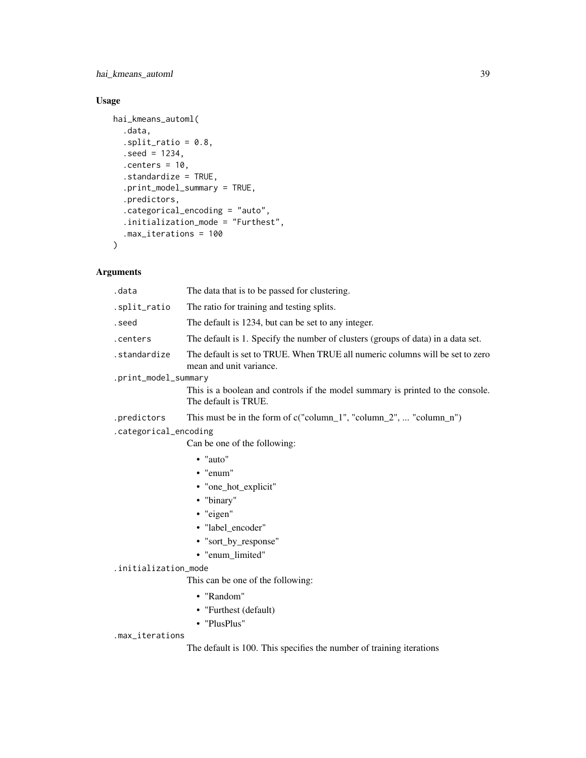## Usage

```
hai_kmeans_automl(
  .data,
  .split_ratio = 0.8,
  .seed = 1234,
  .centers = 10,
  .standardize = TRUE,
  .print_model_summary = TRUE,
  .predictors,
  .categorical_encoding = "auto",
  .initialization_mode = "Furthest",
  .max_iterations = 100
)
```

## Arguments

`.data` The data that is to be passed for clustering.

`.split_ratio` The ratio for training and testing splits.

`.seed` The default is 1234, but can be set to any integer.

`.centers` The default is 1. Specify the number of clusters (groups of data) in a data set.

`.standardize` The default is set to TRUE. When TRUE all numeric columns will be set to zero mean and unit variance.

`.print_model_summary`
This is a boolean and controls if the model summary is printed to the console. The default is TRUE.

`.predictors` This must be in the form of c("column_1", "column_2", ... "column_n")

`.categorical_encoding`
Can be one of the following:

- "auto"
- "enum"
- "one_hot_explicit"
- "binary"
- "eigen"
- "label_encoder"
- "sort_by_response"
- "enum_limited"

`.initialization_mode`
This can be one of the following:

- "Random"
- "Furthest (default)
- "PlusPlus"

`.max_iterations`
The default is 100. This specifies the number of training iterations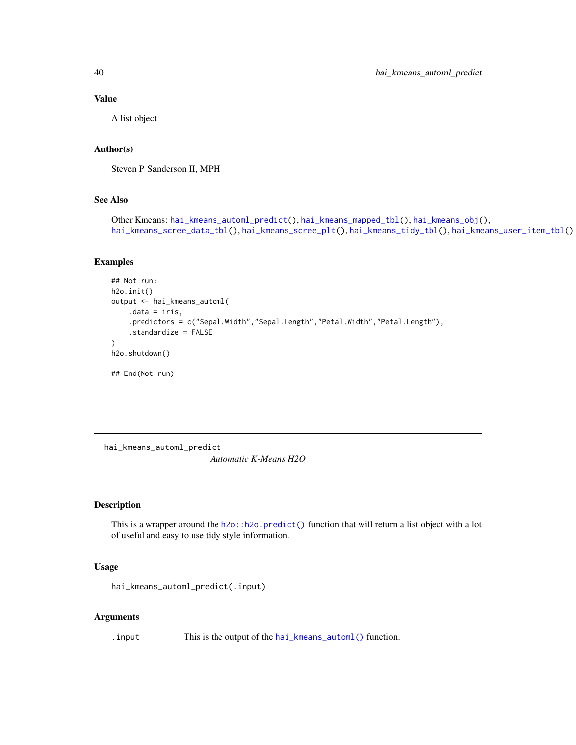### Value

A list object

### Author(s)

Steven P. Sanderson II, MPH

### See Also

Other Kmeans: hai_kmeans_automl_predict(), hai_kmeans_mapped_tbl(), hai_kmeans_obj(), hai_kmeans_scree_data_tbl(), hai_kmeans_scree_plt(), hai_kmeans_tidy_tbl(), hai_kmeans_user_item_tbl()

### Examples

```
## Not run:
h2o.init()
output <- hai_kmeans_automl(
    .data = iris,
    .predictors = c("Sepal.Width","Sepal.Length","Petal.Width","Petal.Length"),
    .standardize = FALSE
)
h2o.shutdown()

## End(Not run)
```

---

## hai_kmeans_automl_predict

*Automatic K-Means H2O*

### Description

This is a wrapper around the h2o::h2o.predict() function that will return a list object with a lot of useful and easy to use tidy style information.

### Usage

```
hai_kmeans_automl_predict(.input)
```

### Arguments

| | |
|---|---|
| .input | This is the output of the hai_kmeans_automl() function. |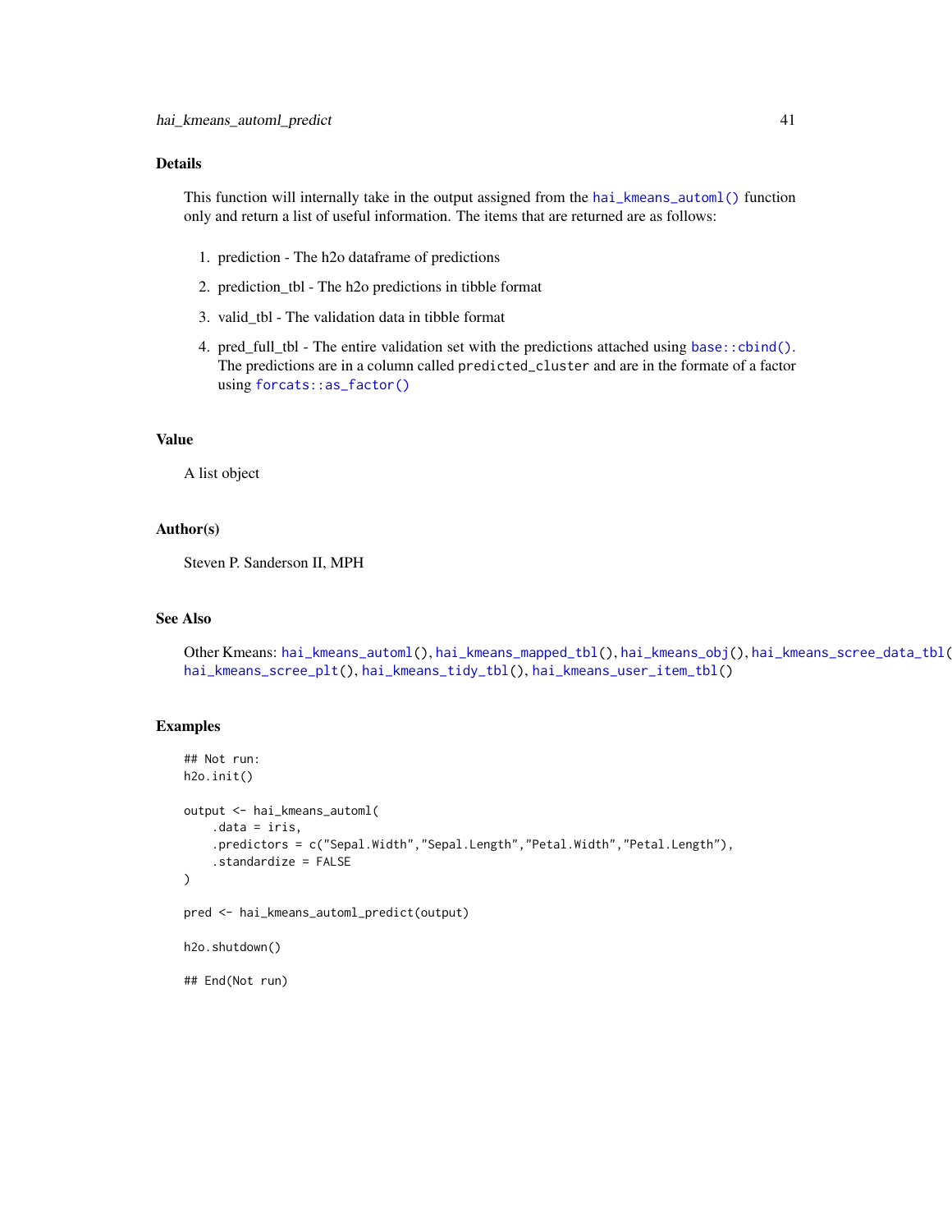## Details

This function will internally take in the output assigned from the `hai_kmeans_automl()` function only and return a list of useful information. The items that are returned are as follows:

1. prediction - The h2o dataframe of predictions
2. prediction_tbl - The h2o predictions in tibble format
3. valid_tbl - The validation data in tibble format
4. pred_full_tbl - The entire validation set with the predictions attached using `base::cbind()`. The predictions are in a column called `predicted_cluster` and are in the formate of a factor using `forcats::as_factor()`

## Value

A list object

## Author(s)

Steven P. Sanderson II, MPH

## See Also

Other Kmeans: `hai_kmeans_automl()`, `hai_kmeans_mapped_tbl()`, `hai_kmeans_obj()`, `hai_kmeans_scree_data_tbl()`, `hai_kmeans_scree_plt()`, `hai_kmeans_tidy_tbl()`, `hai_kmeans_user_item_tbl()`

## Examples

```
## Not run:
h2o.init()

output <- hai_kmeans_automl(
    .data = iris,
    .predictors = c("Sepal.Width","Sepal.Length","Petal.Width","Petal.Length"),
    .standardize = FALSE
)

pred <- hai_kmeans_automl_predict(output)

h2o.shutdown()

## End(Not run)
```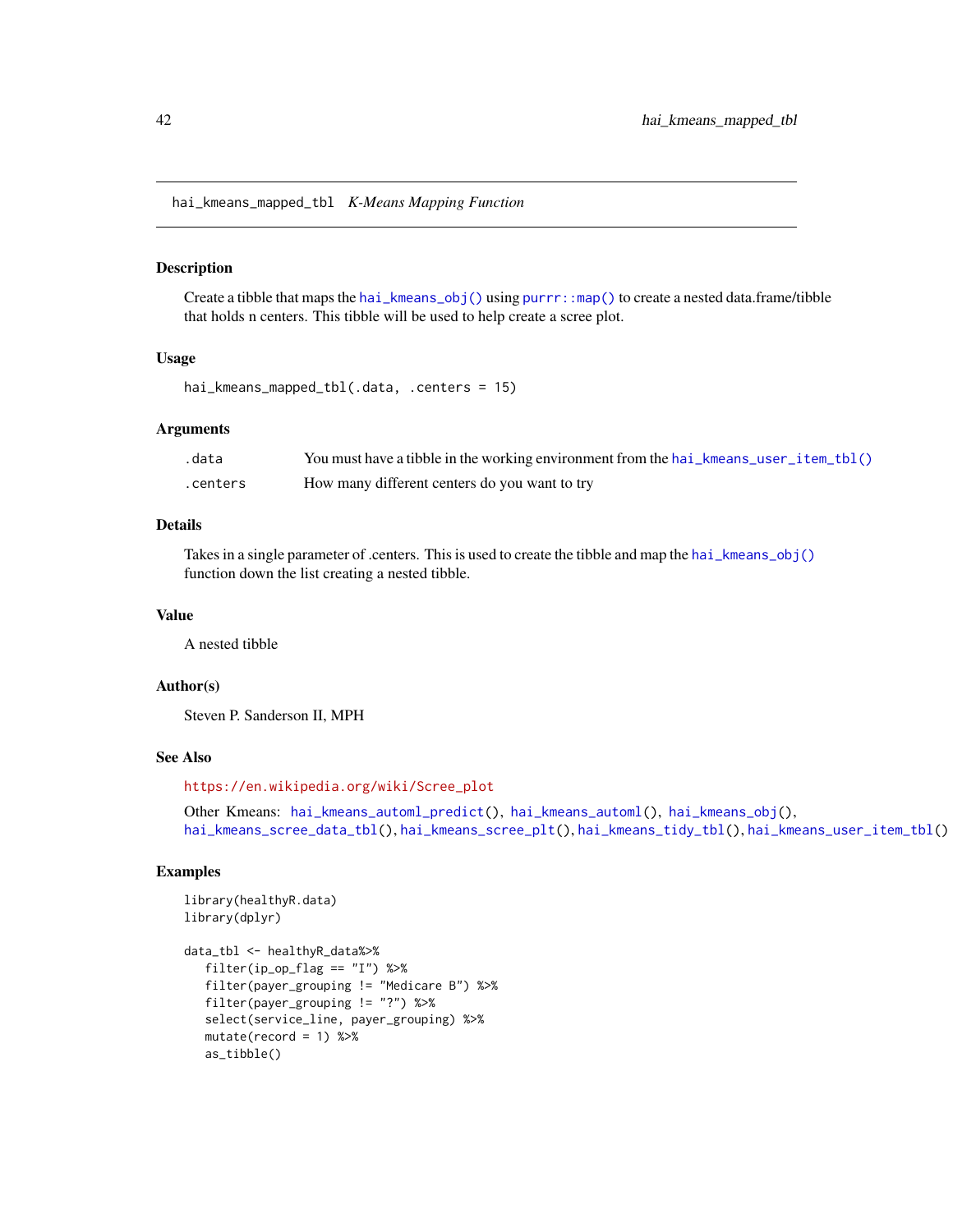## hai_kmeans_mapped_tbl *K-Means Mapping Function*

### Description

Create a tibble that maps the `hai_kmeans_obj()` using `purrr::map()` to create a nested data.frame/tibble that holds n centers. This tibble will be used to help create a scree plot.

### Usage

```
hai_kmeans_mapped_tbl(.data, .centers = 15)
```

### Arguments

| | |
|---|---|
| .data | You must have a tibble in the working environment from the `hai_kmeans_user_item_tbl()` |
| .centers | How many different centers do you want to try |

### Details

Takes in a single parameter of .centers. This is used to create the tibble and map the `hai_kmeans_obj()` function down the list creating a nested tibble.

### Value

A nested tibble

### Author(s)

Steven P. Sanderson II, MPH

### See Also

https://en.wikipedia.org/wiki/Scree_plot

Other Kmeans: `hai_kmeans_automl_predict()`, `hai_kmeans_automl()`, `hai_kmeans_obj()`, `hai_kmeans_scree_data_tbl()`, `hai_kmeans_scree_plt()`, `hai_kmeans_tidy_tbl()`, `hai_kmeans_user_item_tbl()`

### Examples

```
library(healthyR.data)
library(dplyr)

data_tbl <- healthyR_data%>%
   filter(ip_op_flag == "I") %>%
   filter(payer_grouping != "Medicare B") %>%
   filter(payer_grouping != "?") %>%
   select(service_line, payer_grouping) %>%
   mutate(record = 1) %>%
   as_tibble()
```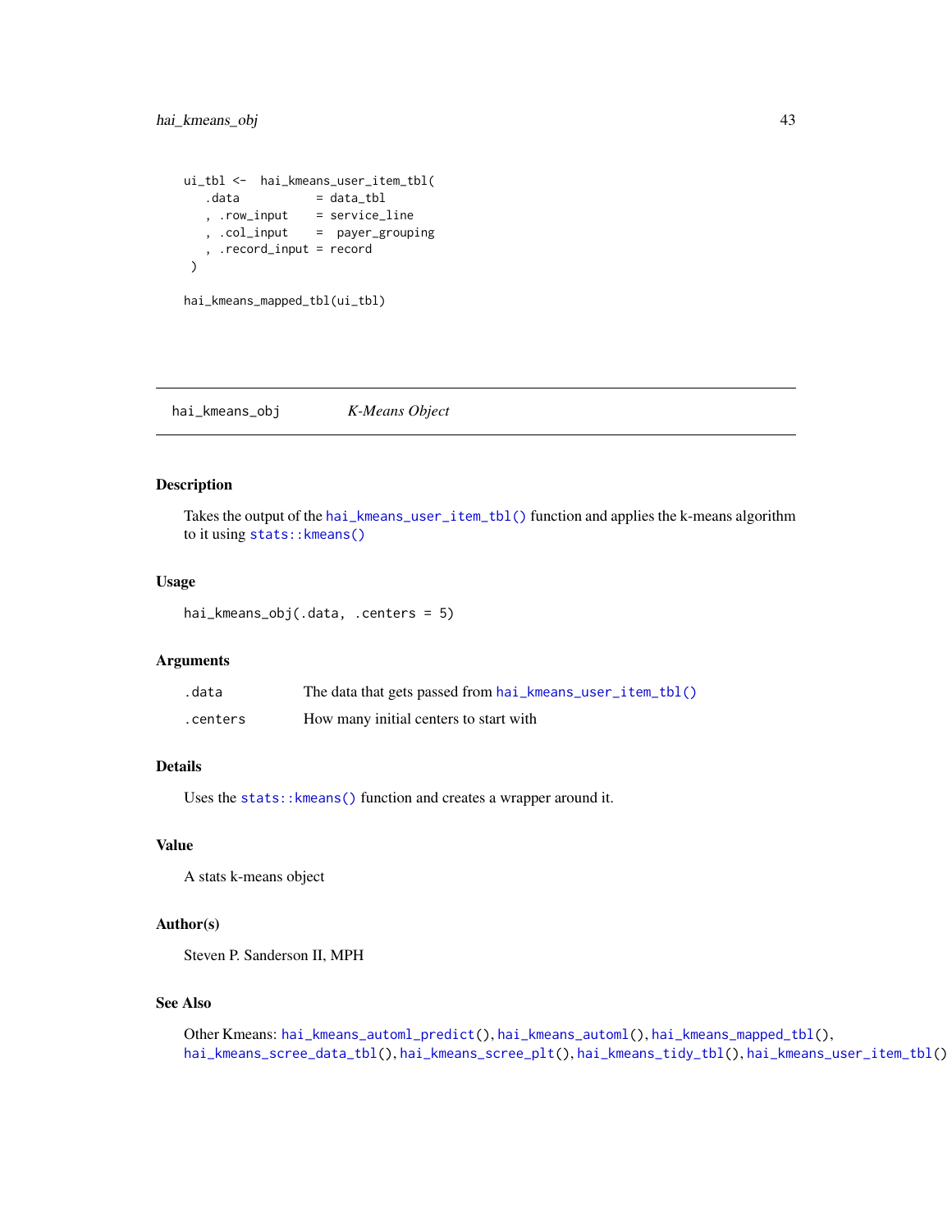```
ui_tbl <-  hai_kmeans_user_item_tbl(
   .data           = data_tbl
   , .row_input    = service_line
   , .col_input    =  payer_grouping
   , .record_input = record
 )

hai_kmeans_mapped_tbl(ui_tbl)
```

---

## hai_kmeans_obj — *K-Means Object*

### Description

Takes the output of the hai_kmeans_user_item_tbl() function and applies the k-means algorithm to it using stats::kmeans()

### Usage

```
hai_kmeans_obj(.data, .centers = 5)
```

### Arguments

| | |
|---|---|
| .data | The data that gets passed from hai_kmeans_user_item_tbl() |
| .centers | How many initial centers to start with |

### Details

Uses the stats::kmeans() function and creates a wrapper around it.

### Value

A stats k-means object

### Author(s)

Steven P. Sanderson II, MPH

### See Also

Other Kmeans: hai_kmeans_automl_predict(), hai_kmeans_automl(), hai_kmeans_mapped_tbl(), hai_kmeans_scree_data_tbl(), hai_kmeans_scree_plt(), hai_kmeans_tidy_tbl(), hai_kmeans_user_item_tbl()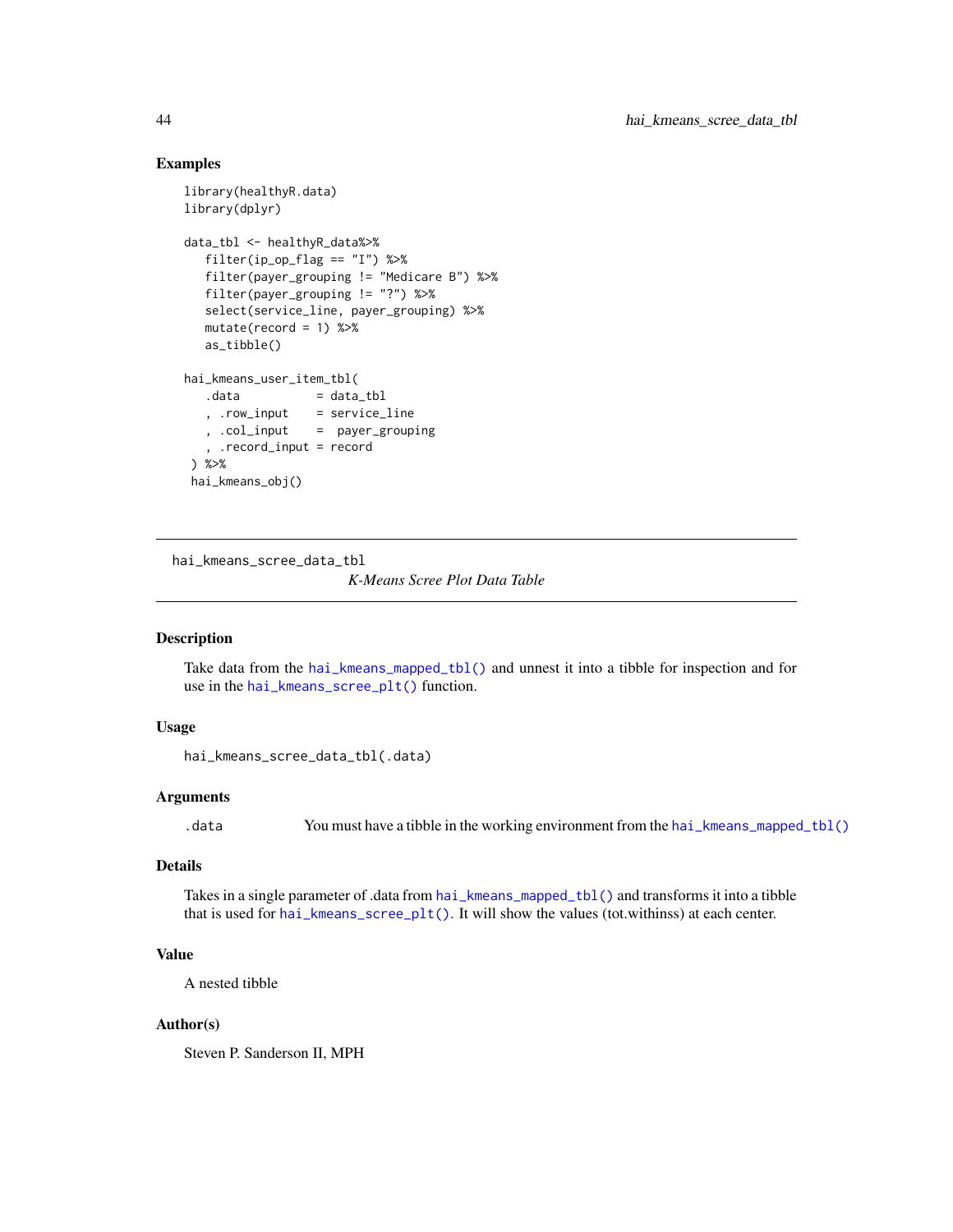### Examples

```
library(healthyR.data)
library(dplyr)

data_tbl <- healthyR_data%>%
   filter(ip_op_flag == "I") %>%
   filter(payer_grouping != "Medicare B") %>%
   filter(payer_grouping != "?") %>%
   select(service_line, payer_grouping) %>%
   mutate(record = 1) %>%
   as_tibble()

hai_kmeans_user_item_tbl(
   .data           = data_tbl
   , .row_input    = service_line
   , .col_input    =  payer_grouping
   , .record_input = record
 ) %>%
 hai_kmeans_obj()
```

---

## hai_kmeans_scree_data_tbl

*K-Means Scree Plot Data Table*

---

### Description

Take data from the hai_kmeans_mapped_tbl() and unnest it into a tibble for inspection and for use in the hai_kmeans_scree_plt() function.

### Usage

```
hai_kmeans_scree_data_tbl(.data)
```

### Arguments

| | |
|---|---|
| .data | You must have a tibble in the working environment from the hai_kmeans_mapped_tbl() |

### Details

Takes in a single parameter of .data from hai_kmeans_mapped_tbl() and transforms it into a tibble that is used for hai_kmeans_scree_plt(). It will show the values (tot.withinss) at each center.

### Value

A nested tibble

### Author(s)

Steven P. Sanderson II, MPH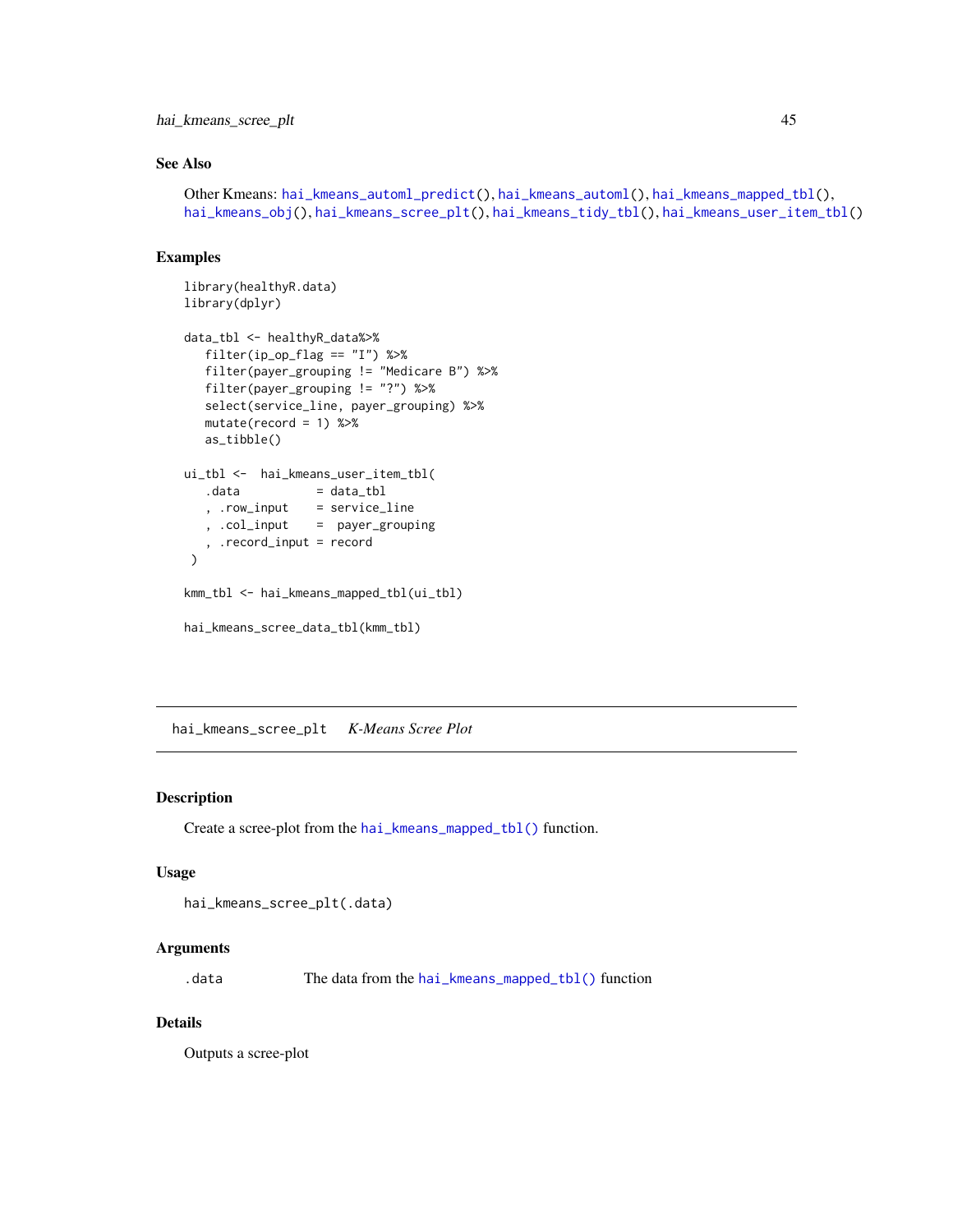### See Also

Other Kmeans: `hai_kmeans_automl_predict()`, `hai_kmeans_automl()`, `hai_kmeans_mapped_tbl()`, `hai_kmeans_obj()`, `hai_kmeans_scree_plt()`, `hai_kmeans_tidy_tbl()`, `hai_kmeans_user_item_tbl()`

### Examples

```
library(healthyR.data)
library(dplyr)

data_tbl <- healthyR_data%>%
   filter(ip_op_flag == "I") %>%
   filter(payer_grouping != "Medicare B") %>%
   filter(payer_grouping != "?") %>%
   select(service_line, payer_grouping) %>%
   mutate(record = 1) %>%
   as_tibble()

ui_tbl <-  hai_kmeans_user_item_tbl(
   .data           = data_tbl
   , .row_input    = service_line
   , .col_input    =  payer_grouping
   , .record_input = record
 )

kmm_tbl <- hai_kmeans_mapped_tbl(ui_tbl)

hai_kmeans_scree_data_tbl(kmm_tbl)
```

---

## hai_kmeans_scree_plt    *K-Means Scree Plot*

---

### Description

Create a scree-plot from the `hai_kmeans_mapped_tbl()` function.

### Usage

```
hai_kmeans_scree_plt(.data)
```

### Arguments

| | |
|---|---|
| `.data` | The data from the `hai_kmeans_mapped_tbl()` function |

### Details

Outputs a scree-plot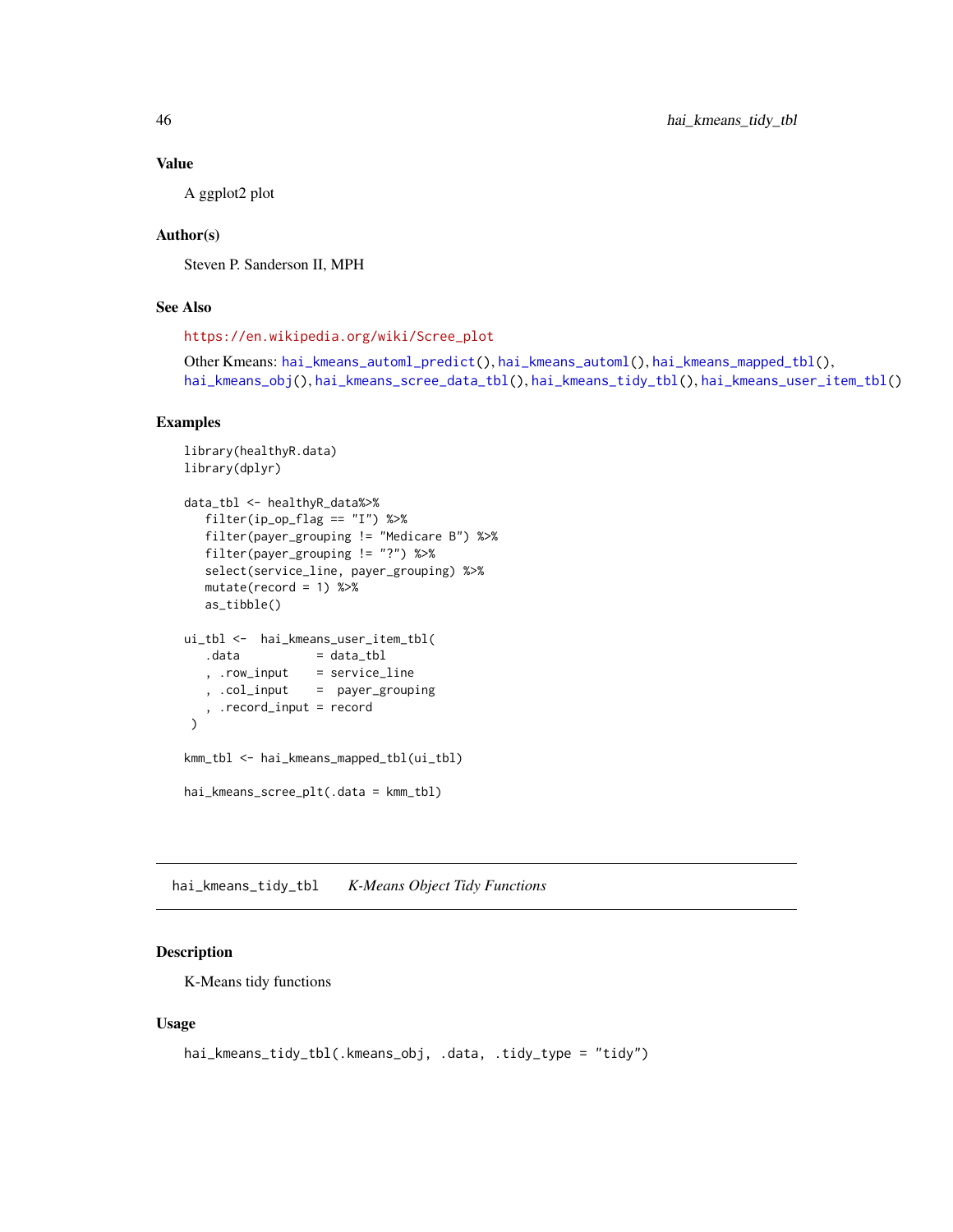### Value

A ggplot2 plot

### Author(s)

Steven P. Sanderson II, MPH

### See Also

https://en.wikipedia.org/wiki/Scree_plot

Other Kmeans: hai_kmeans_automl_predict(), hai_kmeans_automl(), hai_kmeans_mapped_tbl(), hai_kmeans_obj(), hai_kmeans_scree_data_tbl(), hai_kmeans_tidy_tbl(), hai_kmeans_user_item_tbl()

### Examples

```
library(healthyR.data)
library(dplyr)

data_tbl <- healthyR_data%>%
   filter(ip_op_flag == "I") %>%
   filter(payer_grouping != "Medicare B") %>%
   filter(payer_grouping != "?") %>%
   select(service_line, payer_grouping) %>%
   mutate(record = 1) %>%
   as_tibble()

ui_tbl <-  hai_kmeans_user_item_tbl(
   .data           = data_tbl
   , .row_input    = service_line
   , .col_input    =  payer_grouping
   , .record_input = record
 )

kmm_tbl <- hai_kmeans_mapped_tbl(ui_tbl)

hai_kmeans_scree_plt(.data = kmm_tbl)
```

---

## hai_kmeans_tidy_tbl    *K-Means Object Tidy Functions*

### Description

K-Means tidy functions

### Usage

```
hai_kmeans_tidy_tbl(.kmeans_obj, .data, .tidy_type = "tidy")
```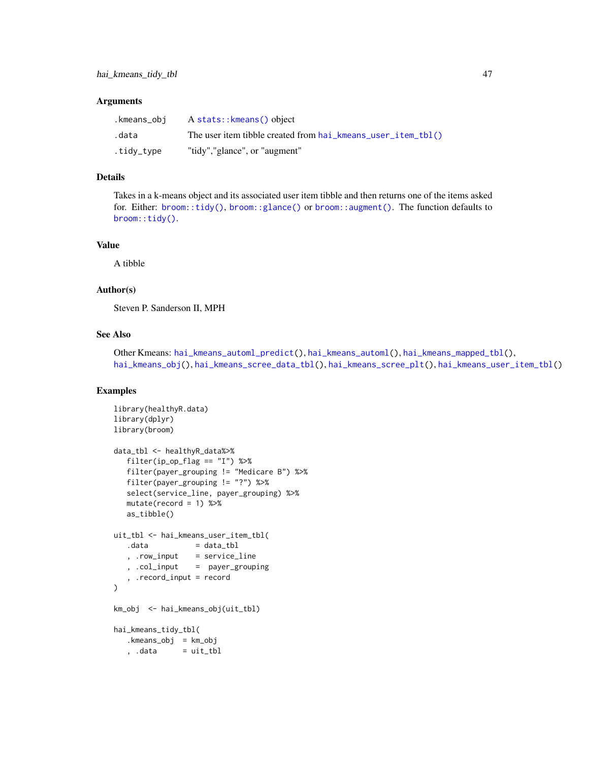## Arguments

| | |
|---|---|
| .kmeans_obj | A stats::kmeans() object |
| .data | The user item tibble created from hai_kmeans_user_item_tbl() |
| .tidy_type | "tidy","glance", or "augment" |

## Details

Takes in a k-means object and its associated user item tibble and then returns one of the items asked for. Either: broom::tidy(), broom::glance() or broom::augment(). The function defaults to broom::tidy().

## Value

A tibble

## Author(s)

Steven P. Sanderson II, MPH

## See Also

Other Kmeans: hai_kmeans_automl_predict(), hai_kmeans_automl(), hai_kmeans_mapped_tbl(), hai_kmeans_obj(), hai_kmeans_scree_data_tbl(), hai_kmeans_scree_plt(), hai_kmeans_user_item_tbl()

## Examples

```
library(healthyR.data)
library(dplyr)
library(broom)

data_tbl <- healthyR_data%>%
   filter(ip_op_flag == "I") %>%
   filter(payer_grouping != "Medicare B") %>%
   filter(payer_grouping != "?") %>%
   select(service_line, payer_grouping) %>%
   mutate(record = 1) %>%
   as_tibble()

uit_tbl <- hai_kmeans_user_item_tbl(
   .data           = data_tbl
   , .row_input    = service_line
   , .col_input    =  payer_grouping
   , .record_input = record
)

km_obj  <- hai_kmeans_obj(uit_tbl)

hai_kmeans_tidy_tbl(
   .kmeans_obj  = km_obj
   , .data      = uit_tbl
```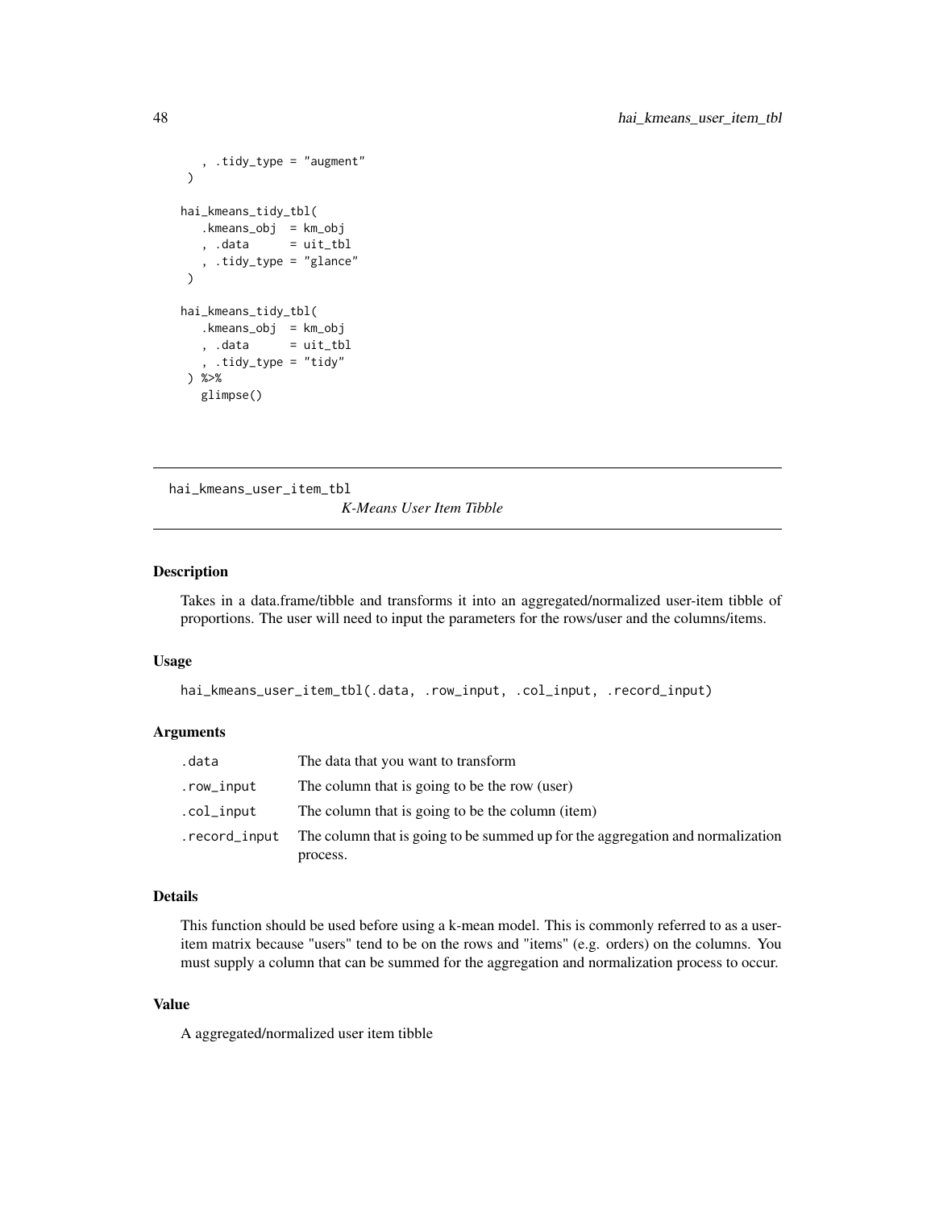```
    , .tidy_type = "augment"
  )

hai_kmeans_tidy_tbl(
    .kmeans_obj  = km_obj
    , .data      = uit_tbl
    , .tidy_type = "glance"
  )

hai_kmeans_tidy_tbl(
    .kmeans_obj  = km_obj
    , .data      = uit_tbl
    , .tidy_type = "tidy"
  ) %>%
    glimpse()
```

---

## hai_kmeans_user_item_tbl    *K-Means User Item Tibble*

---

### Description

Takes in a data.frame/tibble and transforms it into an aggregated/normalized user-item tibble of proportions. The user will need to input the parameters for the rows/user and the columns/items.

### Usage

```
hai_kmeans_user_item_tbl(.data, .row_input, .col_input, .record_input)
```

### Arguments

| | |
|---|---|
| `.data` | The data that you want to transform |
| `.row_input` | The column that is going to be the row (user) |
| `.col_input` | The column that is going to be the column (item) |
| `.record_input` | The column that is going to be summed up for the aggregation and normalization process. |

### Details

This function should be used before using a k-mean model. This is commonly referred to as a user-item matrix because "users" tend to be on the rows and "items" (e.g. orders) on the columns. You must supply a column that can be summed for the aggregation and normalization process to occur.

### Value

A aggregated/normalized user item tibble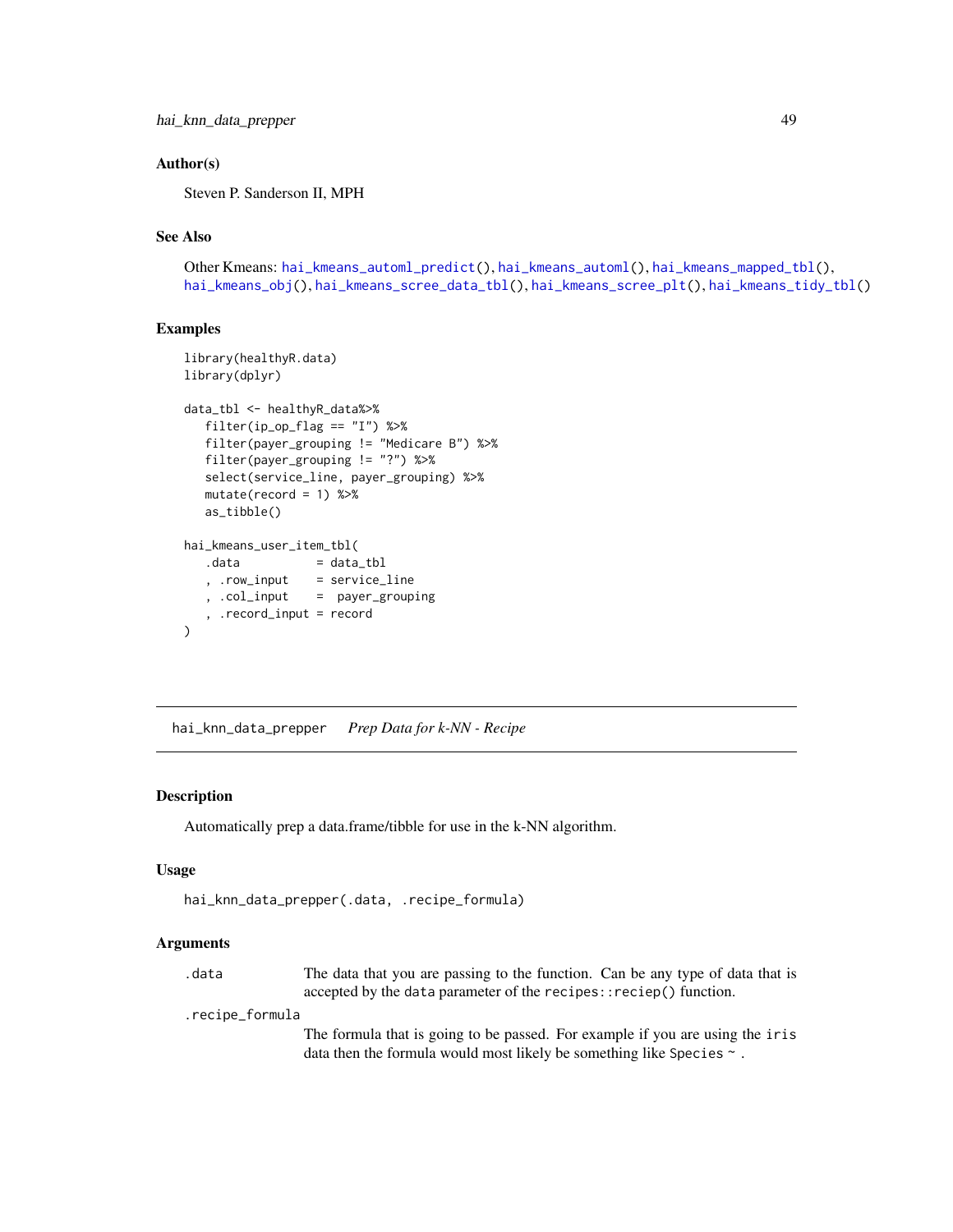## Author(s)

Steven P. Sanderson II, MPH

## See Also

Other Kmeans: hai_kmeans_automl_predict(), hai_kmeans_automl(), hai_kmeans_mapped_tbl(), hai_kmeans_obj(), hai_kmeans_scree_data_tbl(), hai_kmeans_scree_plt(), hai_kmeans_tidy_tbl()

## Examples

```
library(healthyR.data)
library(dplyr)

data_tbl <- healthyR_data%>%
   filter(ip_op_flag == "I") %>%
   filter(payer_grouping != "Medicare B") %>%
   filter(payer_grouping != "?") %>%
   select(service_line, payer_grouping) %>%
   mutate(record = 1) %>%
   as_tibble()

hai_kmeans_user_item_tbl(
   .data           = data_tbl
   , .row_input    = service_line
   , .col_input    =  payer_grouping
   , .record_input = record
)
```

---

# hai_knn_data_prepper *Prep Data for k-NN - Recipe*

## Description

Automatically prep a data.frame/tibble for use in the k-NN algorithm.

## Usage

```
hai_knn_data_prepper(.data, .recipe_formula)
```

## Arguments

| | |
|---|---|
| .data | The data that you are passing to the function. Can be any type of data that is accepted by the data parameter of the recipes::reciep() function. |
| .recipe_formula | The formula that is going to be passed. For example if you are using the iris data then the formula would most likely be something like Species ~ . |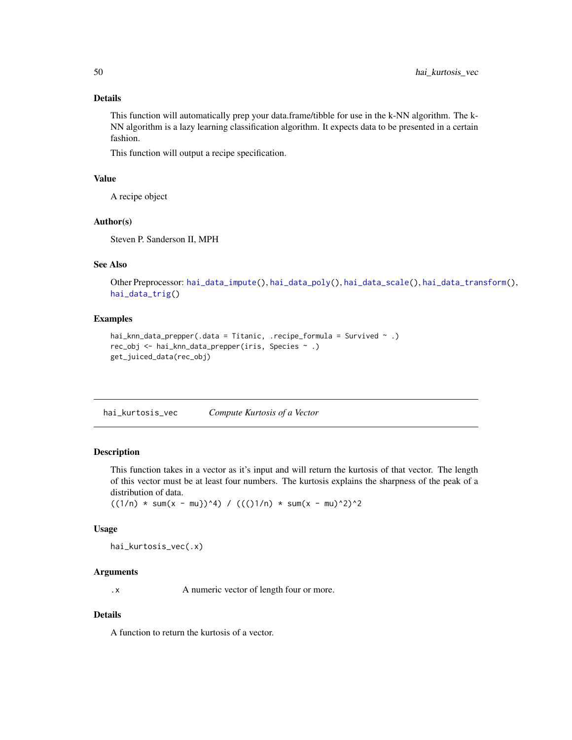### Details

This function will automatically prep your data.frame/tibble for use in the k-NN algorithm. The k-NN algorithm is a lazy learning classification algorithm. It expects data to be presented in a certain fashion.

This function will output a recipe specification.

### Value

A recipe object

### Author(s)

Steven P. Sanderson II, MPH

### See Also

Other Preprocessor: hai_data_impute(), hai_data_poly(), hai_data_scale(), hai_data_transform(), hai_data_trig()

### Examples

```
hai_knn_data_prepper(.data = Titanic, .recipe_formula = Survived ~ .)
rec_obj <- hai_knn_data_prepper(iris, Species ~ .)
get_juiced_data(rec_obj)
```

---

## hai_kurtosis_vec — *Compute Kurtosis of a Vector*

### Description

This function takes in a vector as it's input and will return the kurtosis of that vector. The length of this vector must be at least four numbers. The kurtosis explains the sharpness of the peak of a distribution of data.
`((1/n) * sum(x - mu})^4) / ((()1/n) * sum(x - mu)^2)^2`

### Usage

```
hai_kurtosis_vec(.x)
```

### Arguments

| | |
|---|---|
| .x | A numeric vector of length four or more. |

### Details

A function to return the kurtosis of a vector.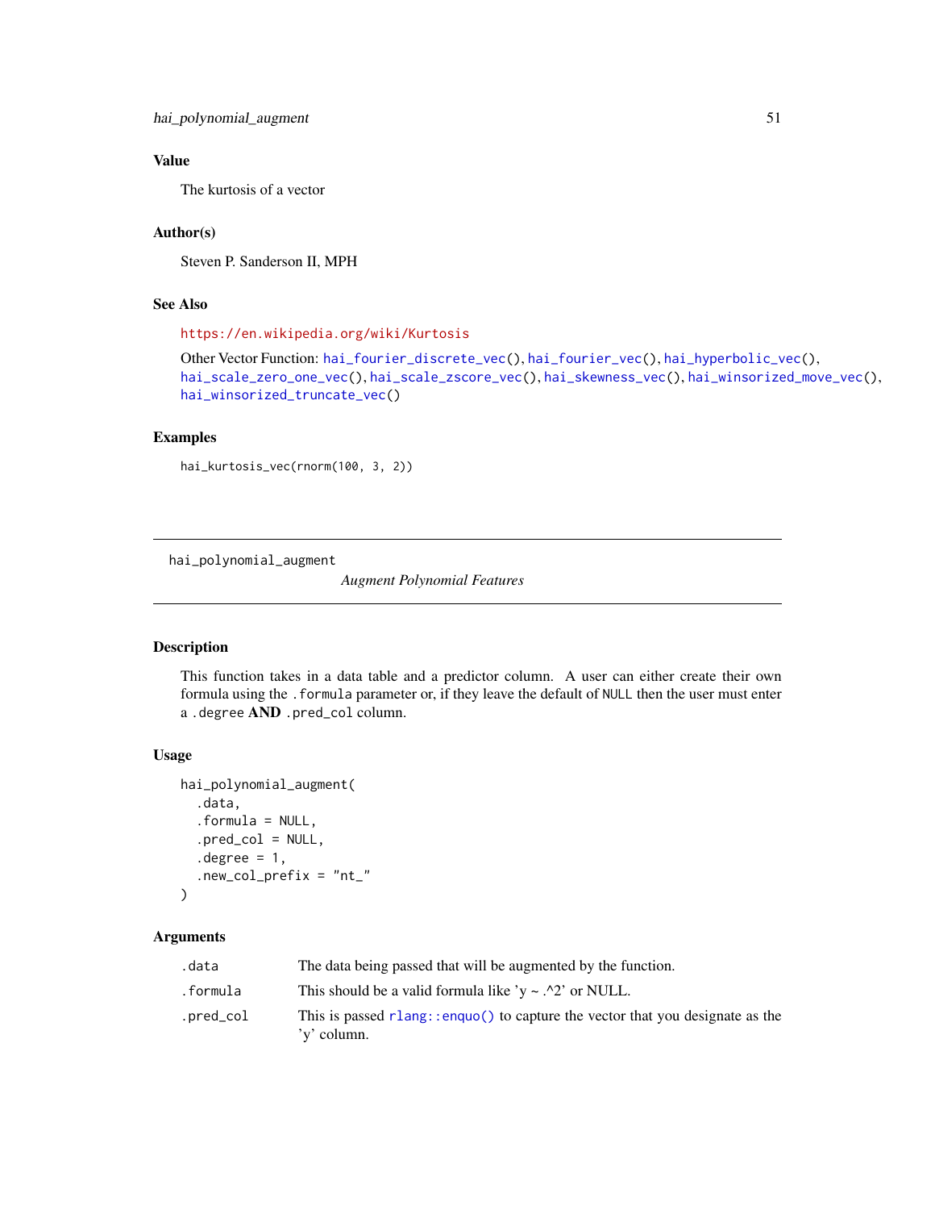## Value

The kurtosis of a vector

## Author(s)

Steven P. Sanderson II, MPH

## See Also

https://en.wikipedia.org/wiki/Kurtosis

Other Vector Function: hai_fourier_discrete_vec(), hai_fourier_vec(), hai_hyperbolic_vec(), hai_scale_zero_one_vec(), hai_scale_zscore_vec(), hai_skewness_vec(), hai_winsorized_move_vec(), hai_winsorized_truncate_vec()

## Examples

```
hai_kurtosis_vec(rnorm(100, 3, 2))
```

---

# hai_polynomial_augment

*Augment Polynomial Features*

---

## Description

This function takes in a data table and a predictor column. A user can either create their own formula using the .formula parameter or, if they leave the default of NULL then the user must enter a .degree **AND** .pred_col column.

## Usage

```
hai_polynomial_augment(
  .data,
  .formula = NULL,
  .pred_col = NULL,
  .degree = 1,
  .new_col_prefix = "nt_"
)
```

## Arguments

| | |
|---|---|
| .data | The data being passed that will be augmented by the function. |
| .formula | This should be a valid formula like 'y ~ .^2' or NULL. |
| .pred_col | This is passed rlang::enquo() to capture the vector that you designate as the 'y' column. |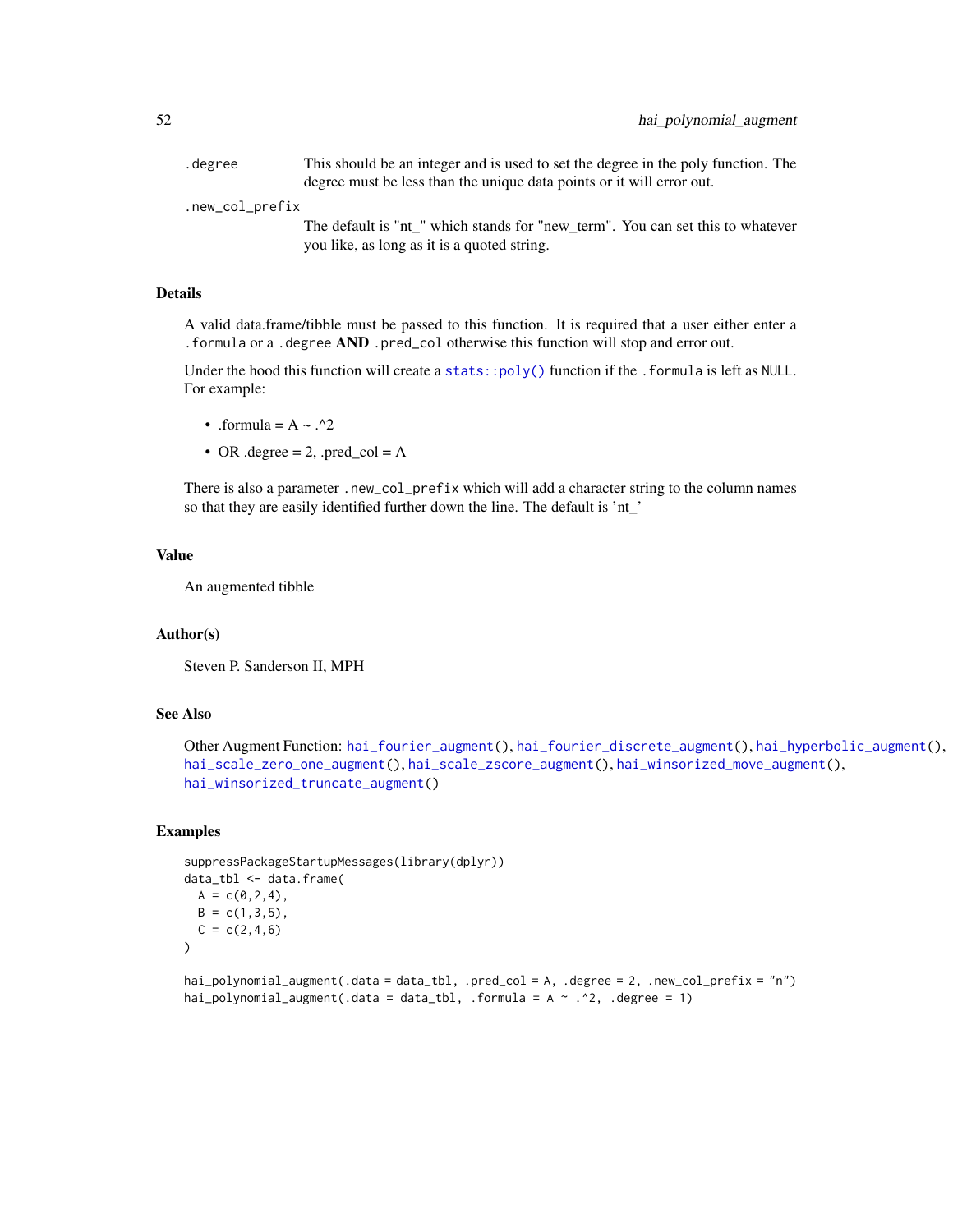.degree
: This should be an integer and is used to set the degree in the poly function. The degree must be less than the unique data points or it will error out.

.new_col_prefix
: The default is "nt_" which stands for "new_term". You can set this to whatever you like, as long as it is a quoted string.

## Details

A valid data.frame/tibble must be passed to this function. It is required that a user either enter a `.formula` or a `.degree` **AND** `.pred_col` otherwise this function will stop and error out.

Under the hood this function will create a `stats::poly()` function if the `.formula` is left as `NULL`. For example:

- .formula = A ~ .^2
- OR .degree = 2, .pred_col = A

There is also a parameter `.new_col_prefix` which will add a character string to the column names so that they are easily identified further down the line. The default is 'nt_'

## Value

An augmented tibble

## Author(s)

Steven P. Sanderson II, MPH

## See Also

Other Augment Function: `hai_fourier_augment()`, `hai_fourier_discrete_augment()`, `hai_hyperbolic_augment()`, `hai_scale_zero_one_augment()`, `hai_scale_zscore_augment()`, `hai_winsorized_move_augment()`, `hai_winsorized_truncate_augment()`

## Examples

```
suppressPackageStartupMessages(library(dplyr))
data_tbl <- data.frame(
  A = c(0,2,4),
  B = c(1,3,5),
  C = c(2,4,6)
)

hai_polynomial_augment(.data = data_tbl, .pred_col = A, .degree = 2, .new_col_prefix = "n")
hai_polynomial_augment(.data = data_tbl, .formula = A ~ .^2, .degree = 1)
```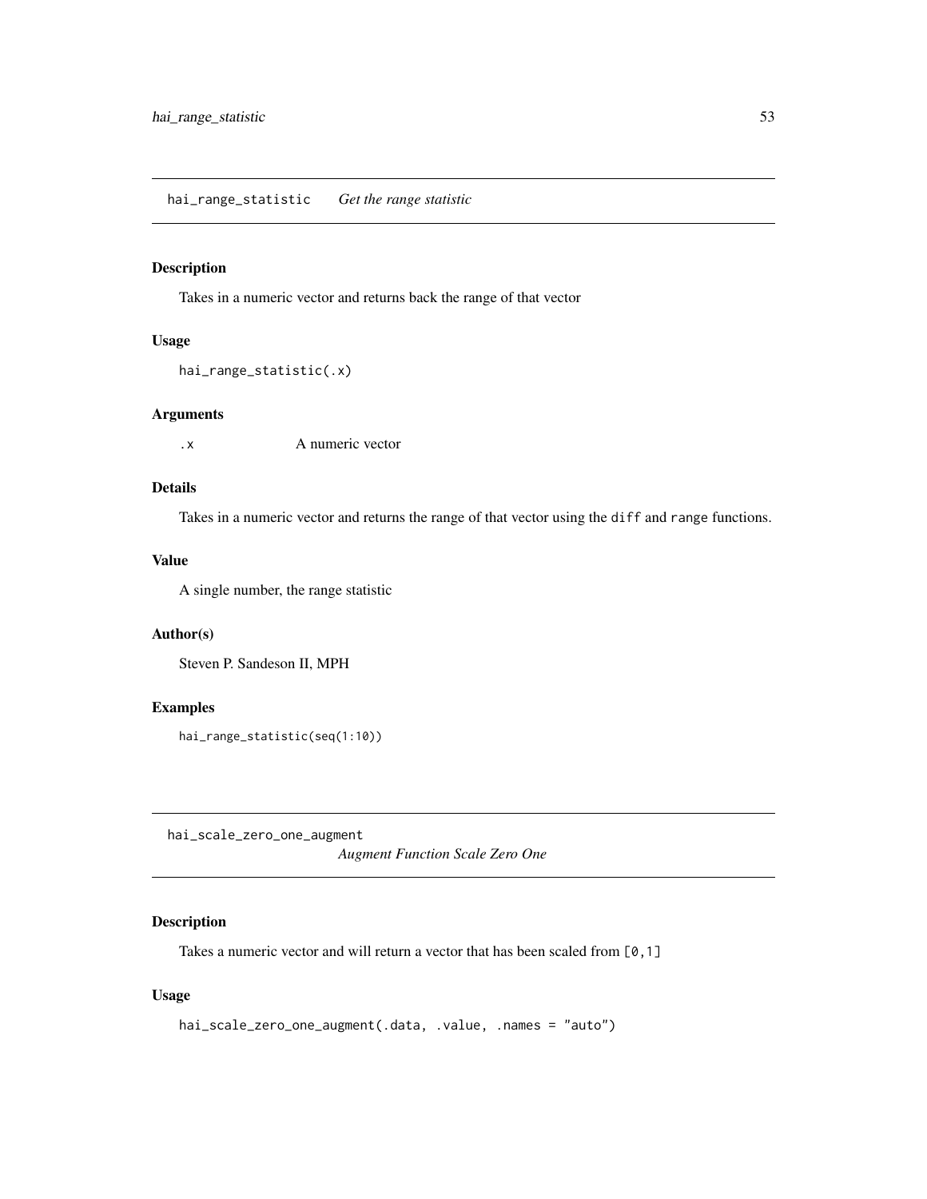## hai_range_statistic *Get the range statistic*

### Description

Takes in a numeric vector and returns back the range of that vector

### Usage

```
hai_range_statistic(.x)
```

### Arguments

| | |
|---|---|
| .x | A numeric vector |

### Details

Takes in a numeric vector and returns the range of that vector using the `diff` and `range` functions.

### Value

A single number, the range statistic

### Author(s)

Steven P. Sandeson II, MPH

### Examples

```
hai_range_statistic(seq(1:10))
```

## hai_scale_zero_one_augment *Augment Function Scale Zero One*

### Description

Takes a numeric vector and will return a vector that has been scaled from `[0,1]`

### Usage

```
hai_scale_zero_one_augment(.data, .value, .names = "auto")
```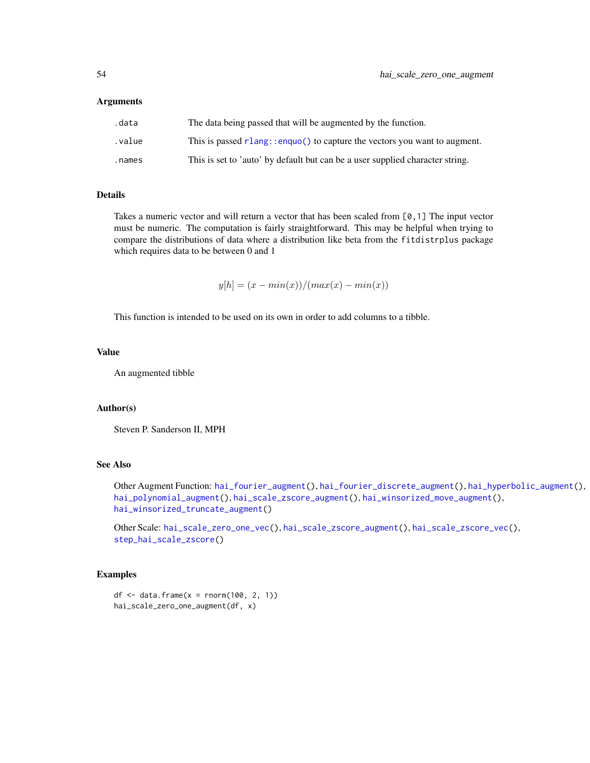## Arguments

| | |
|---|---|
| `.data` | The data being passed that will be augmented by the function. |
| `.value` | This is passed `rlang::enquo()` to capture the vectors you want to augment. |
| `.names` | This is set to 'auto' by default but can be a user supplied character string. |

## Details

Takes a numeric vector and will return a vector that has been scaled from `[0,1]` The input vector must be numeric. The computation is fairly straightforward. This may be helpful when trying to compare the distributions of data where a distribution like beta from the `fitdistrplus` package which requires data to be between 0 and 1

$$y[h] = (x - min(x))/(max(x) - min(x))$$

This function is intended to be used on its own in order to add columns to a tibble.

## Value

An augmented tibble

## Author(s)

Steven P. Sanderson II, MPH

## See Also

Other Augment Function: `hai_fourier_augment()`, `hai_fourier_discrete_augment()`, `hai_hyperbolic_augment()`, `hai_polynomial_augment()`, `hai_scale_zscore_augment()`, `hai_winsorized_move_augment()`, `hai_winsorized_truncate_augment()`

Other Scale: `hai_scale_zero_one_vec()`, `hai_scale_zscore_augment()`, `hai_scale_zscore_vec()`, `step_hai_scale_zscore()`

## Examples

```
df <- data.frame(x = rnorm(100, 2, 1))
hai_scale_zero_one_augment(df, x)
```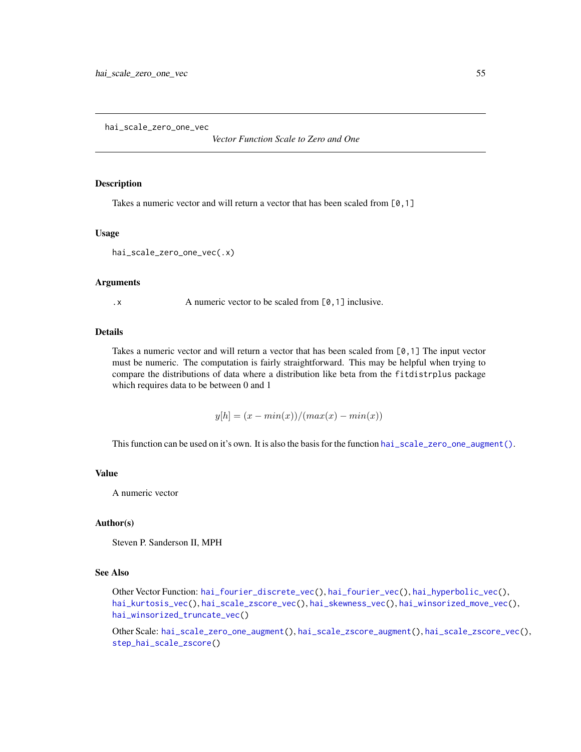hai_scale_zero_one_vec

*Vector Function Scale to Zero and One*

## Description

Takes a numeric vector and will return a vector that has been scaled from `[0,1]`

## Usage

```
hai_scale_zero_one_vec(.x)
```

## Arguments

| | |
|---|---|
| .x | A numeric vector to be scaled from `[0,1]` inclusive. |

## Details

Takes a numeric vector and will return a vector that has been scaled from `[0,1]` The input vector must be numeric. The computation is fairly straightforward. This may be helpful when trying to compare the distributions of data where a distribution like beta from the `fitdistrplus` package which requires data to be between 0 and 1

$$y[h] = (x - min(x))/(max(x) - min(x))$$

This function can be used on it's own. It is also the basis for the function `hai_scale_zero_one_augment()`.

## Value

A numeric vector

## Author(s)

Steven P. Sanderson II, MPH

## See Also

Other Vector Function: `hai_fourier_discrete_vec()`, `hai_fourier_vec()`, `hai_hyperbolic_vec()`, `hai_kurtosis_vec()`, `hai_scale_zscore_vec()`, `hai_skewness_vec()`, `hai_winsorized_move_vec()`, `hai_winsorized_truncate_vec()`

Other Scale: `hai_scale_zero_one_augment()`, `hai_scale_zscore_augment()`, `hai_scale_zscore_vec()`, `step_hai_scale_zscore()`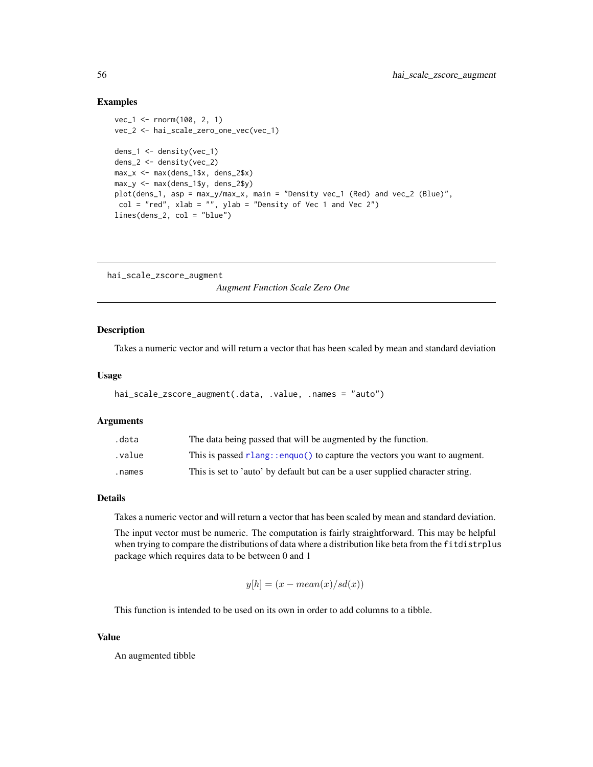## Examples

```
vec_1 <- rnorm(100, 2, 1)
vec_2 <- hai_scale_zero_one_vec(vec_1)

dens_1 <- density(vec_1)
dens_2 <- density(vec_2)
max_x <- max(dens_1$x, dens_2$x)
max_y <- max(dens_1$y, dens_2$y)
plot(dens_1, asp = max_y/max_x, main = "Density vec_1 (Red) and vec_2 (Blue)",
 col = "red", xlab = "", ylab = "Density of Vec 1 and Vec 2")
lines(dens_2, col = "blue")
```

---

# hai_scale_zscore_augment

*Augment Function Scale Zero One*

---

## Description

Takes a numeric vector and will return a vector that has been scaled by mean and standard deviation

## Usage

```
hai_scale_zscore_augment(.data, .value, .names = "auto")
```

## Arguments

| | |
|---|---|
| .data | The data being passed that will be augmented by the function. |
| .value | This is passed `rlang::enquo()` to capture the vectors you want to augment. |
| .names | This is set to 'auto' by default but can be a user supplied character string. |

## Details

Takes a numeric vector and will return a vector that has been scaled by mean and standard deviation.

The input vector must be numeric. The computation is fairly straightforward. This may be helpful when trying to compare the distributions of data where a distribution like beta from the `fitdistrplus` package which requires data to be between 0 and 1

$$y[h] = (x - mean(x)/sd(x))$$

This function is intended to be used on its own in order to add columns to a tibble.

## Value

An augmented tibble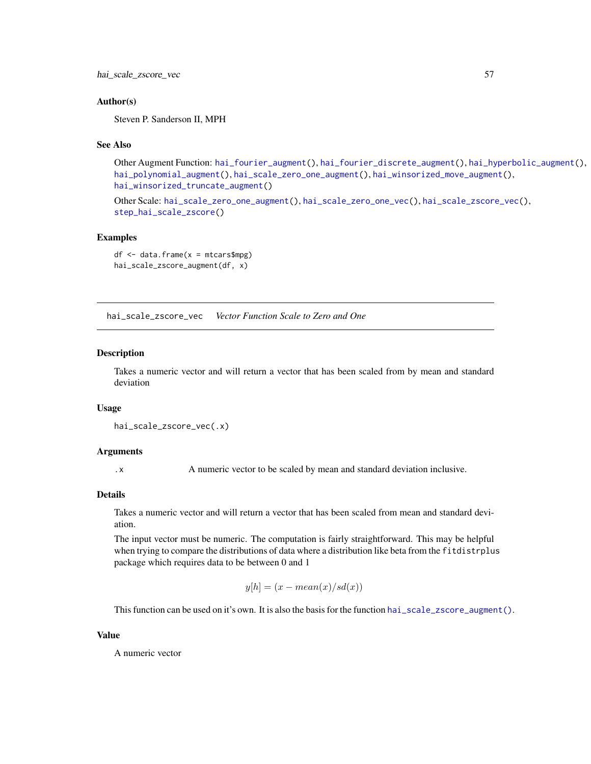### Author(s)

Steven P. Sanderson II, MPH

### See Also

Other Augment Function: `hai_fourier_augment()`, `hai_fourier_discrete_augment()`, `hai_hyperbolic_augment()`, `hai_polynomial_augment()`, `hai_scale_zero_one_augment()`, `hai_winsorized_move_augment()`, `hai_winsorized_truncate_augment()`

Other Scale: `hai_scale_zero_one_augment()`, `hai_scale_zero_one_vec()`, `hai_scale_zscore_vec()`, `step_hai_scale_zscore()`

### Examples

```
df <- data.frame(x = mtcars$mpg)
hai_scale_zscore_augment(df, x)
```

---

## hai_scale_zscore_vec *Vector Function Scale to Zero and One*

### Description

Takes a numeric vector and will return a vector that has been scaled from by mean and standard deviation

### Usage

```
hai_scale_zscore_vec(.x)
```

### Arguments

`.x` A numeric vector to be scaled by mean and standard deviation inclusive.

### Details

Takes a numeric vector and will return a vector that has been scaled from mean and standard deviation.

The input vector must be numeric. The computation is fairly straightforward. This may be helpful when trying to compare the distributions of data where a distribution like beta from the `fitdistrplus` package which requires data to be between 0 and 1

$$y[h] = (x - mean(x)/sd(x))$$

This function can be used on it's own. It is also the basis for the function `hai_scale_zscore_augment()`.

### Value

A numeric vector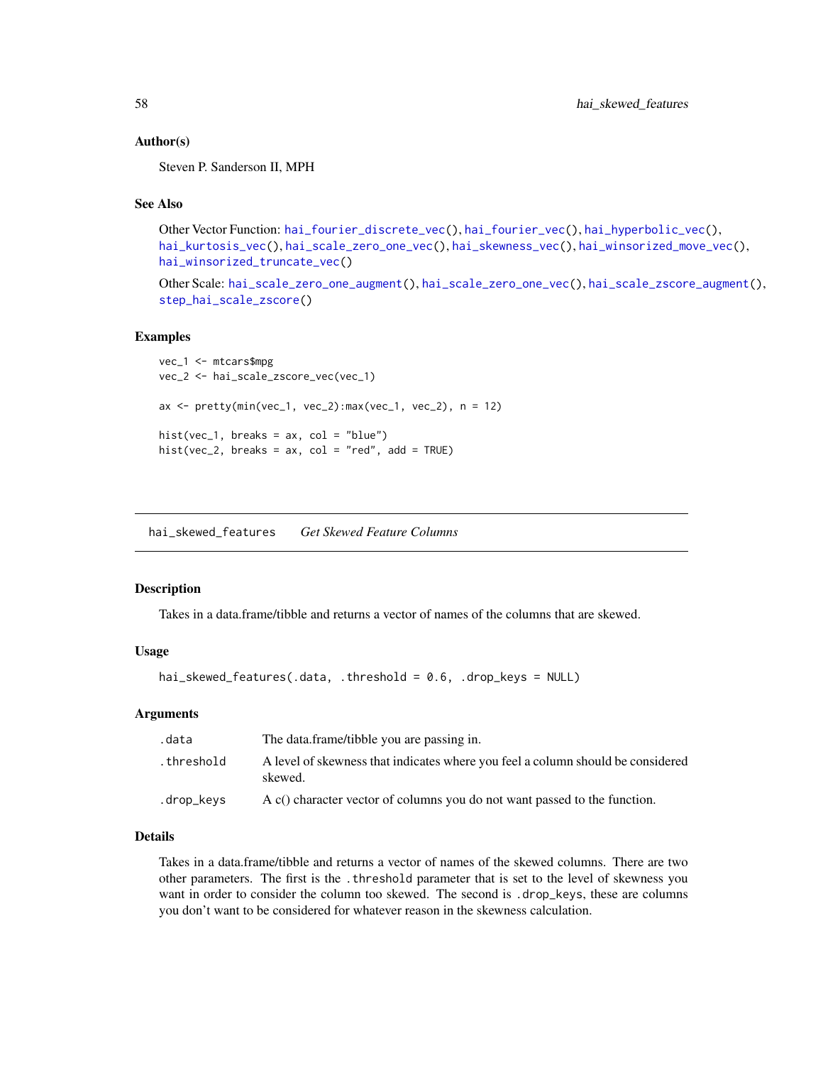### Author(s)

Steven P. Sanderson II, MPH

### See Also

Other Vector Function: hai_fourier_discrete_vec(), hai_fourier_vec(), hai_hyperbolic_vec(), hai_kurtosis_vec(), hai_scale_zero_one_vec(), hai_skewness_vec(), hai_winsorized_move_vec(), hai_winsorized_truncate_vec()

Other Scale: hai_scale_zero_one_augment(), hai_scale_zero_one_vec(), hai_scale_zscore_augment(), step_hai_scale_zscore()

### Examples

```
vec_1 <- mtcars$mpg
vec_2 <- hai_scale_zscore_vec(vec_1)

ax <- pretty(min(vec_1, vec_2):max(vec_1, vec_2), n = 12)

hist(vec_1, breaks = ax, col = "blue")
hist(vec_2, breaks = ax, col = "red", add = TRUE)
```

---

## hai_skewed_features *Get Skewed Feature Columns*

---

### Description

Takes in a data.frame/tibble and returns a vector of names of the columns that are skewed.

### Usage

```
hai_skewed_features(.data, .threshold = 0.6, .drop_keys = NULL)
```

### Arguments

| | |
|---|---|
| .data | The data.frame/tibble you are passing in. |
| .threshold | A level of skewness that indicates where you feel a column should be considered skewed. |
| .drop_keys | A c() character vector of columns you do not want passed to the function. |

### Details

Takes in a data.frame/tibble and returns a vector of names of the skewed columns. There are two other parameters. The first is the .threshold parameter that is set to the level of skewness you want in order to consider the column too skewed. The second is .drop_keys, these are columns you don't want to be considered for whatever reason in the skewness calculation.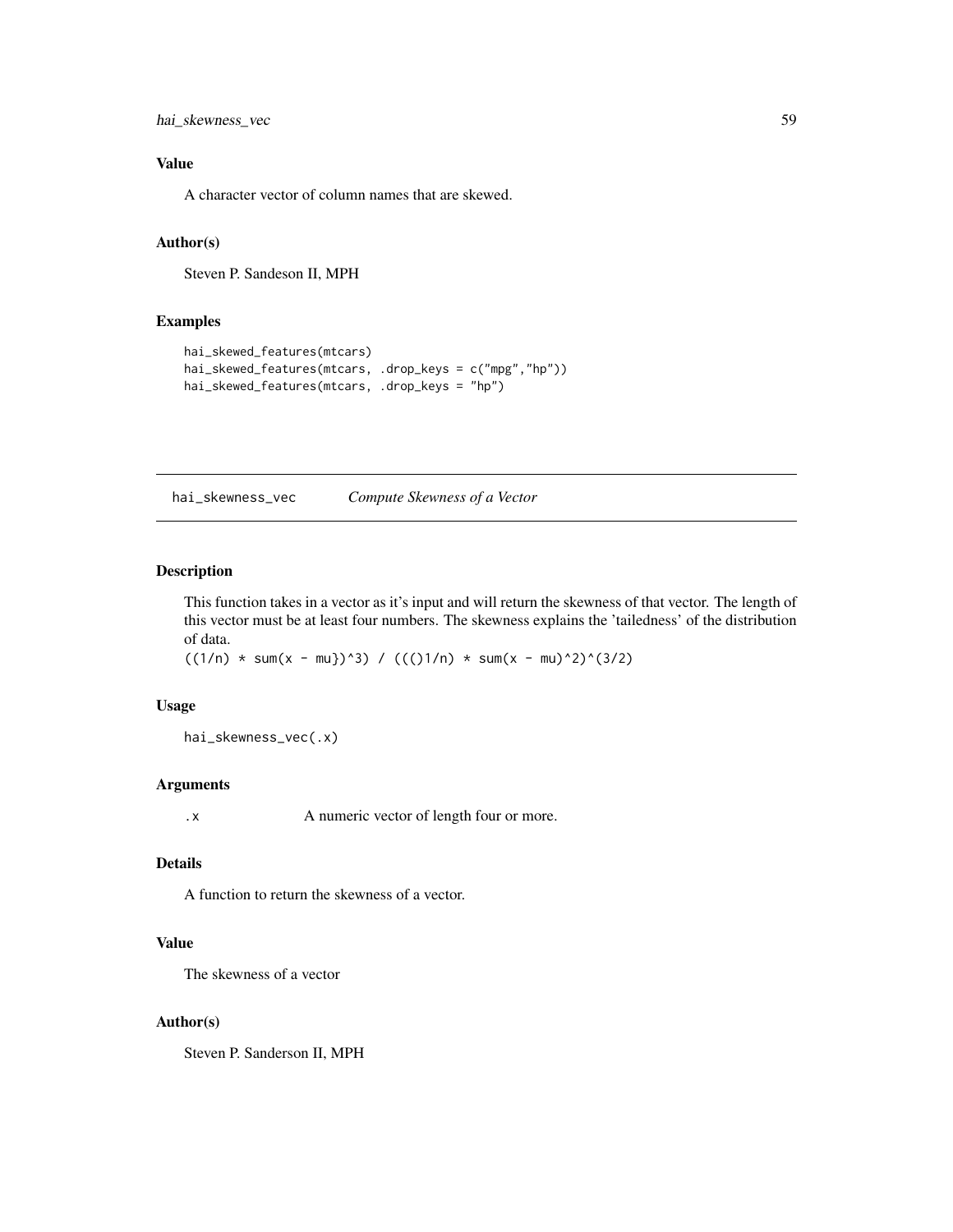## Value

A character vector of column names that are skewed.

## Author(s)

Steven P. Sandeson II, MPH

## Examples

```
hai_skewed_features(mtcars)
hai_skewed_features(mtcars, .drop_keys = c("mpg","hp"))
hai_skewed_features(mtcars, .drop_keys = "hp")
```

---

# hai_skewness_vec — *Compute Skewness of a Vector*

## Description

This function takes in a vector as it's input and will return the skewness of that vector. The length of this vector must be at least four numbers. The skewness explains the 'tailedness' of the distribution of data.

`((1/n) * sum(x - mu})^3) / ((()1/n) * sum(x - mu)^2)^(3/2)`

## Usage

```
hai_skewness_vec(.x)
```

## Arguments

| | |
|---|---|
| `.x` | A numeric vector of length four or more. |

## Details

A function to return the skewness of a vector.

## Value

The skewness of a vector

## Author(s)

Steven P. Sanderson II, MPH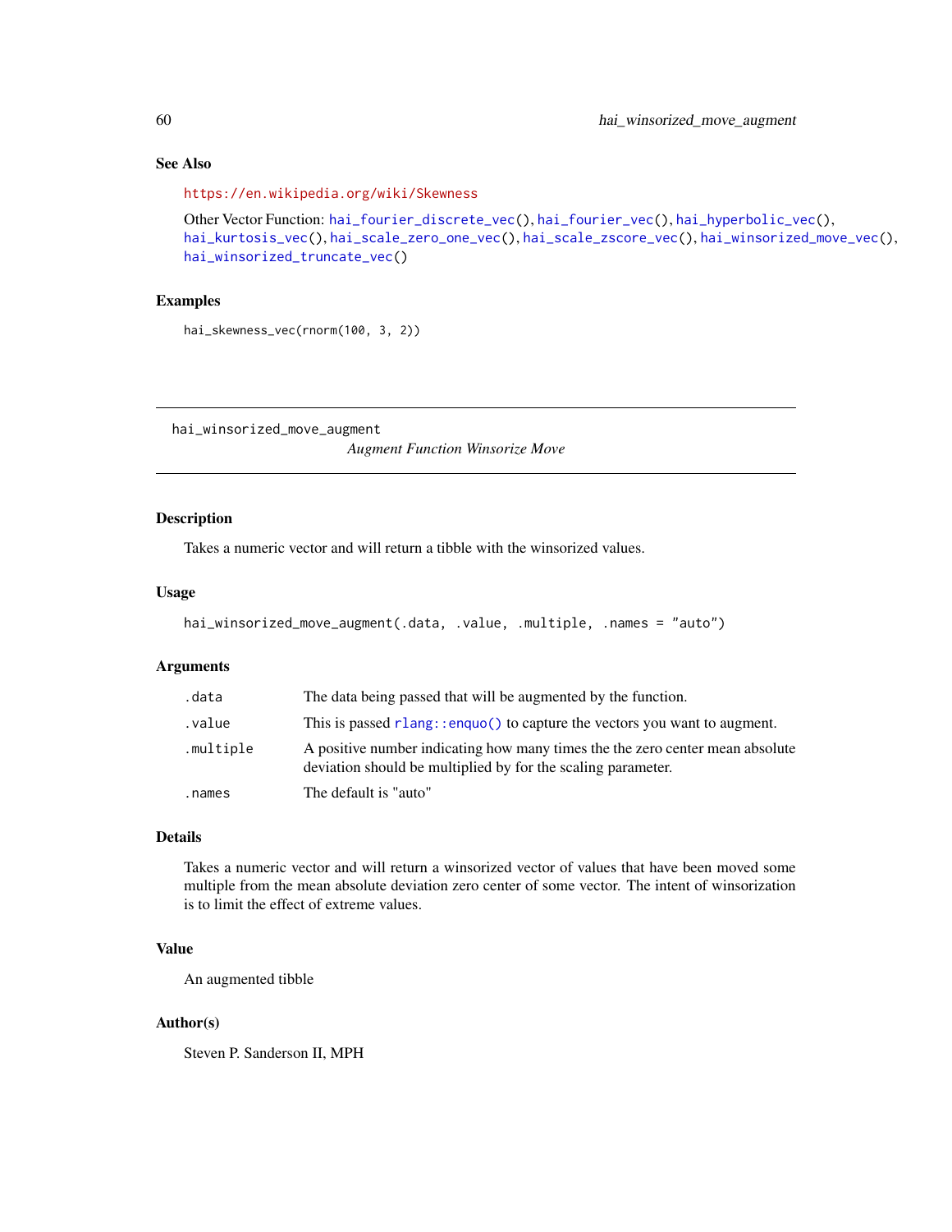## See Also

https://en.wikipedia.org/wiki/Skewness

Other Vector Function: hai_fourier_discrete_vec(), hai_fourier_vec(), hai_hyperbolic_vec(), hai_kurtosis_vec(), hai_scale_zero_one_vec(), hai_scale_zscore_vec(), hai_winsorized_move_vec(), hai_winsorized_truncate_vec()

## Examples

```
hai_skewness_vec(rnorm(100, 3, 2))
```

---

# hai_winsorized_move_augment

*Augment Function Winsorize Move*

---

## Description

Takes a numeric vector and will return a tibble with the winsorized values.

## Usage

```
hai_winsorized_move_augment(.data, .value, .multiple, .names = "auto")
```

## Arguments

| | |
|---|---|
| .data | The data being passed that will be augmented by the function. |
| .value | This is passed rlang::enquo() to capture the vectors you want to augment. |
| .multiple | A positive number indicating how many times the the zero center mean absolute deviation should be multiplied by for the scaling parameter. |
| .names | The default is "auto" |

## Details

Takes a numeric vector and will return a winsorized vector of values that have been moved some multiple from the mean absolute deviation zero center of some vector. The intent of winsorization is to limit the effect of extreme values.

## Value

An augmented tibble

## Author(s)

Steven P. Sanderson II, MPH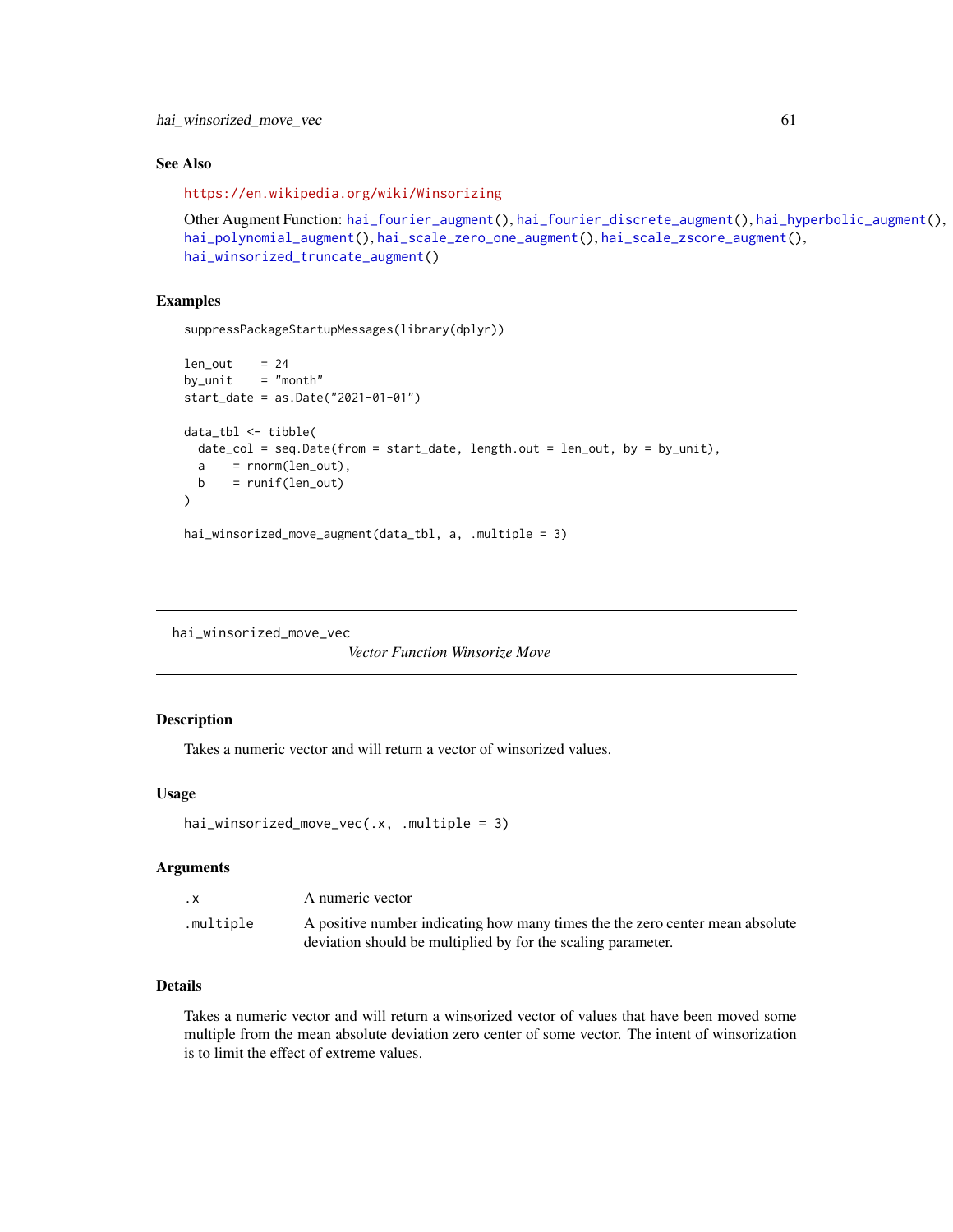### See Also

https://en.wikipedia.org/wiki/Winsorizing

Other Augment Function: hai_fourier_augment(), hai_fourier_discrete_augment(), hai_hyperbolic_augment(), hai_polynomial_augment(), hai_scale_zero_one_augment(), hai_scale_zscore_augment(), hai_winsorized_truncate_augment()

### Examples

```
suppressPackageStartupMessages(library(dplyr))

len_out    = 24
by_unit    = "month"
start_date = as.Date("2021-01-01")

data_tbl <- tibble(
  date_col = seq.Date(from = start_date, length.out = len_out, by = by_unit),
  a    = rnorm(len_out),
  b    = runif(len_out)
)

hai_winsorized_move_augment(data_tbl, a, .multiple = 3)
```

---

## hai_winsorized_move_vec

*Vector Function Winsorize Move*

### Description

Takes a numeric vector and will return a vector of winsorized values.

### Usage

```
hai_winsorized_move_vec(.x, .multiple = 3)
```

### Arguments

| | |
|---|---|
| .x | A numeric vector |
| .multiple | A positive number indicating how many times the the zero center mean absolute deviation should be multiplied by for the scaling parameter. |

### Details

Takes a numeric vector and will return a winsorized vector of values that have been moved some multiple from the mean absolute deviation zero center of some vector. The intent of winsorization is to limit the effect of extreme values.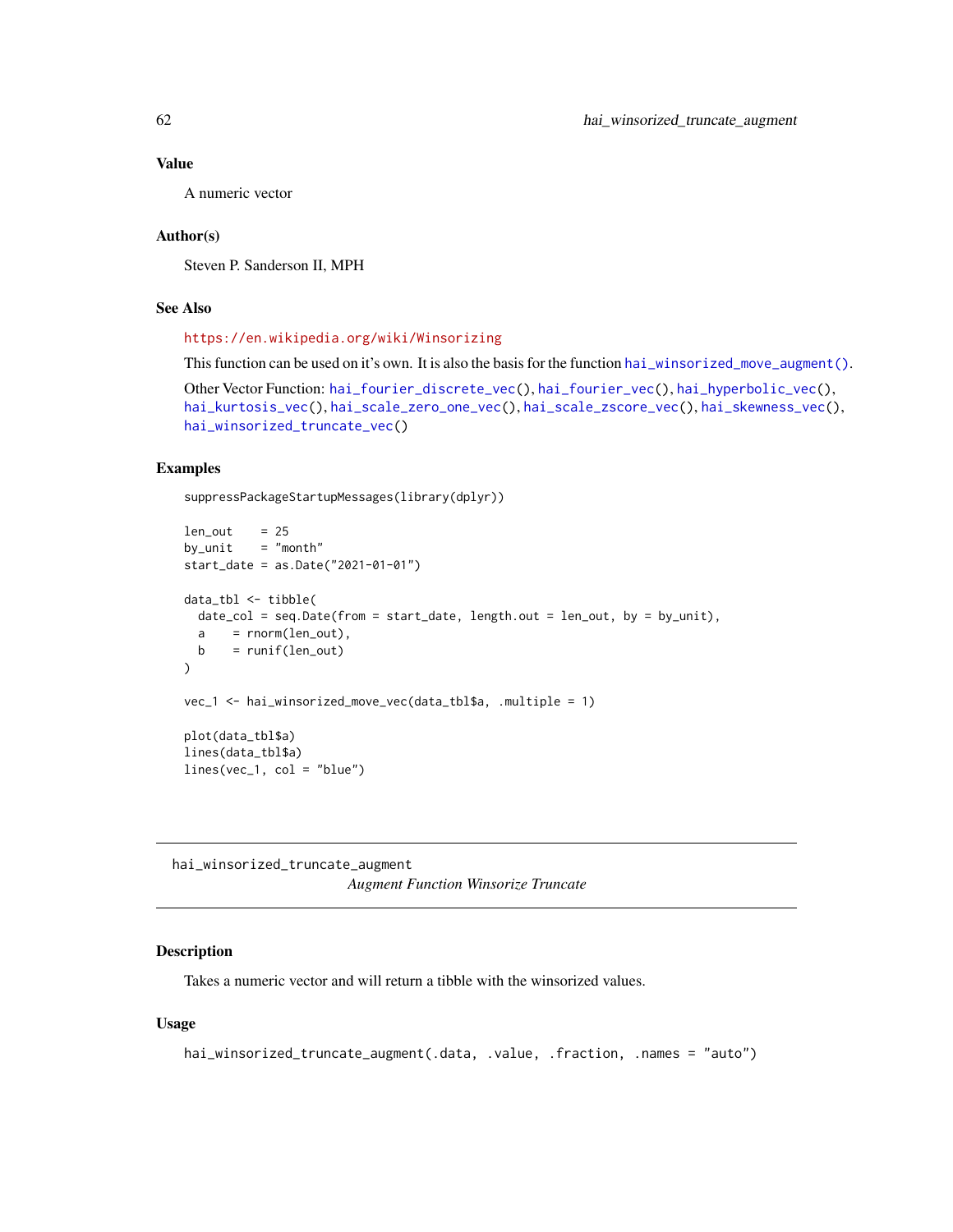### Value

A numeric vector

### Author(s)

Steven P. Sanderson II, MPH

### See Also

https://en.wikipedia.org/wiki/Winsorizing

This function can be used on it's own. It is also the basis for the function hai_winsorized_move_augment().

Other Vector Function: hai_fourier_discrete_vec(), hai_fourier_vec(), hai_hyperbolic_vec(), hai_kurtosis_vec(), hai_scale_zero_one_vec(), hai_scale_zscore_vec(), hai_skewness_vec(), hai_winsorized_truncate_vec()

### Examples

```
suppressPackageStartupMessages(library(dplyr))

len_out    = 25
by_unit    = "month"
start_date = as.Date("2021-01-01")

data_tbl <- tibble(
  date_col = seq.Date(from = start_date, length.out = len_out, by = by_unit),
  a    = rnorm(len_out),
  b    = runif(len_out)
)

vec_1 <- hai_winsorized_move_vec(data_tbl$a, .multiple = 1)

plot(data_tbl$a)
lines(data_tbl$a)
lines(vec_1, col = "blue")
```

---

## hai_winsorized_truncate_augment

*Augment Function Winsorize Truncate*

---

### Description

Takes a numeric vector and will return a tibble with the winsorized values.

### Usage

```
hai_winsorized_truncate_augment(.data, .value, .fraction, .names = "auto")
```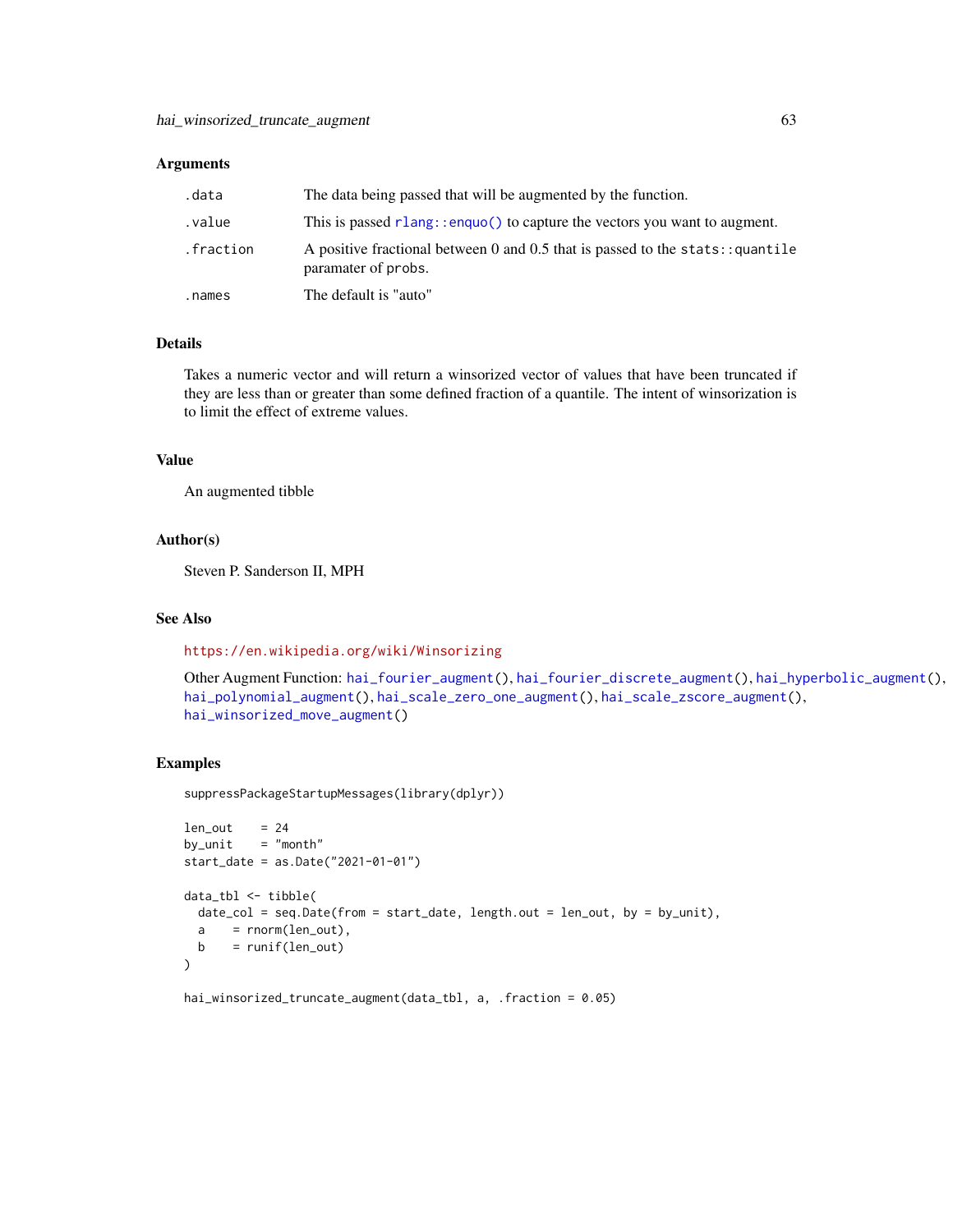## Arguments

| | |
|---|---|
| `.data` | The data being passed that will be augmented by the function. |
| `.value` | This is passed `rlang::enquo()` to capture the vectors you want to augment. |
| `.fraction` | A positive fractional between 0 and 0.5 that is passed to the `stats::quantile` paramater of `probs`. |
| `.names` | The default is "auto" |

## Details

Takes a numeric vector and will return a winsorized vector of values that have been truncated if they are less than or greater than some defined fraction of a quantile. The intent of winsorization is to limit the effect of extreme values.

## Value

An augmented tibble

## Author(s)

Steven P. Sanderson II, MPH

## See Also

https://en.wikipedia.org/wiki/Winsorizing

Other Augment Function: `hai_fourier_augment()`, `hai_fourier_discrete_augment()`, `hai_hyperbolic_augment()`, `hai_polynomial_augment()`, `hai_scale_zero_one_augment()`, `hai_scale_zscore_augment()`, `hai_winsorized_move_augment()`

## Examples

```
suppressPackageStartupMessages(library(dplyr))

len_out    = 24
by_unit    = "month"
start_date = as.Date("2021-01-01")

data_tbl <- tibble(
  date_col = seq.Date(from = start_date, length.out = len_out, by = by_unit),
  a    = rnorm(len_out),
  b    = runif(len_out)
)

hai_winsorized_truncate_augment(data_tbl, a, .fraction = 0.05)
```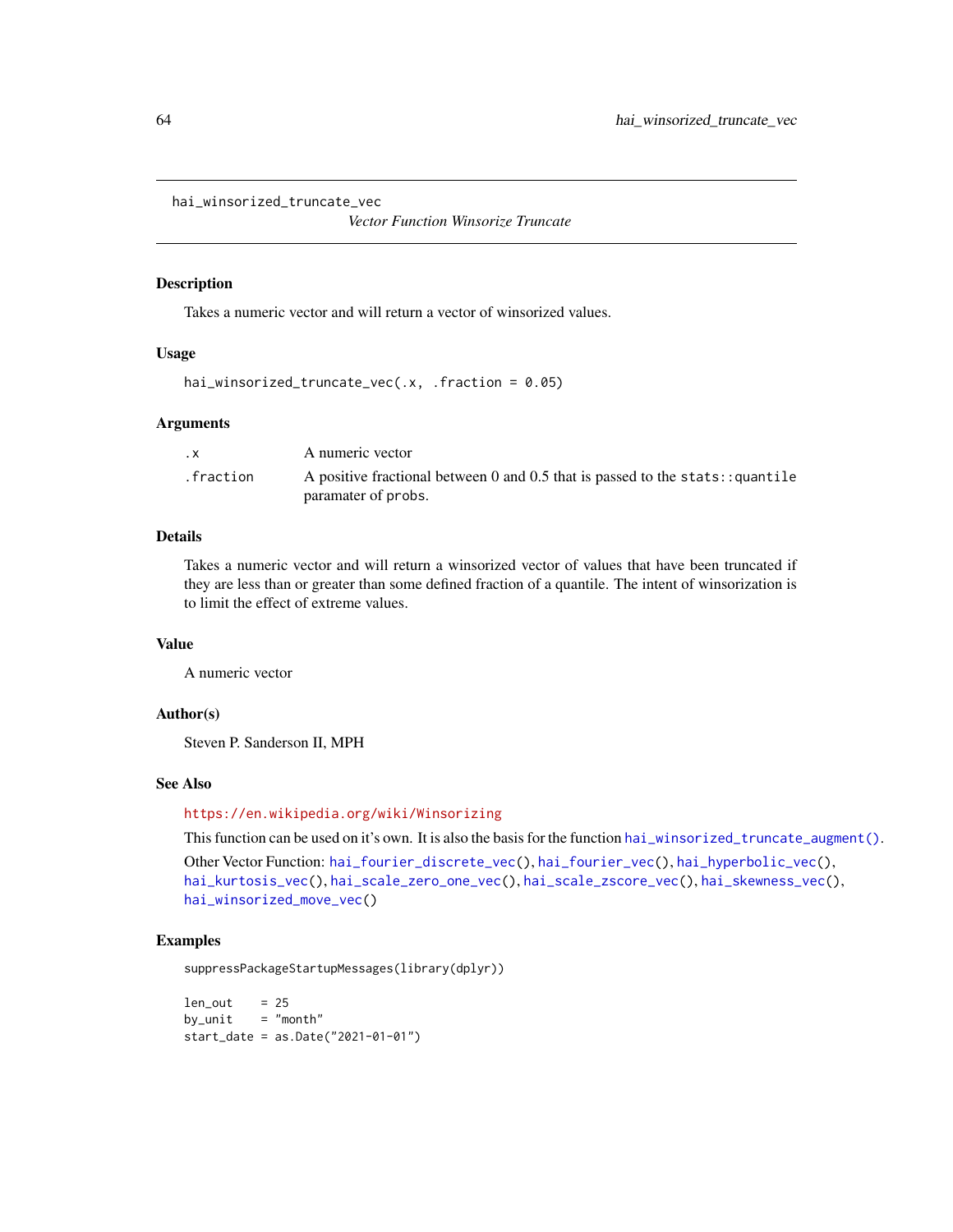# hai_winsorized_truncate_vec

*Vector Function Winsorize Truncate*

## Description

Takes a numeric vector and will return a vector of winsorized values.

## Usage

```
hai_winsorized_truncate_vec(.x, .fraction = 0.05)
```

## Arguments

| | |
|---|---|
| .x | A numeric vector |
| .fraction | A positive fractional between 0 and 0.5 that is passed to the `stats::quantile` paramater of `probs`. |

## Details

Takes a numeric vector and will return a winsorized vector of values that have been truncated if they are less than or greater than some defined fraction of a quantile. The intent of winsorization is to limit the effect of extreme values.

## Value

A numeric vector

## Author(s)

Steven P. Sanderson II, MPH

## See Also

https://en.wikipedia.org/wiki/Winsorizing

This function can be used on it's own. It is also the basis for the function `hai_winsorized_truncate_augment()`.

Other Vector Function: `hai_fourier_discrete_vec()`, `hai_fourier_vec()`, `hai_hyperbolic_vec()`, `hai_kurtosis_vec()`, `hai_scale_zero_one_vec()`, `hai_scale_zscore_vec()`, `hai_skewness_vec()`, `hai_winsorized_move_vec()`

## Examples

```
suppressPackageStartupMessages(library(dplyr))

len_out    = 25
by_unit    = "month"
start_date = as.Date("2021-01-01")
```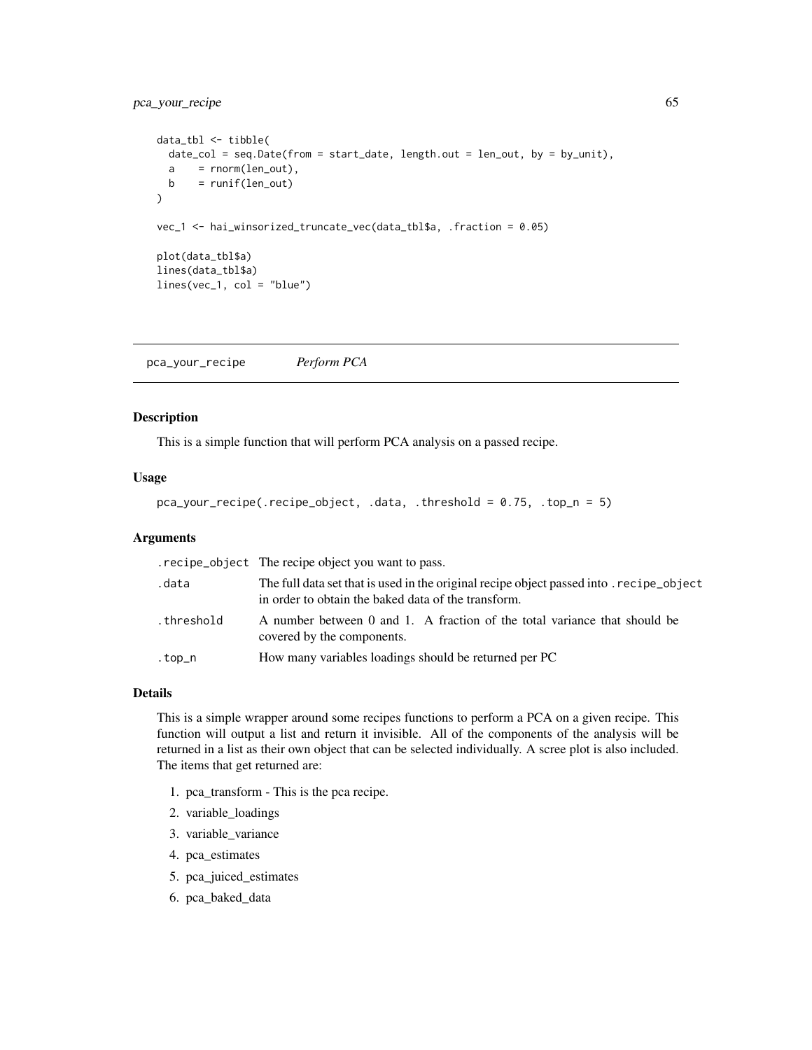```
data_tbl <- tibble(
  date_col = seq.Date(from = start_date, length.out = len_out, by = by_unit),
  a    = rnorm(len_out),
  b    = runif(len_out)
)

vec_1 <- hai_winsorized_truncate_vec(data_tbl$a, .fraction = 0.05)

plot(data_tbl$a)
lines(data_tbl$a)
lines(vec_1, col = "blue")
```

---

## pca_your_recipe    *Perform PCA*

---

### Description

This is a simple function that will perform PCA analysis on a passed recipe.

### Usage

```
pca_your_recipe(.recipe_object, .data, .threshold = 0.75, .top_n = 5)
```

### Arguments

| | |
|---|---|
| `.recipe_object` | The recipe object you want to pass. |
| `.data` | The full data set that is used in the original recipe object passed into `.recipe_object` in order to obtain the baked data of the transform. |
| `.threshold` | A number between 0 and 1. A fraction of the total variance that should be covered by the components. |
| `.top_n` | How many variables loadings should be returned per PC |

### Details

This is a simple wrapper around some recipes functions to perform a PCA on a given recipe. This function will output a list and return it invisible. All of the components of the analysis will be returned in a list as their own object that can be selected individually. A scree plot is also included. The items that get returned are:

1. pca_transform - This is the pca recipe.
2. variable_loadings
3. variable_variance
4. pca_estimates
5. pca_juiced_estimates
6. pca_baked_data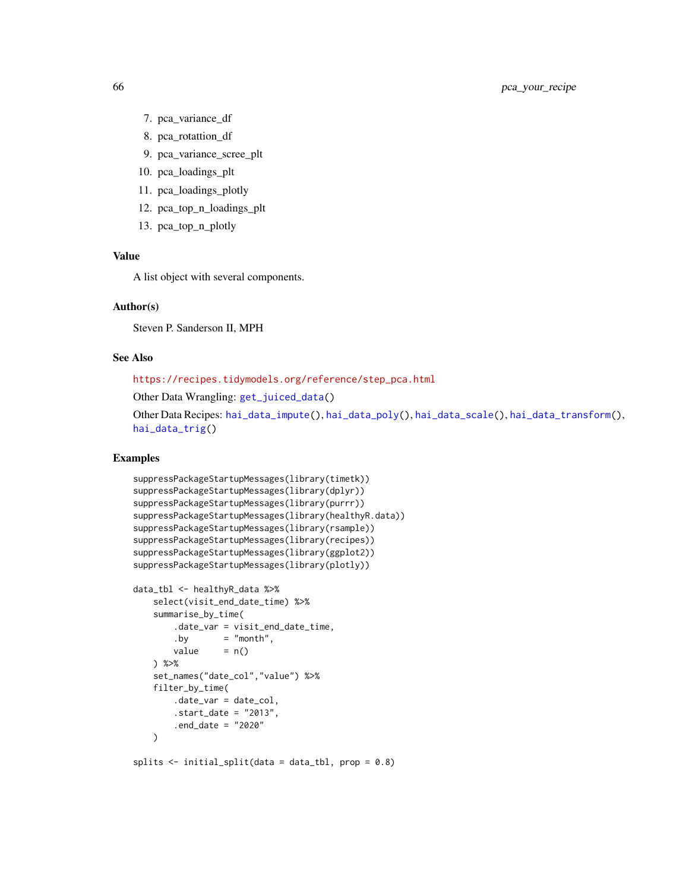7. pca_variance_df
8. pca_rotattion_df
9. pca_variance_scree_plt
10. pca_loadings_plt
11. pca_loadings_plotly
12. pca_top_n_loadings_plt
13. pca_top_n_plotly

### Value

A list object with several components.

### Author(s)

Steven P. Sanderson II, MPH

### See Also

https://recipes.tidymodels.org/reference/step_pca.html

Other Data Wrangling: get_juiced_data()

Other Data Recipes: hai_data_impute(), hai_data_poly(), hai_data_scale(), hai_data_transform(), hai_data_trig()

### Examples

```
suppressPackageStartupMessages(library(timetk))
suppressPackageStartupMessages(library(dplyr))
suppressPackageStartupMessages(library(purrr))
suppressPackageStartupMessages(library(healthyR.data))
suppressPackageStartupMessages(library(rsample))
suppressPackageStartupMessages(library(recipes))
suppressPackageStartupMessages(library(ggplot2))
suppressPackageStartupMessages(library(plotly))

data_tbl <- healthyR_data %>%
    select(visit_end_date_time) %>%
    summarise_by_time(
        .date_var = visit_end_date_time,
        .by       = "month",
        value     = n()
    ) %>%
    set_names("date_col","value") %>%
    filter_by_time(
        .date_var = date_col,
        .start_date = "2013",
        .end_date = "2020"
    )

splits <- initial_split(data = data_tbl, prop = 0.8)
```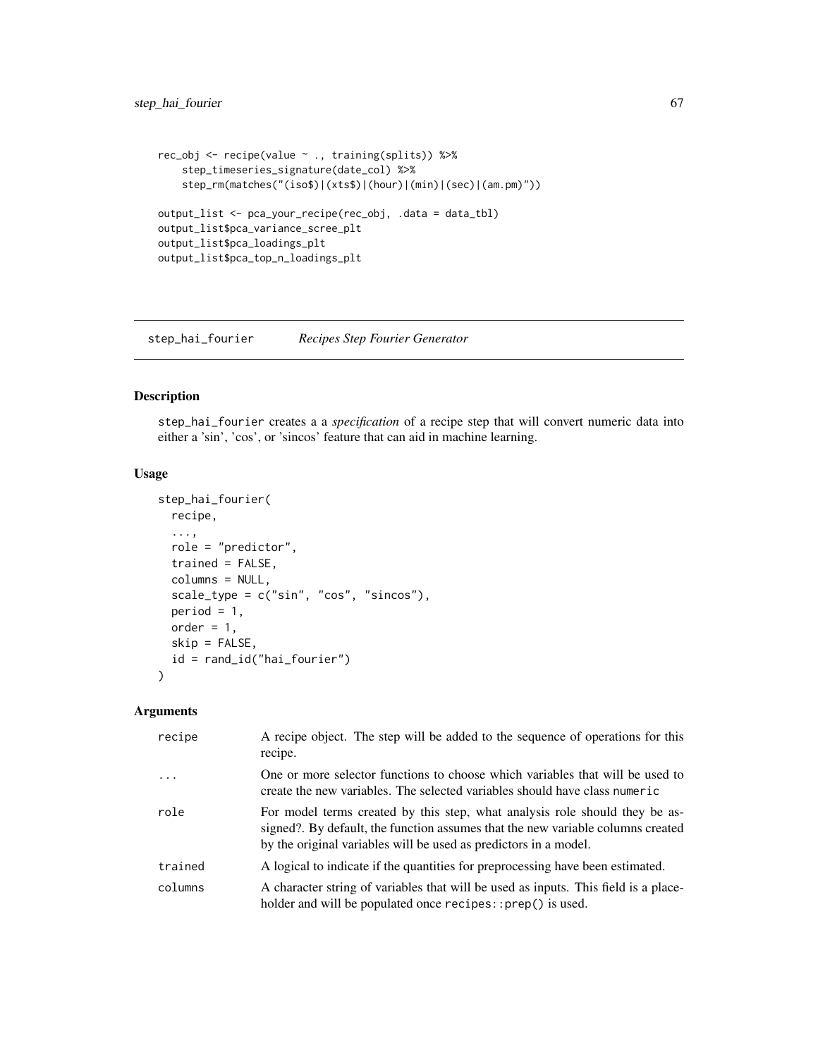```
rec_obj <- recipe(value ~ ., training(splits)) %>%
    step_timeseries_signature(date_col) %>%
    step_rm(matches("(iso$)|(xts$)|(hour)|(min)|(sec)|(am.pm)"))

output_list <- pca_your_recipe(rec_obj, .data = data_tbl)
output_list$pca_variance_scree_plt
output_list$pca_loadings_plt
output_list$pca_top_n_loadings_plt
```

## step_hai_fourier *Recipes Step Fourier Generator*

### Description

step_hai_fourier creates a a *specification* of a recipe step that will convert numeric data into either a 'sin', 'cos', or 'sincos' feature that can aid in machine learning.

### Usage

```
step_hai_fourier(
  recipe,
  ...,
  role = "predictor",
  trained = FALSE,
  columns = NULL,
  scale_type = c("sin", "cos", "sincos"),
  period = 1,
  order = 1,
  skip = FALSE,
  id = rand_id("hai_fourier")
)
```

### Arguments

| | |
|---|---|
| recipe | A recipe object. The step will be added to the sequence of operations for this recipe. |
| ... | One or more selector functions to choose which variables that will be used to create the new variables. The selected variables should have class numeric |
| role | For model terms created by this step, what analysis role should they be assigned?. By default, the function assumes that the new variable columns created by the original variables will be used as predictors in a model. |
| trained | A logical to indicate if the quantities for preprocessing have been estimated. |
| columns | A character string of variables that will be used as inputs. This field is a placeholder and will be populated once recipes::prep() is used. |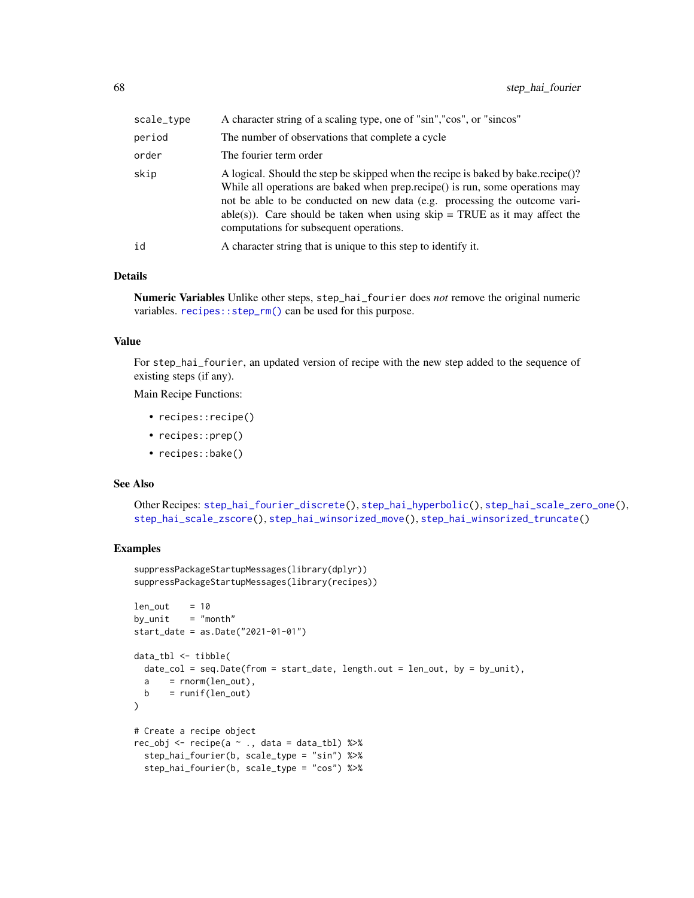| | |
|---|---|
| scale_type | A character string of a scaling type, one of "sin","cos", or "sincos" |
| period | The number of observations that complete a cycle |
| order | The fourier term order |
| skip | A logical. Should the step be skipped when the recipe is baked by bake.recipe()? While all operations are baked when prep.recipe() is run, some operations may not be able to be conducted on new data (e.g. processing the outcome variable(s)). Care should be taken when using skip = TRUE as it may affect the computations for subsequent operations. |
| id | A character string that is unique to this step to identify it. |

## Details

**Numeric Variables** Unlike other steps, `step_hai_fourier` does *not* remove the original numeric variables. `recipes::step_rm()` can be used for this purpose.

## Value

For `step_hai_fourier`, an updated version of recipe with the new step added to the sequence of existing steps (if any).

Main Recipe Functions:

- `recipes::recipe()`
- `recipes::prep()`
- `recipes::bake()`

## See Also

Other Recipes: `step_hai_fourier_discrete()`, `step_hai_hyperbolic()`, `step_hai_scale_zero_one()`, `step_hai_scale_zscore()`, `step_hai_winsorized_move()`, `step_hai_winsorized_truncate()`

## Examples

```
suppressPackageStartupMessages(library(dplyr))
suppressPackageStartupMessages(library(recipes))

len_out    = 10
by_unit    = "month"
start_date = as.Date("2021-01-01")

data_tbl <- tibble(
  date_col = seq.Date(from = start_date, length.out = len_out, by = by_unit),
  a    = rnorm(len_out),
  b    = runif(len_out)
)

# Create a recipe object
rec_obj <- recipe(a ~ ., data = data_tbl) %>%
  step_hai_fourier(b, scale_type = "sin") %>%
  step_hai_fourier(b, scale_type = "cos") %>%
```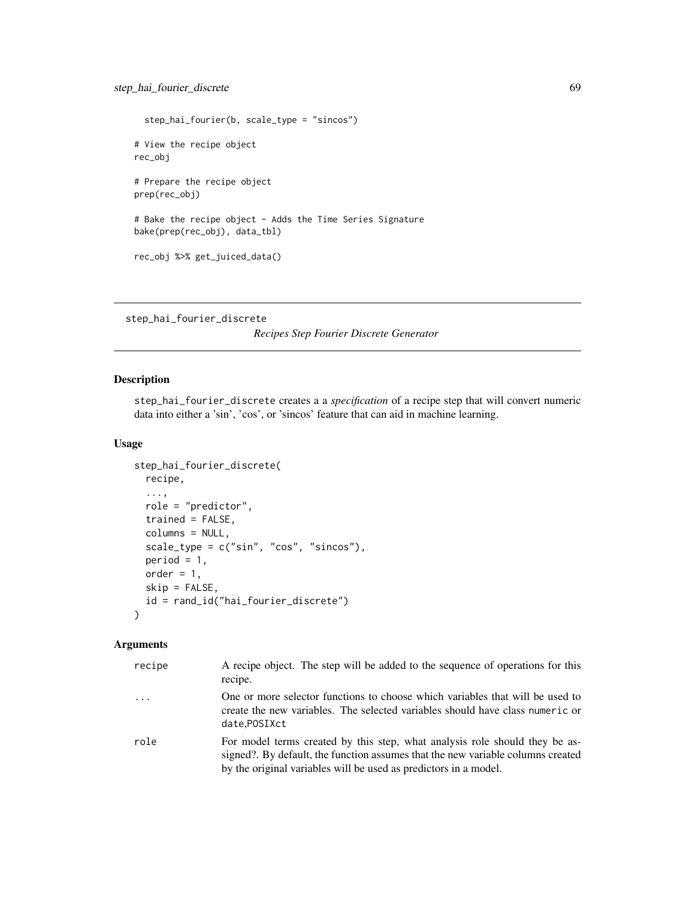```
  step_hai_fourier(b, scale_type = "sincos")

# View the recipe object
rec_obj

# Prepare the recipe object
prep(rec_obj)

# Bake the recipe object - Adds the Time Series Signature
bake(prep(rec_obj), data_tbl)

rec_obj %>% get_juiced_data()
```

## step_hai_fourier_discrete    *Recipes Step Fourier Discrete Generator*

### Description

step_hai_fourier_discrete creates a a *specification* of a recipe step that will convert numeric data into either a 'sin', 'cos', or 'sincos' feature that can aid in machine learning.

### Usage

```
step_hai_fourier_discrete(
  recipe,
  ...,
  role = "predictor",
  trained = FALSE,
  columns = NULL,
  scale_type = c("sin", "cos", "sincos"),
  period = 1,
  order = 1,
  skip = FALSE,
  id = rand_id("hai_fourier_discrete")
)
```

### Arguments

| | |
|---|---|
| recipe | A recipe object. The step will be added to the sequence of operations for this recipe. |
| ... | One or more selector functions to choose which variables that will be used to create the new variables. The selected variables should have class numeric or date,POSIXct |
| role | For model terms created by this step, what analysis role should they be assigned?. By default, the function assumes that the new variable columns created by the original variables will be used as predictors in a model. |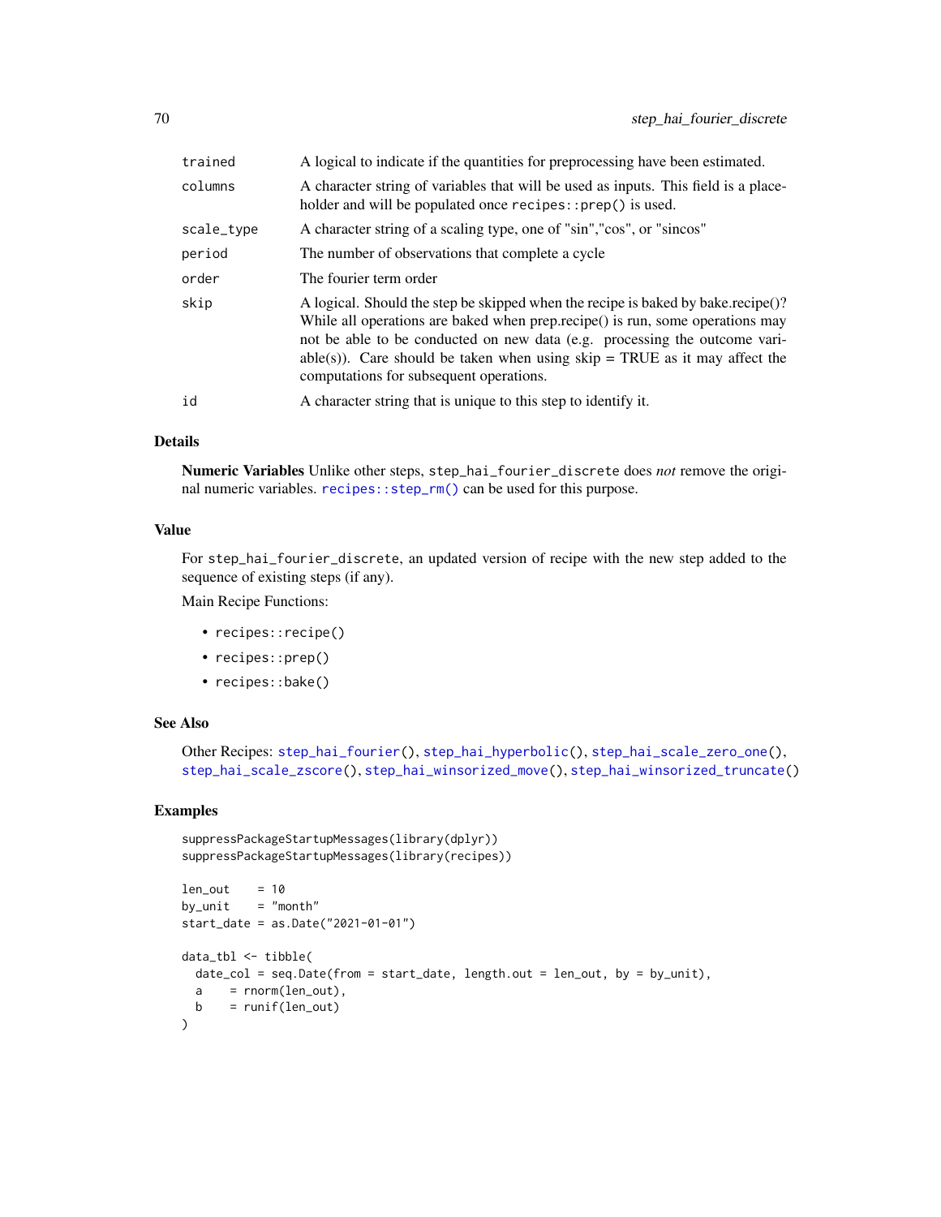| | |
|---|---|
| trained | A logical to indicate if the quantities for preprocessing have been estimated. |
| columns | A character string of variables that will be used as inputs. This field is a placeholder and will be populated once `recipes::prep()` is used. |
| scale_type | A character string of a scaling type, one of "sin","cos", or "sincos" |
| period | The number of observations that complete a cycle |
| order | The fourier term order |
| skip | A logical. Should the step be skipped when the recipe is baked by bake.recipe()? While all operations are baked when prep.recipe() is run, some operations may not be able to be conducted on new data (e.g. processing the outcome variable(s)). Care should be taken when using skip = TRUE as it may affect the computations for subsequent operations. |
| id | A character string that is unique to this step to identify it. |

## Details

**Numeric Variables** Unlike other steps, `step_hai_fourier_discrete` does *not* remove the original numeric variables. `recipes::step_rm()` can be used for this purpose.

## Value

For `step_hai_fourier_discrete`, an updated version of recipe with the new step added to the sequence of existing steps (if any).

Main Recipe Functions:

- `recipes::recipe()`
- `recipes::prep()`
- `recipes::bake()`

## See Also

Other Recipes: `step_hai_fourier()`, `step_hai_hyperbolic()`, `step_hai_scale_zero_one()`, `step_hai_scale_zscore()`, `step_hai_winsorized_move()`, `step_hai_winsorized_truncate()`

## Examples

```
suppressPackageStartupMessages(library(dplyr))
suppressPackageStartupMessages(library(recipes))

len_out    = 10
by_unit    = "month"
start_date = as.Date("2021-01-01")

data_tbl <- tibble(
  date_col = seq.Date(from = start_date, length.out = len_out, by = by_unit),
  a    = rnorm(len_out),
  b    = runif(len_out)
)
```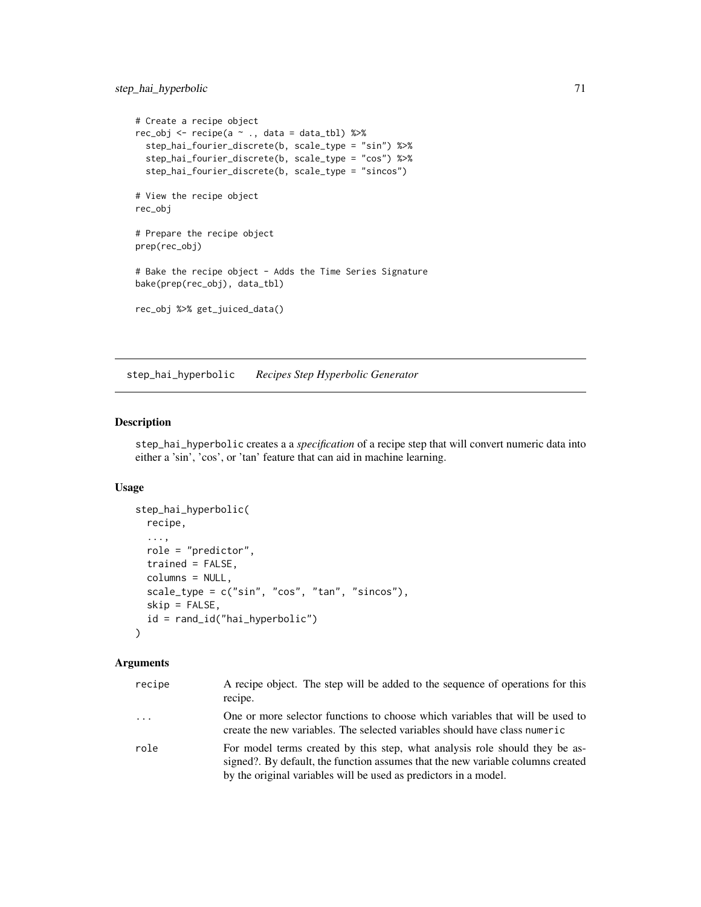```
# Create a recipe object
rec_obj <- recipe(a ~ ., data = data_tbl) %>%
  step_hai_fourier_discrete(b, scale_type = "sin") %>%
  step_hai_fourier_discrete(b, scale_type = "cos") %>%
  step_hai_fourier_discrete(b, scale_type = "sincos")

# View the recipe object
rec_obj

# Prepare the recipe object
prep(rec_obj)

# Bake the recipe object - Adds the Time Series Signature
bake(prep(rec_obj), data_tbl)

rec_obj %>% get_juiced_data()
```

---

## step_hai_hyperbolic *Recipes Step Hyperbolic Generator*

---

### Description

step_hai_hyperbolic creates a a *specification* of a recipe step that will convert numeric data into either a 'sin', 'cos', or 'tan' feature that can aid in machine learning.

### Usage

```
step_hai_hyperbolic(
  recipe,
  ...,
  role = "predictor",
  trained = FALSE,
  columns = NULL,
  scale_type = c("sin", "cos", "tan", "sincos"),
  skip = FALSE,
  id = rand_id("hai_hyperbolic")
)
```

### Arguments

| | |
|---|---|
| recipe | A recipe object. The step will be added to the sequence of operations for this recipe. |
| ... | One or more selector functions to choose which variables that will be used to create the new variables. The selected variables should have class numeric |
| role | For model terms created by this step, what analysis role should they be assigned?. By default, the function assumes that the new variable columns created by the original variables will be used as predictors in a model. |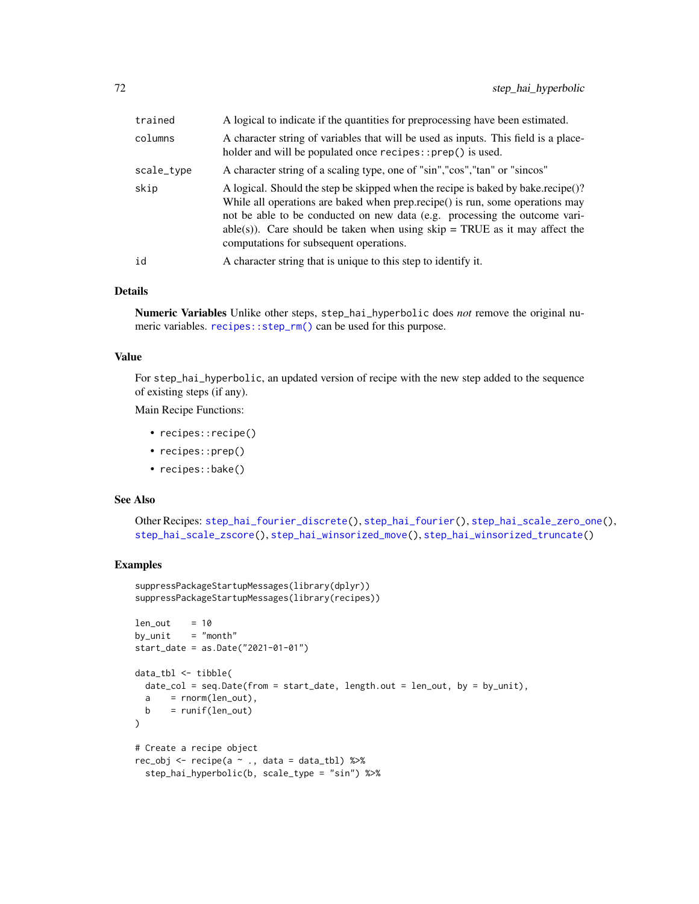| | |
|---|---|
| trained | A logical to indicate if the quantities for preprocessing have been estimated. |
| columns | A character string of variables that will be used as inputs. This field is a placeholder and will be populated once `recipes::prep()` is used. |
| scale_type | A character string of a scaling type, one of "sin","cos","tan" or "sincos" |
| skip | A logical. Should the step be skipped when the recipe is baked by bake.recipe()? While all operations are baked when prep.recipe() is run, some operations may not be able to be conducted on new data (e.g. processing the outcome variable(s)). Care should be taken when using skip = TRUE as it may affect the computations for subsequent operations. |
| id | A character string that is unique to this step to identify it. |

## Details

**Numeric Variables** Unlike other steps, `step_hai_hyperbolic` does *not* remove the original numeric variables. `recipes::step_rm()` can be used for this purpose.

## Value

For `step_hai_hyperbolic`, an updated version of recipe with the new step added to the sequence of existing steps (if any).

Main Recipe Functions:

- `recipes::recipe()`
- `recipes::prep()`
- `recipes::bake()`

## See Also

Other Recipes: `step_hai_fourier_discrete()`, `step_hai_fourier()`, `step_hai_scale_zero_one()`, `step_hai_scale_zscore()`, `step_hai_winsorized_move()`, `step_hai_winsorized_truncate()`

## Examples

```
suppressPackageStartupMessages(library(dplyr))
suppressPackageStartupMessages(library(recipes))

len_out    = 10
by_unit    = "month"
start_date = as.Date("2021-01-01")

data_tbl <- tibble(
  date_col = seq.Date(from = start_date, length.out = len_out, by = by_unit),
  a    = rnorm(len_out),
  b    = runif(len_out)
)

# Create a recipe object
rec_obj <- recipe(a ~ ., data = data_tbl) %>%
  step_hai_hyperbolic(b, scale_type = "sin") %>%
```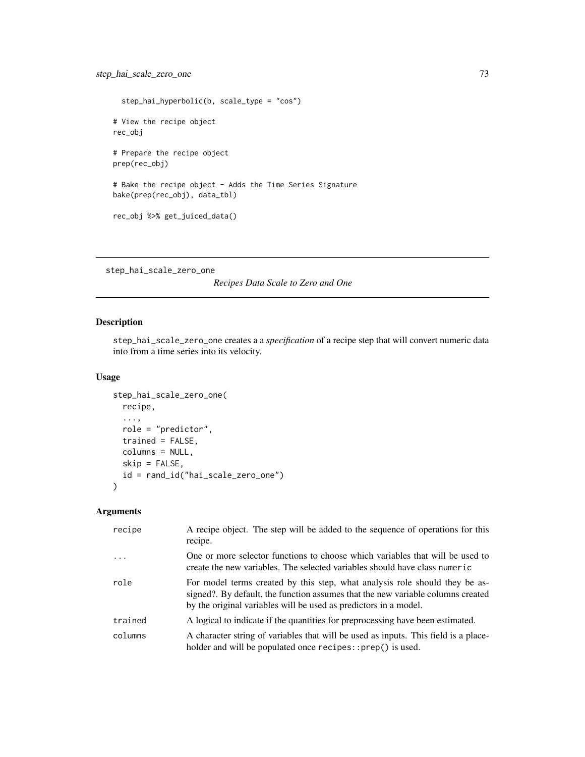```
  step_hai_hyperbolic(b, scale_type = "cos")

# View the recipe object
rec_obj

# Prepare the recipe object
prep(rec_obj)

# Bake the recipe object - Adds the Time Series Signature
bake(prep(rec_obj), data_tbl)

rec_obj %>% get_juiced_data()
```

---

## step_hai_scale_zero_one — *Recipes Data Scale to Zero and One*

---

### Description

step_hai_scale_zero_one creates a a *specification* of a recipe step that will convert numeric data into from a time series into its velocity.

### Usage

```
step_hai_scale_zero_one(
  recipe,
  ...,
  role = "predictor",
  trained = FALSE,
  columns = NULL,
  skip = FALSE,
  id = rand_id("hai_scale_zero_one")
)
```

### Arguments

| | |
|---|---|
| recipe | A recipe object. The step will be added to the sequence of operations for this recipe. |
| ... | One or more selector functions to choose which variables that will be used to create the new variables. The selected variables should have class numeric |
| role | For model terms created by this step, what analysis role should they be assigned?. By default, the function assumes that the new variable columns created by the original variables will be used as predictors in a model. |
| trained | A logical to indicate if the quantities for preprocessing have been estimated. |
| columns | A character string of variables that will be used as inputs. This field is a placeholder and will be populated once recipes::prep() is used. |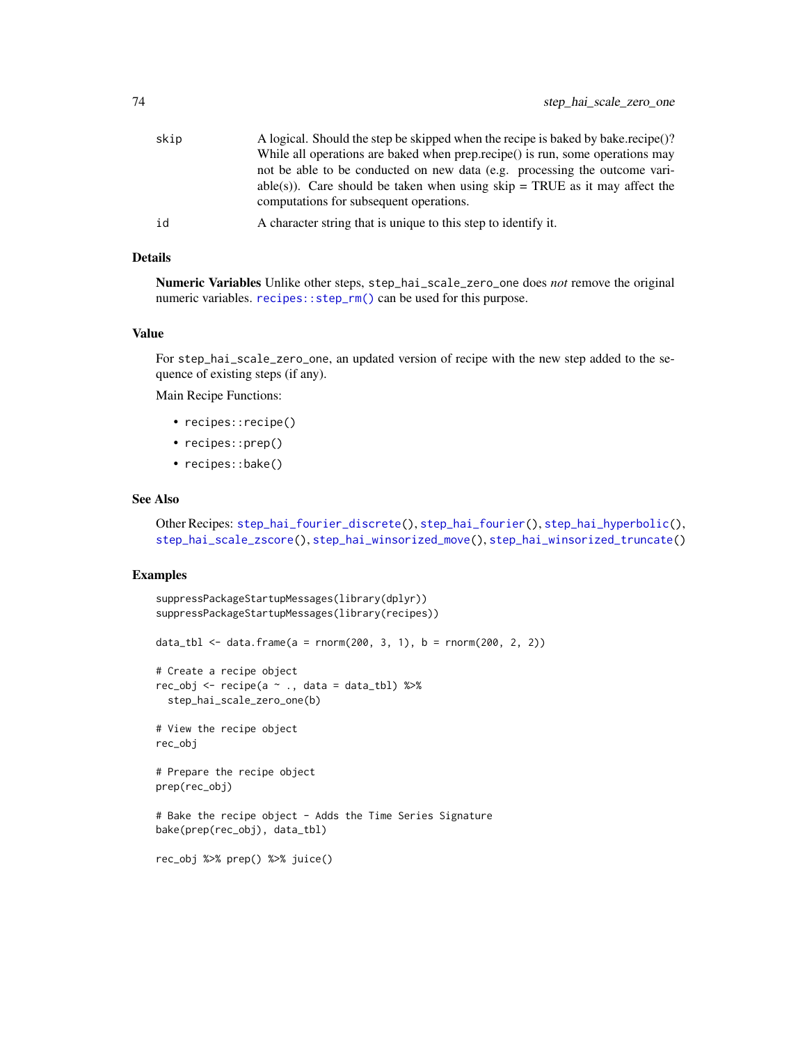| | |
|---|---|
| skip | A logical. Should the step be skipped when the recipe is baked by bake.recipe()? While all operations are baked when prep.recipe() is run, some operations may not be able to be conducted on new data (e.g. processing the outcome variable(s)). Care should be taken when using skip = TRUE as it may affect the computations for subsequent operations. |
| id | A character string that is unique to this step to identify it. |

## Details

**Numeric Variables** Unlike other steps, `step_hai_scale_zero_one` does *not* remove the original numeric variables. `recipes::step_rm()` can be used for this purpose.

## Value

For `step_hai_scale_zero_one`, an updated version of recipe with the new step added to the sequence of existing steps (if any).

Main Recipe Functions:

- `recipes::recipe()`
- `recipes::prep()`
- `recipes::bake()`

## See Also

Other Recipes: `step_hai_fourier_discrete()`, `step_hai_fourier()`, `step_hai_hyperbolic()`, `step_hai_scale_zscore()`, `step_hai_winsorized_move()`, `step_hai_winsorized_truncate()`

## Examples

```
suppressPackageStartupMessages(library(dplyr))
suppressPackageStartupMessages(library(recipes))

data_tbl <- data.frame(a = rnorm(200, 3, 1), b = rnorm(200, 2, 2))

# Create a recipe object
rec_obj <- recipe(a ~ ., data = data_tbl) %>%
  step_hai_scale_zero_one(b)

# View the recipe object
rec_obj

# Prepare the recipe object
prep(rec_obj)

# Bake the recipe object - Adds the Time Series Signature
bake(prep(rec_obj), data_tbl)

rec_obj %>% prep() %>% juice()
```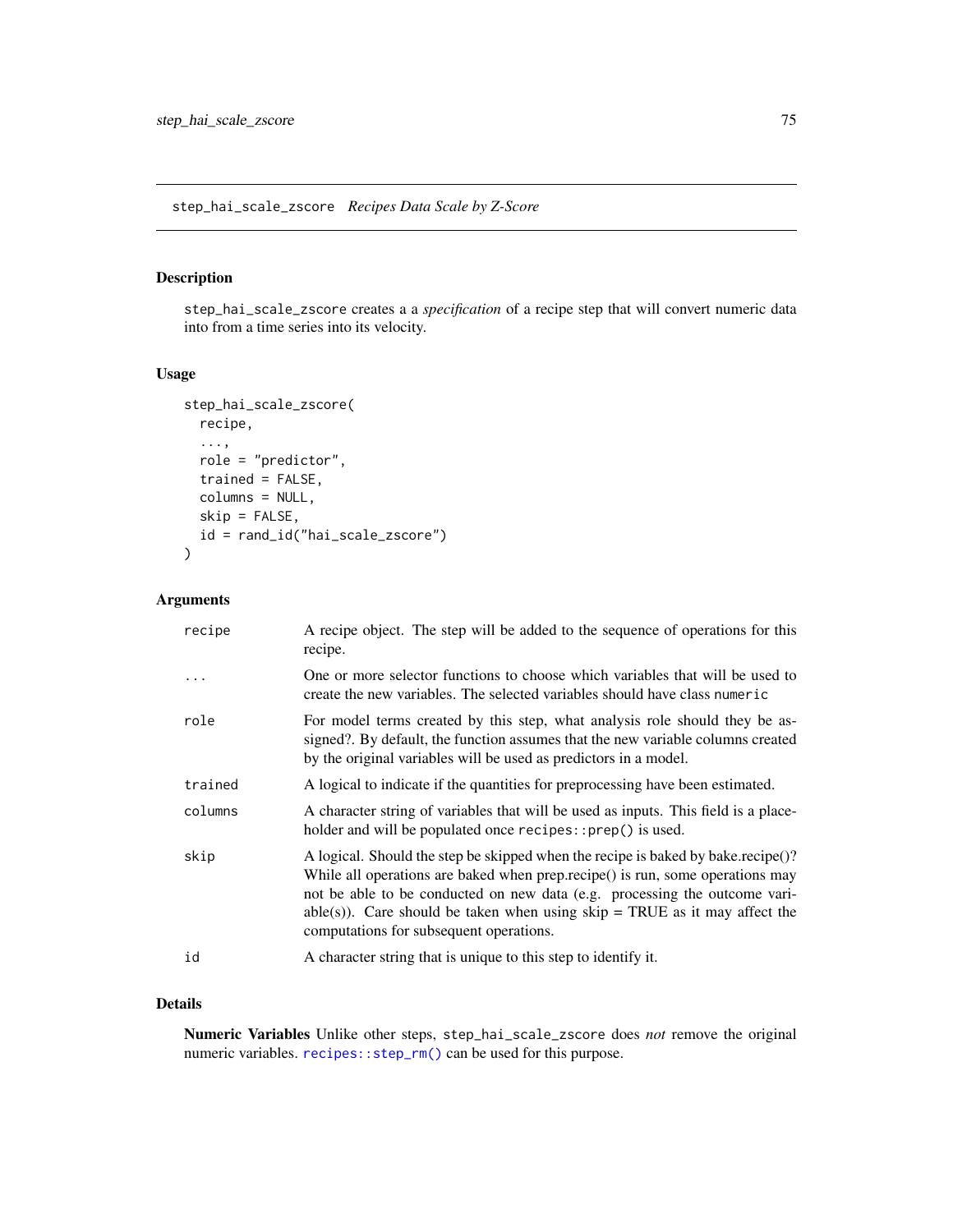## step_hai_scale_zscore *Recipes Data Scale by Z-Score*

### Description

`step_hai_scale_zscore` creates a a *specification* of a recipe step that will convert numeric data into from a time series into its velocity.

### Usage

```
step_hai_scale_zscore(
  recipe,
  ...,
  role = "predictor",
  trained = FALSE,
  columns = NULL,
  skip = FALSE,
  id = rand_id("hai_scale_zscore")
)
```

### Arguments

| | |
|---|---|
| `recipe` | A recipe object. The step will be added to the sequence of operations for this recipe. |
| `...` | One or more selector functions to choose which variables that will be used to create the new variables. The selected variables should have class `numeric` |
| `role` | For model terms created by this step, what analysis role should they be assigned?. By default, the function assumes that the new variable columns created by the original variables will be used as predictors in a model. |
| `trained` | A logical to indicate if the quantities for preprocessing have been estimated. |
| `columns` | A character string of variables that will be used as inputs. This field is a placeholder and will be populated once `recipes::prep()` is used. |
| `skip` | A logical. Should the step be skipped when the recipe is baked by bake.recipe()? While all operations are baked when prep.recipe() is run, some operations may not be able to be conducted on new data (e.g. processing the outcome variable(s)). Care should be taken when using skip = TRUE as it may affect the computations for subsequent operations. |
| `id` | A character string that is unique to this step to identify it. |

### Details

**Numeric Variables** Unlike other steps, `step_hai_scale_zscore` does *not* remove the original numeric variables. `recipes::step_rm()` can be used for this purpose.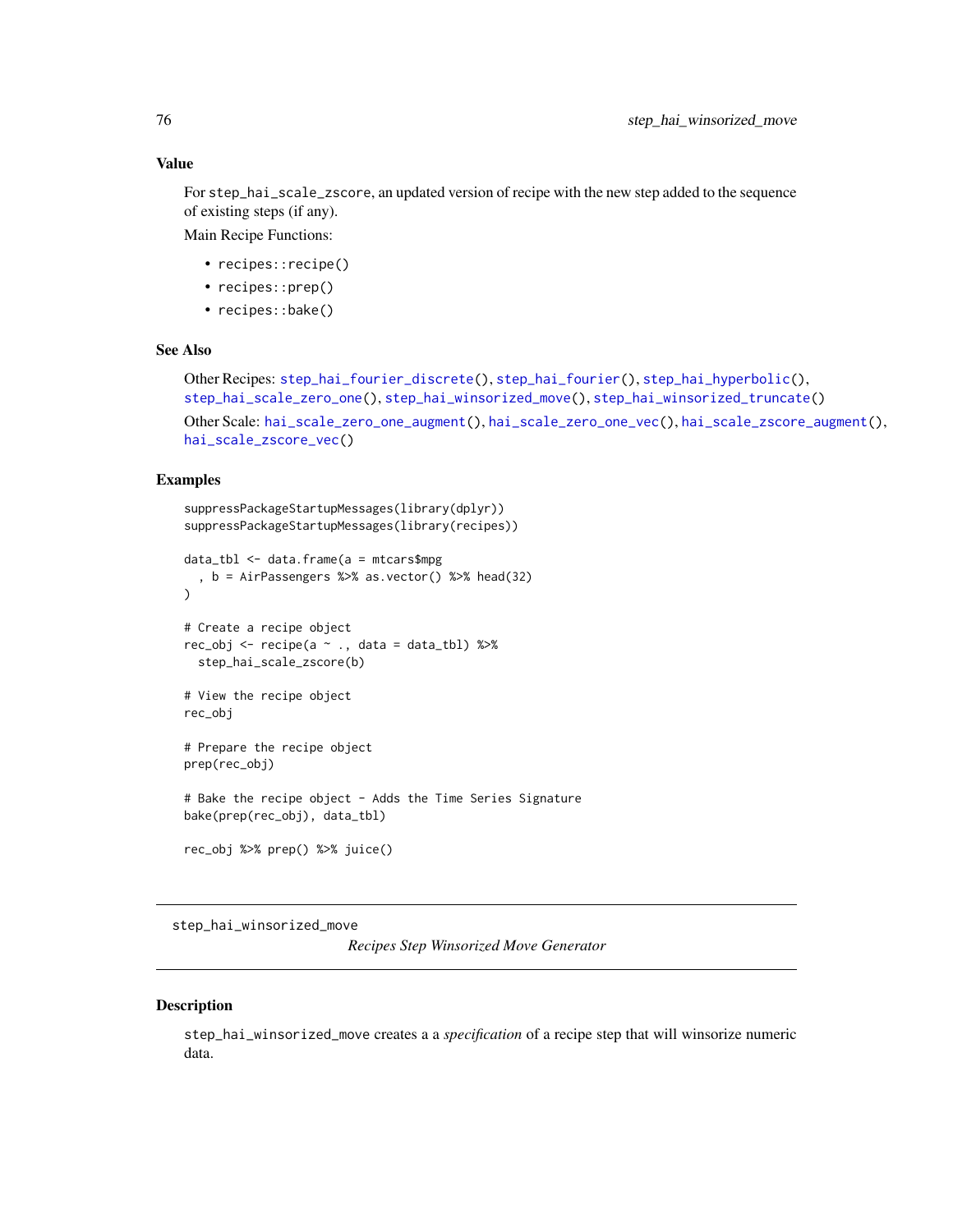### Value

For `step_hai_scale_zscore`, an updated version of recipe with the new step added to the sequence of existing steps (if any).

Main Recipe Functions:

- `recipes::recipe()`
- `recipes::prep()`
- `recipes::bake()`

### See Also

Other Recipes: `step_hai_fourier_discrete()`, `step_hai_fourier()`, `step_hai_hyperbolic()`, `step_hai_scale_zero_one()`, `step_hai_winsorized_move()`, `step_hai_winsorized_truncate()`

Other Scale: `hai_scale_zero_one_augment()`, `hai_scale_zero_one_vec()`, `hai_scale_zscore_augment()`, `hai_scale_zscore_vec()`

### Examples

```
suppressPackageStartupMessages(library(dplyr))
suppressPackageStartupMessages(library(recipes))

data_tbl <- data.frame(a = mtcars$mpg
  , b = AirPassengers %>% as.vector() %>% head(32)
)

# Create a recipe object
rec_obj <- recipe(a ~ ., data = data_tbl) %>%
  step_hai_scale_zscore(b)

# View the recipe object
rec_obj

# Prepare the recipe object
prep(rec_obj)

# Bake the recipe object - Adds the Time Series Signature
bake(prep(rec_obj), data_tbl)

rec_obj %>% prep() %>% juice()
```

---

## step_hai_winsorized_move

*Recipes Step Winsorized Move Generator*

---

### Description

`step_hai_winsorized_move` creates a a *specification* of a recipe step that will winsorize numeric data.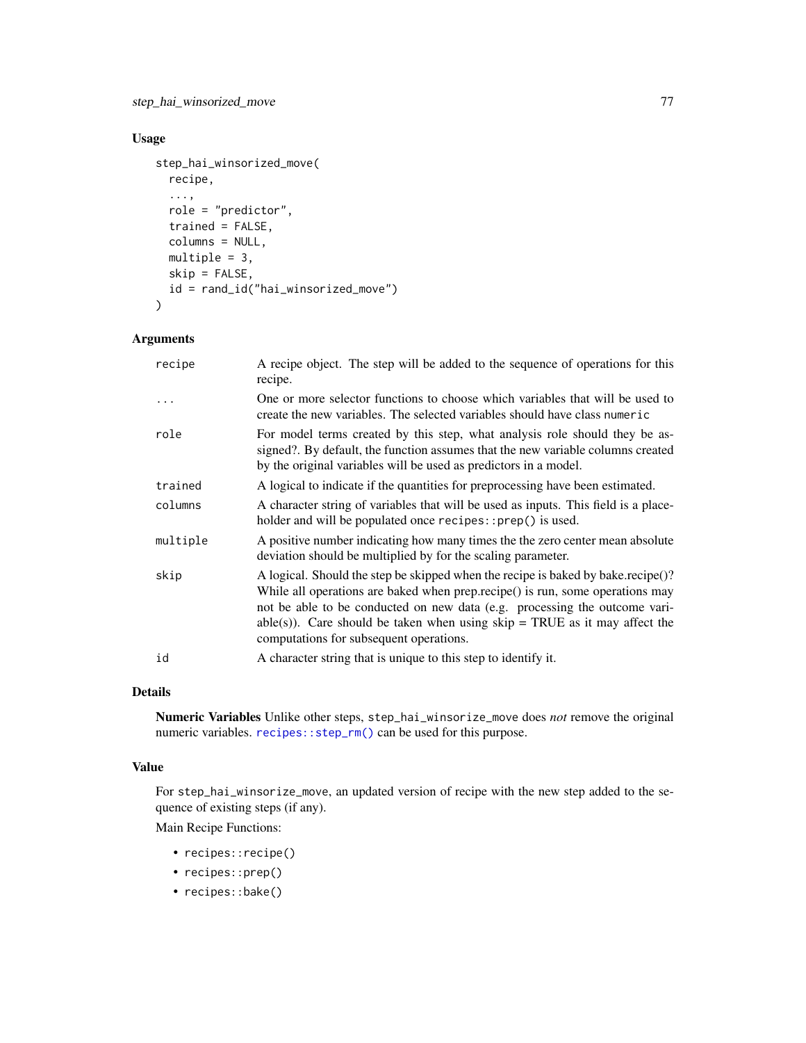## Usage

```
step_hai_winsorized_move(
  recipe,
  ...,
  role = "predictor",
  trained = FALSE,
  columns = NULL,
  multiple = 3,
  skip = FALSE,
  id = rand_id("hai_winsorized_move")
)
```

## Arguments

| | |
|---|---|
| `recipe` | A recipe object. The step will be added to the sequence of operations for this recipe. |
| `...` | One or more selector functions to choose which variables that will be used to create the new variables. The selected variables should have class `numeric` |
| `role` | For model terms created by this step, what analysis role should they be assigned?. By default, the function assumes that the new variable columns created by the original variables will be used as predictors in a model. |
| `trained` | A logical to indicate if the quantities for preprocessing have been estimated. |
| `columns` | A character string of variables that will be used as inputs. This field is a placeholder and will be populated once `recipes::prep()` is used. |
| `multiple` | A positive number indicating how many times the the zero center mean absolute deviation should be multiplied by for the scaling parameter. |
| `skip` | A logical. Should the step be skipped when the recipe is baked by bake.recipe()? While all operations are baked when prep.recipe() is run, some operations may not be able to be conducted on new data (e.g. processing the outcome variable(s)). Care should be taken when using skip = TRUE as it may affect the computations for subsequent operations. |
| `id` | A character string that is unique to this step to identify it. |

## Details

**Numeric Variables** Unlike other steps, `step_hai_winsorize_move` does *not* remove the original numeric variables. `recipes::step_rm()` can be used for this purpose.

## Value

For `step_hai_winsorize_move`, an updated version of recipe with the new step added to the sequence of existing steps (if any).

Main Recipe Functions:

- `recipes::recipe()`
- `recipes::prep()`
- `recipes::bake()`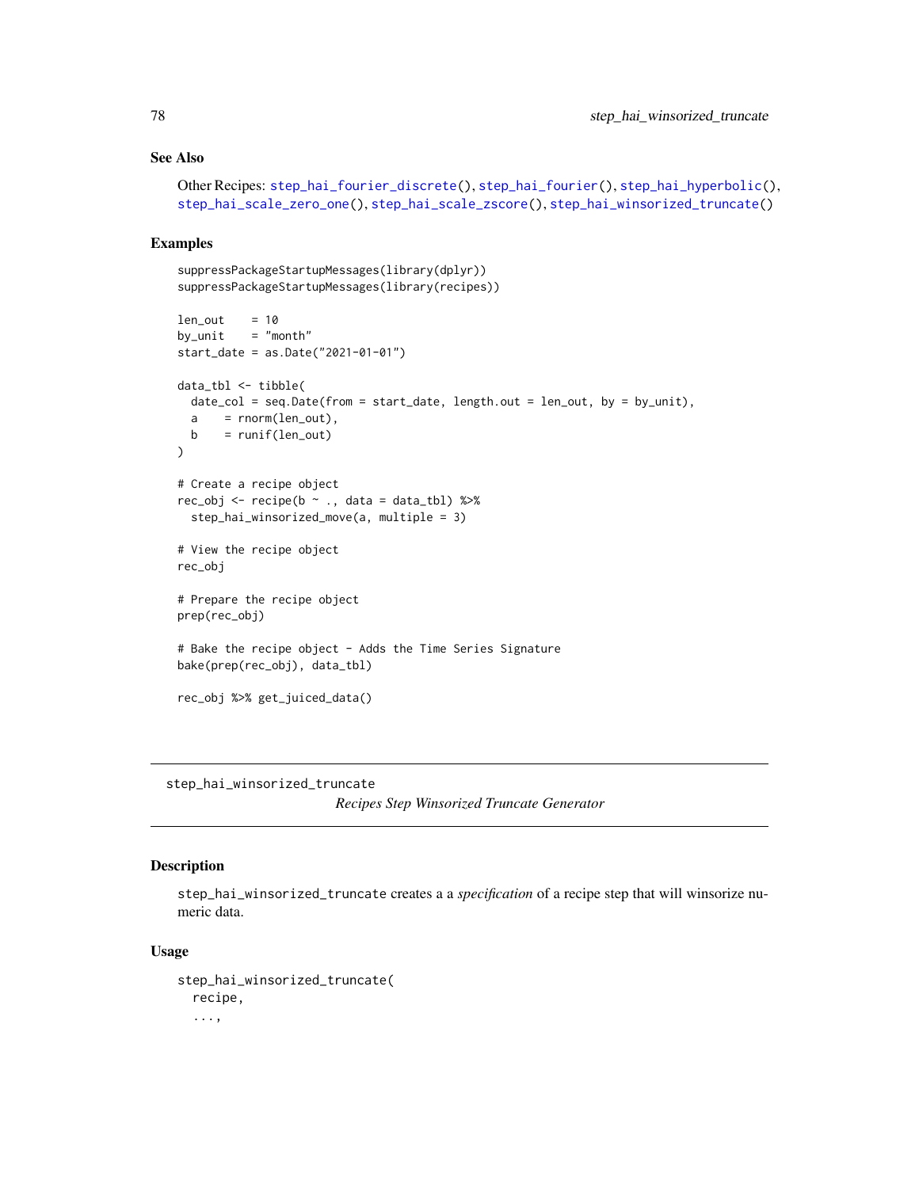## See Also

Other Recipes: step_hai_fourier_discrete(), step_hai_fourier(), step_hai_hyperbolic(), step_hai_scale_zero_one(), step_hai_scale_zscore(), step_hai_winsorized_truncate()

## Examples

```
suppressPackageStartupMessages(library(dplyr))
suppressPackageStartupMessages(library(recipes))

len_out    = 10
by_unit    = "month"
start_date = as.Date("2021-01-01")

data_tbl <- tibble(
  date_col = seq.Date(from = start_date, length.out = len_out, by = by_unit),
  a    = rnorm(len_out),
  b    = runif(len_out)
)

# Create a recipe object
rec_obj <- recipe(b ~ ., data = data_tbl) %>%
  step_hai_winsorized_move(a, multiple = 3)

# View the recipe object
rec_obj

# Prepare the recipe object
prep(rec_obj)

# Bake the recipe object - Adds the Time Series Signature
bake(prep(rec_obj), data_tbl)

rec_obj %>% get_juiced_data()
```

---

# step_hai_winsorized_truncate

*Recipes Step Winsorized Truncate Generator*

---

## Description

step_hai_winsorized_truncate creates a a *specification* of a recipe step that will winsorize numeric data.

## Usage

```
step_hai_winsorized_truncate(
  recipe,
  ...,
```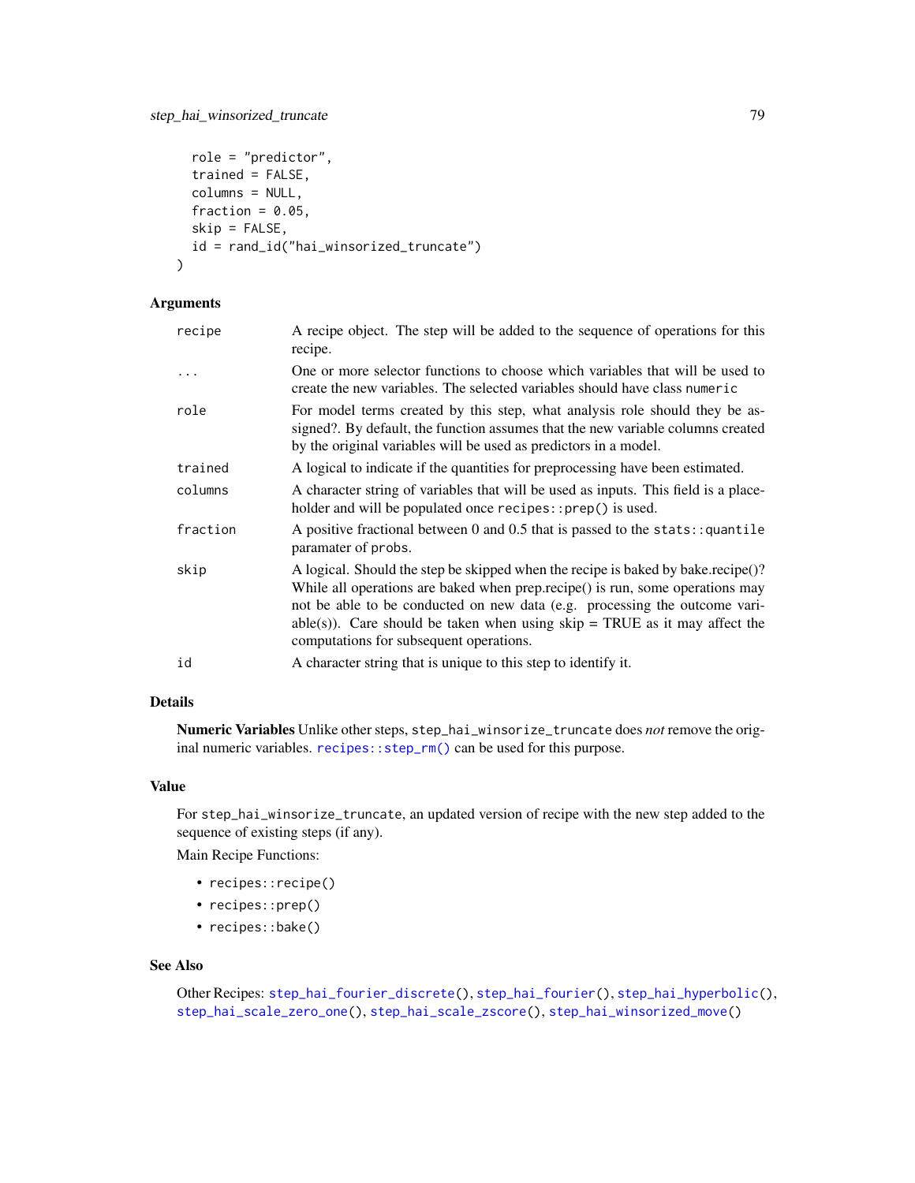```
  role = "predictor",
  trained = FALSE,
  columns = NULL,
  fraction = 0.05,
  skip = FALSE,
  id = rand_id("hai_winsorized_truncate")
)
```

## Arguments

| Argument | Description |
|---|---|
| `recipe` | A recipe object. The step will be added to the sequence of operations for this recipe. |
| `...` | One or more selector functions to choose which variables that will be used to create the new variables. The selected variables should have class `numeric` |
| `role` | For model terms created by this step, what analysis role should they be assigned?. By default, the function assumes that the new variable columns created by the original variables will be used as predictors in a model. |
| `trained` | A logical to indicate if the quantities for preprocessing have been estimated. |
| `columns` | A character string of variables that will be used as inputs. This field is a placeholder and will be populated once `recipes::prep()` is used. |
| `fraction` | A positive fractional between 0 and 0.5 that is passed to the `stats::quantile` paramater of `probs`. |
| `skip` | A logical. Should the step be skipped when the recipe is baked by bake.recipe()? While all operations are baked when prep.recipe() is run, some operations may not be able to be conducted on new data (e.g. processing the outcome variable(s)). Care should be taken when using skip = TRUE as it may affect the computations for subsequent operations. |
| `id` | A character string that is unique to this step to identify it. |

## Details

**Numeric Variables** Unlike other steps, `step_hai_winsorize_truncate` does *not* remove the original numeric variables. `recipes::step_rm()` can be used for this purpose.

## Value

For `step_hai_winsorize_truncate`, an updated version of recipe with the new step added to the sequence of existing steps (if any).

Main Recipe Functions:

- `recipes::recipe()`
- `recipes::prep()`
- `recipes::bake()`

## See Also

Other Recipes: `step_hai_fourier_discrete()`, `step_hai_fourier()`, `step_hai_hyperbolic()`, `step_hai_scale_zero_one()`, `step_hai_scale_zscore()`, `step_hai_winsorized_move()`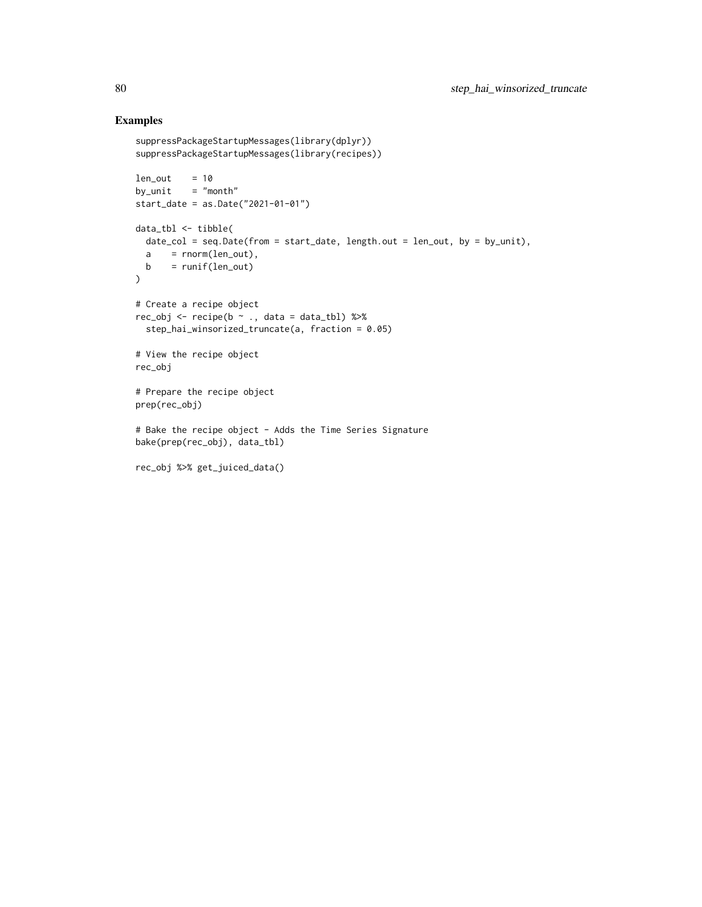## Examples

```
suppressPackageStartupMessages(library(dplyr))
suppressPackageStartupMessages(library(recipes))

len_out    = 10
by_unit    = "month"
start_date = as.Date("2021-01-01")

data_tbl <- tibble(
  date_col = seq.Date(from = start_date, length.out = len_out, by = by_unit),
  a    = rnorm(len_out),
  b    = runif(len_out)
)

# Create a recipe object
rec_obj <- recipe(b ~ ., data = data_tbl) %>%
  step_hai_winsorized_truncate(a, fraction = 0.05)

# View the recipe object
rec_obj

# Prepare the recipe object
prep(rec_obj)

# Bake the recipe object - Adds the Time Series Signature
bake(prep(rec_obj), data_tbl)

rec_obj %>% get_juiced_data()
```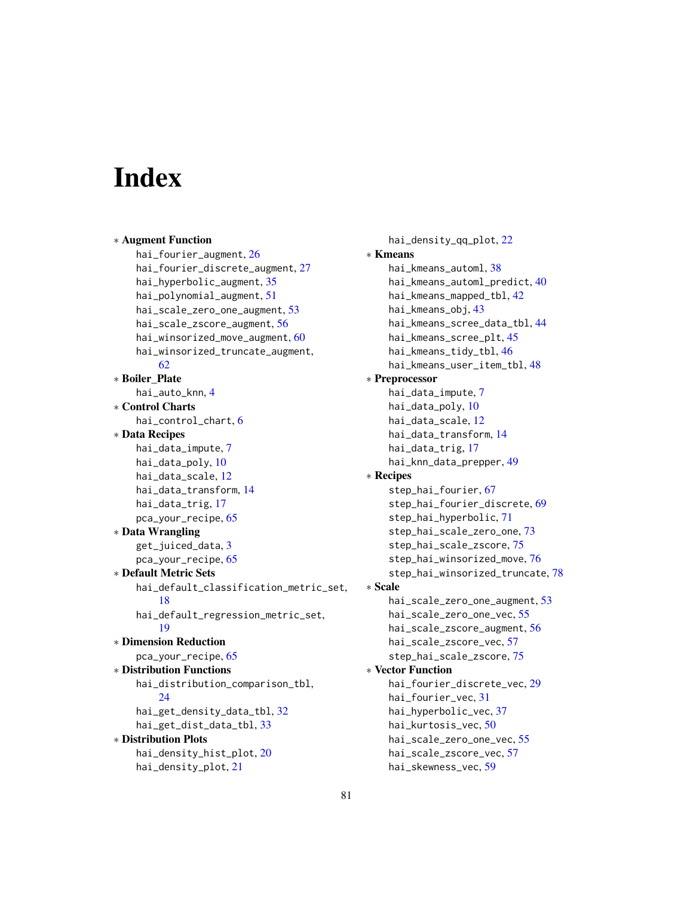# Index

* **Augment Function**
  - hai_fourier_augment, 26
  - hai_fourier_discrete_augment, 27
  - hai_hyperbolic_augment, 35
  - hai_polynomial_augment, 51
  - hai_scale_zero_one_augment, 53
  - hai_scale_zscore_augment, 56
  - hai_winsorized_move_augment, 60
  - hai_winsorized_truncate_augment, 62
* **Boiler_Plate**
  - hai_auto_knn, 4
* **Control Charts**
  - hai_control_chart, 6
* **Data Recipes**
  - hai_data_impute, 7
  - hai_data_poly, 10
  - hai_data_scale, 12
  - hai_data_transform, 14
  - hai_data_trig, 17
  - pca_your_recipe, 65
* **Data Wrangling**
  - get_juiced_data, 3
  - pca_your_recipe, 65
* **Default Metric Sets**
  - hai_default_classification_metric_set, 18
  - hai_default_regression_metric_set, 19
* **Dimension Reduction**
  - pca_your_recipe, 65
* **Distribution Functions**
  - hai_distribution_comparison_tbl, 24
  - hai_get_density_data_tbl, 32
  - hai_get_dist_data_tbl, 33
* **Distribution Plots**
  - hai_density_hist_plot, 20
  - hai_density_plot, 21
  - hai_density_qq_plot, 22
* **Kmeans**
  - hai_kmeans_automl, 38
  - hai_kmeans_automl_predict, 40
  - hai_kmeans_mapped_tbl, 42
  - hai_kmeans_obj, 43
  - hai_kmeans_scree_data_tbl, 44
  - hai_kmeans_scree_plt, 45
  - hai_kmeans_tidy_tbl, 46
  - hai_kmeans_user_item_tbl, 48
* **Preprocessor**
  - hai_data_impute, 7
  - hai_data_poly, 10
  - hai_data_scale, 12
  - hai_data_transform, 14
  - hai_data_trig, 17
  - hai_knn_data_prepper, 49
* **Recipes**
  - step_hai_fourier, 67
  - step_hai_fourier_discrete, 69
  - step_hai_hyperbolic, 71
  - step_hai_scale_zero_one, 73
  - step_hai_scale_zscore, 75
  - step_hai_winsorized_move, 76
  - step_hai_winsorized_truncate, 78
* **Scale**
  - hai_scale_zero_one_augment, 53
  - hai_scale_zero_one_vec, 55
  - hai_scale_zscore_augment, 56
  - hai_scale_zscore_vec, 57
  - step_hai_scale_zscore, 75
* **Vector Function**
  - hai_fourier_discrete_vec, 29
  - hai_fourier_vec, 31
  - hai_hyperbolic_vec, 37
  - hai_kurtosis_vec, 50
  - hai_scale_zero_one_vec, 55
  - hai_scale_zscore_vec, 57
  - hai_skewness_vec, 59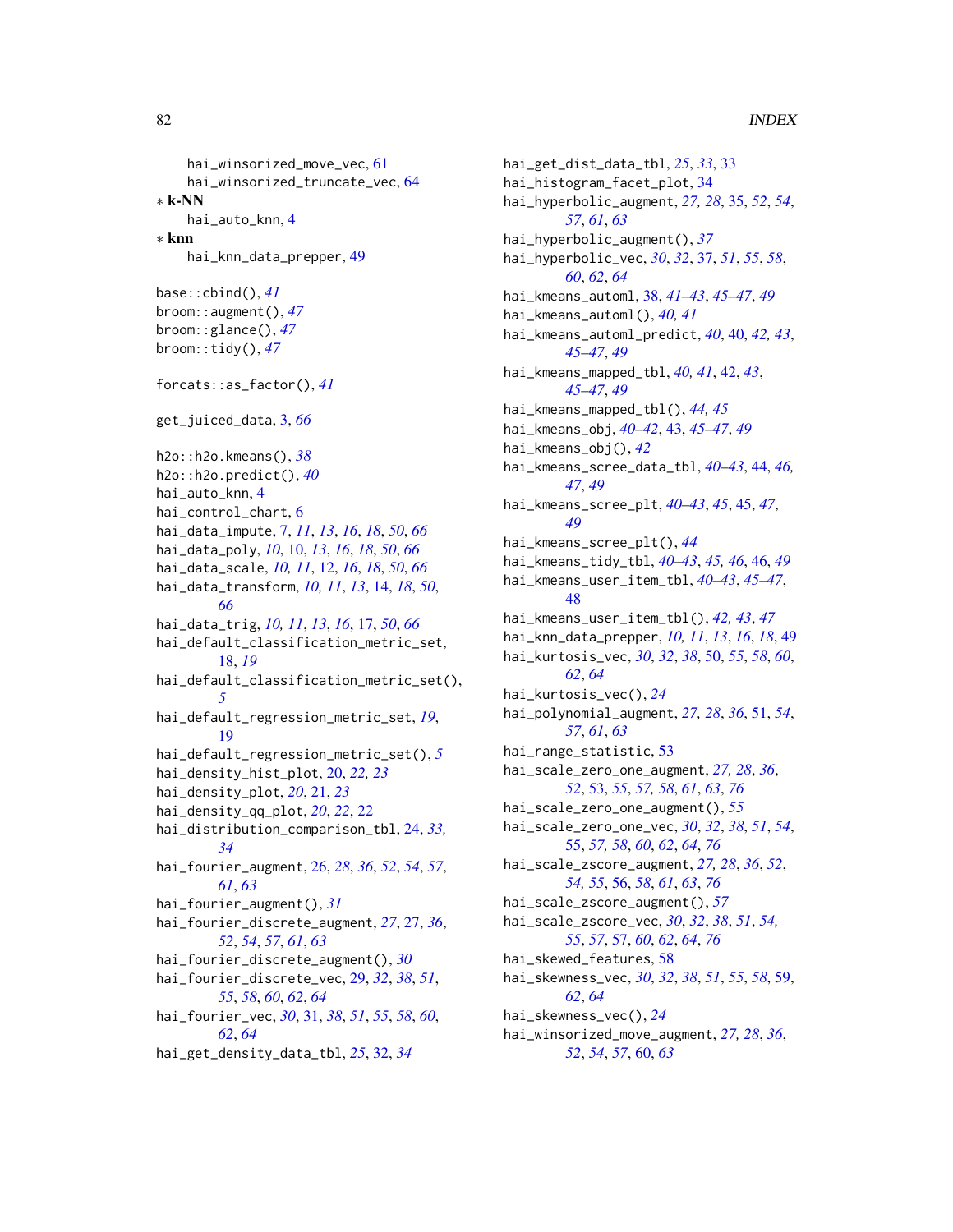hai_winsorized_move_vec, 61
hai_winsorized_truncate_vec, 64

* **k-NN**
  hai_auto_knn, 4

* **knn**
  hai_knn_data_prepper, 49

base::cbind(), *41*
broom::augment(), *47*
broom::glance(), *47*
broom::tidy(), *47*

forcats::as_factor(), *41*

get_juiced_data, 3, *66*

h2o::h2o.kmeans(), *38*
h2o::h2o.predict(), *40*
hai_auto_knn, 4
hai_control_chart, 6
hai_data_impute, 7, *11*, *13*, *16*, *18*, *50*, *66*
hai_data_poly, *10*, 10, *13*, *16*, *18*, *50*, *66*
hai_data_scale, *10, 11*, 12, *16*, *18*, *50*, *66*
hai_data_transform, *10, 11*, *13*, 14, *18*, *50*, *66*
hai_data_trig, *10, 11*, *13*, *16*, 17, *50*, *66*
hai_default_classification_metric_set, 18, *19*
hai_default_classification_metric_set(), *5*
hai_default_regression_metric_set, *19*, 19
hai_default_regression_metric_set(), *5*
hai_density_hist_plot, 20, *22, 23*
hai_density_plot, *20*, 21, *23*
hai_density_qq_plot, *20*, *22*, 22
hai_distribution_comparison_tbl, 24, *33, 34*
hai_fourier_augment, 26, *28*, *36*, *52*, *54*, *57*, *61*, *63*
hai_fourier_augment(), *31*
hai_fourier_discrete_augment, *27*, 27, *36*, *52*, *54*, *57*, *61*, *63*
hai_fourier_discrete_augment(), *30*
hai_fourier_discrete_vec, 29, *32*, *38*, *51*, *55*, *58*, *60*, *62*, *64*
hai_fourier_vec, *30*, 31, *38*, *51*, *55*, *58*, *60*, *62*, *64*
hai_get_density_data_tbl, *25*, 32, *34*
hai_get_dist_data_tbl, *25*, *33*, 33
hai_histogram_facet_plot, 34
hai_hyperbolic_augment, *27, 28*, 35, *52*, *54*, *57*, *61*, *63*
hai_hyperbolic_augment(), *37*
hai_hyperbolic_vec, *30*, *32*, 37, *51*, *55*, *58*, *60*, *62*, *64*
hai_kmeans_automl, 38, *41–43*, *45–47*, *49*
hai_kmeans_automl(), *40, 41*
hai_kmeans_automl_predict, *40*, 40, *42, 43*, *45–47*, *49*
hai_kmeans_mapped_tbl, *40, 41*, 42, *43*, *45–47*, *49*
hai_kmeans_mapped_tbl(), *44, 45*
hai_kmeans_obj, *40–42*, 43, *45–47*, *49*
hai_kmeans_obj(), *42*
hai_kmeans_scree_data_tbl, *40–43*, 44, *46*, *47*, *49*
hai_kmeans_scree_plt, *40–43*, *45*, 45, *47*, *49*
hai_kmeans_scree_plt(), *44*
hai_kmeans_tidy_tbl, *40–43*, *45, 46*, 46, *49*
hai_kmeans_user_item_tbl, *40–43*, *45–47*, 48
hai_kmeans_user_item_tbl(), *42, 43*, *47*
hai_knn_data_prepper, *10, 11*, *13*, *16*, *18*, 49
hai_kurtosis_vec, *30*, *32*, *38*, 50, *55*, *58*, *60*, *62*, *64*
hai_kurtosis_vec(), *24*
hai_polynomial_augment, *27, 28*, *36*, 51, *54*, *57*, *61*, *63*
hai_range_statistic, 53
hai_scale_zero_one_augment, *27, 28*, *36*, *52*, 53, *55*, *57, 58*, *61*, *63*, *76*
hai_scale_zero_one_augment(), *55*
hai_scale_zero_one_vec, *30*, *32*, *38*, *51*, *54*, 55, *57, 58*, *60*, *62*, *64*, *76*
hai_scale_zscore_augment, *27, 28*, *36*, *52*, *54, 55*, 56, *58*, *61*, *63*, *76*
hai_scale_zscore_augment(), *57*
hai_scale_zscore_vec, *30*, *32*, *38*, *51*, *54*, *55*, *57*, 57, *60*, *62*, *64*, *76*
hai_skewed_features, 58
hai_skewness_vec, *30*, *32*, *38*, *51*, *55*, *58*, 59, *62*, *64*
hai_skewness_vec(), *24*
hai_winsorized_move_augment, *27, 28*, *36*, *52*, *54*, *57*, 60, *63*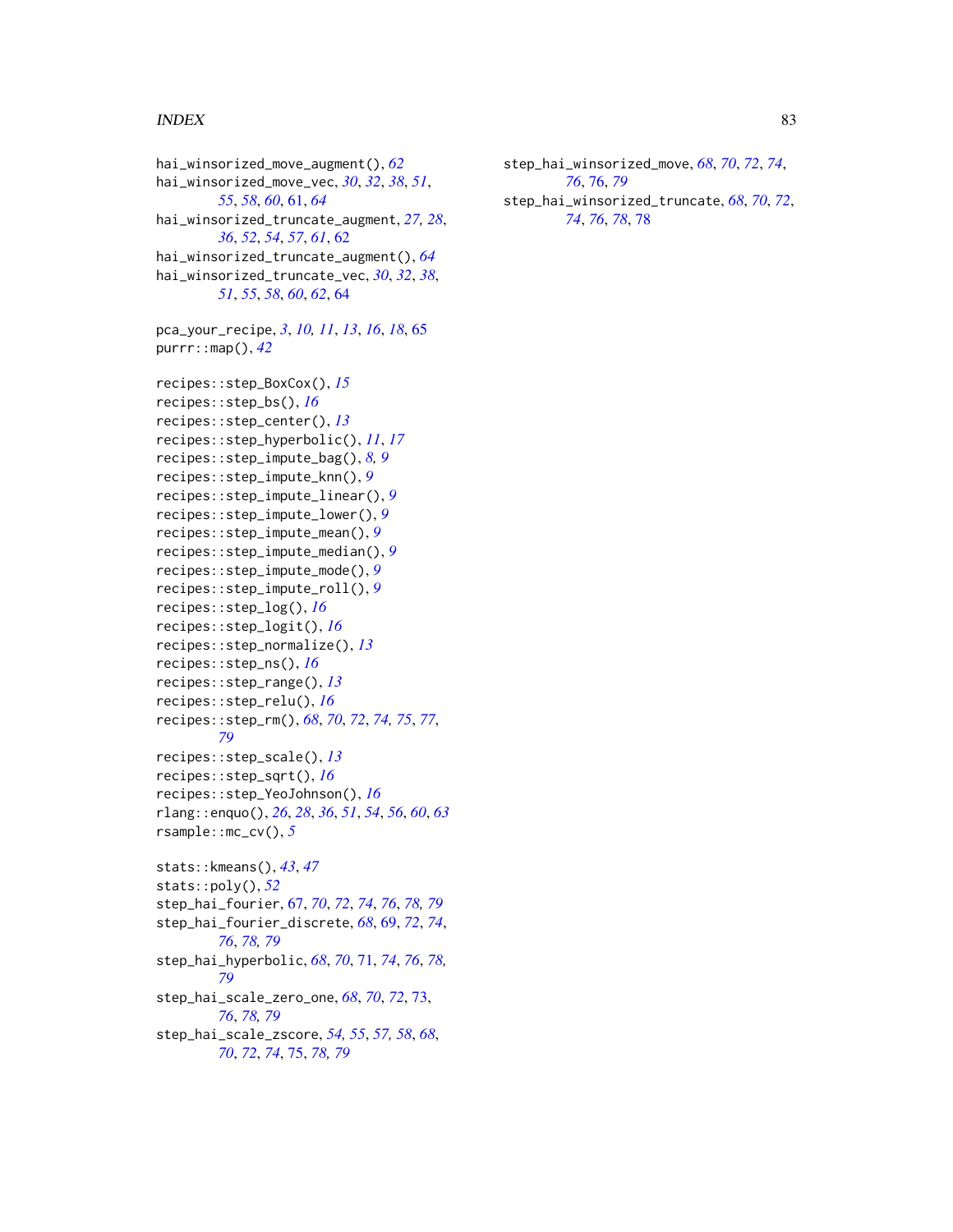hai_winsorized_move_augment(), *62*
hai_winsorized_move_vec, *30*, *32*, *38*, *51*, *55*, *58*, *60*, 61, *64*
hai_winsorized_truncate_augment, *27, 28*, *36*, *52*, *54*, *57*, *61*, 62
hai_winsorized_truncate_augment(), *64*
hai_winsorized_truncate_vec, *30*, *32*, *38*, *51*, *55*, *58*, *60*, *62*, 64

pca_your_recipe, *3*, *10, 11*, *13*, *16*, *18*, 65
purrr::map(), *42*

recipes::step_BoxCox(), *15*
recipes::step_bs(), *16*
recipes::step_center(), *13*
recipes::step_hyperbolic(), *11*, *17*
recipes::step_impute_bag(), *8, 9*
recipes::step_impute_knn(), *9*
recipes::step_impute_linear(), *9*
recipes::step_impute_lower(), *9*
recipes::step_impute_mean(), *9*
recipes::step_impute_median(), *9*
recipes::step_impute_mode(), *9*
recipes::step_impute_roll(), *9*
recipes::step_log(), *16*
recipes::step_logit(), *16*
recipes::step_normalize(), *13*
recipes::step_ns(), *16*
recipes::step_range(), *13*
recipes::step_relu(), *16*
recipes::step_rm(), *68*, *70*, *72*, *74, 75*, *77*, *79*
recipes::step_scale(), *13*
recipes::step_sqrt(), *16*
recipes::step_YeoJohnson(), *16*
rlang::enquo(), *26*, *28*, *36*, *51*, *54*, *56*, *60*, *63*
rsample::mc_cv(), *5*

stats::kmeans(), *43*, *47*
stats::poly(), *52*
step_hai_fourier, 67, *70*, *72*, *74*, *76*, *78, 79*
step_hai_fourier_discrete, *68*, 69, *72*, *74*, *76*, *78, 79*
step_hai_hyperbolic, *68*, *70*, 71, *74*, *76*, *78, 79*
step_hai_scale_zero_one, *68*, *70*, *72*, 73, *76*, *78, 79*
step_hai_scale_zscore, *54, 55*, *57, 58*, *68*, *70*, *72*, *74*, 75, *78, 79*
step_hai_winsorized_move, *68*, *70*, *72*, *74*, *76*, 76, *79*
step_hai_winsorized_truncate, *68*, *70*, *72*, *74*, *76*, *78*, 78